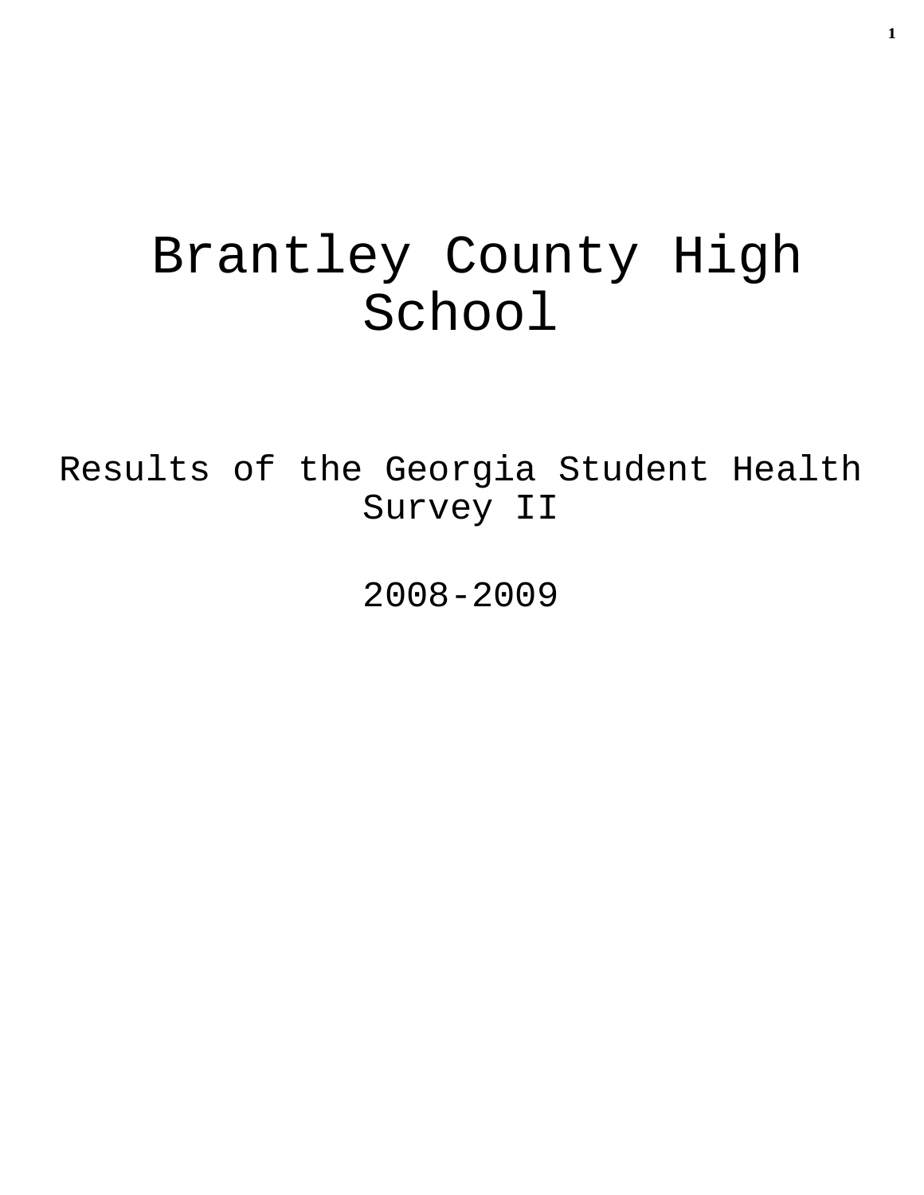# Brantley County High School

## Results of the Georgia Student Health Survey II

## 2008-2009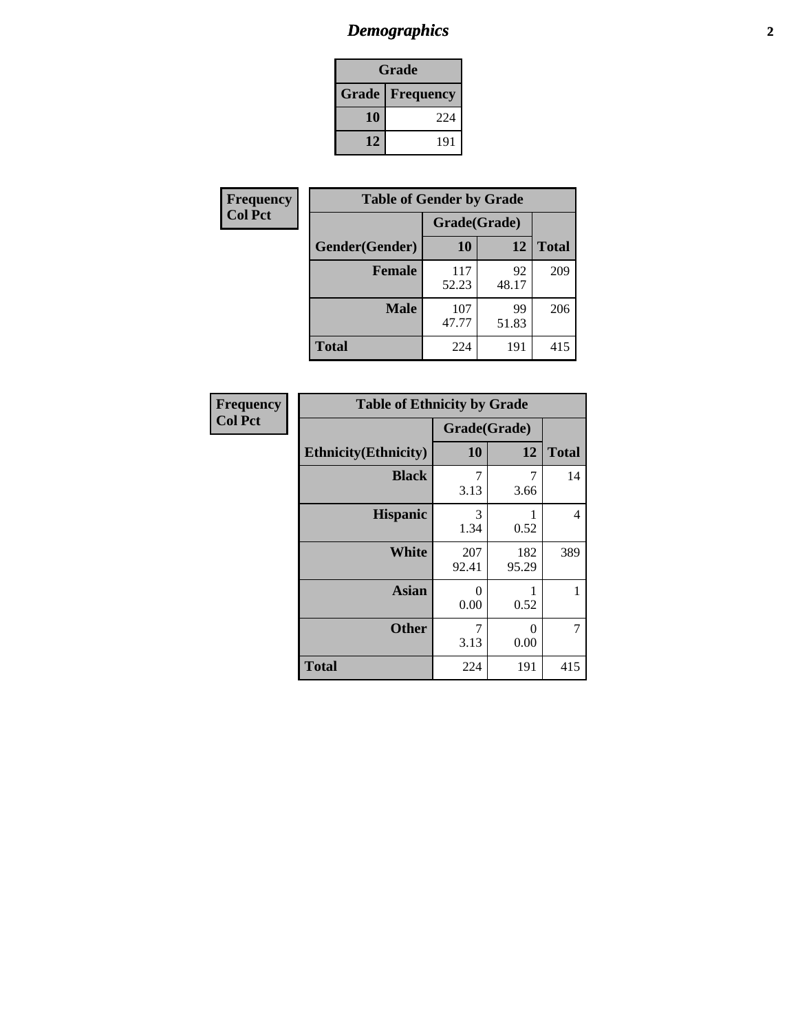# *Demographics*

| Grade | |
|---|---|
| **Grade** | **Frequency** |
| **10** | 224 |
| **12** | 191 |

**Frequency**
**Col Pct**

| Table of Gender by Grade | | | |
|---|---|---|---|
| | Grade(Grade) | | |
| **Gender(Gender)** | **10** | **12** | **Total** |
| **Female** | 117<br>52.23 | 92<br>48.17 | 209 |
| **Male** | 107<br>47.77 | 99<br>51.83 | 206 |
| **Total** | 224 | 191 | 415 |

**Frequency**
**Col Pct**

| Table of Ethnicity by Grade | | | |
|---|---|---|---|
| | Grade(Grade) | | |
| **Ethnicity(Ethnicity)** | **10** | **12** | **Total** |
| **Black** | 7<br>3.13 | 7<br>3.66 | 14 |
| **Hispanic** | 3<br>1.34 | 1<br>0.52 | 4 |
| **White** | 207<br>92.41 | 182<br>95.29 | 389 |
| **Asian** | 0<br>0.00 | 1<br>0.52 | 1 |
| **Other** | 7<br>3.13 | 0<br>0.00 | 7 |
| **Total** | 224 | 191 | 415 |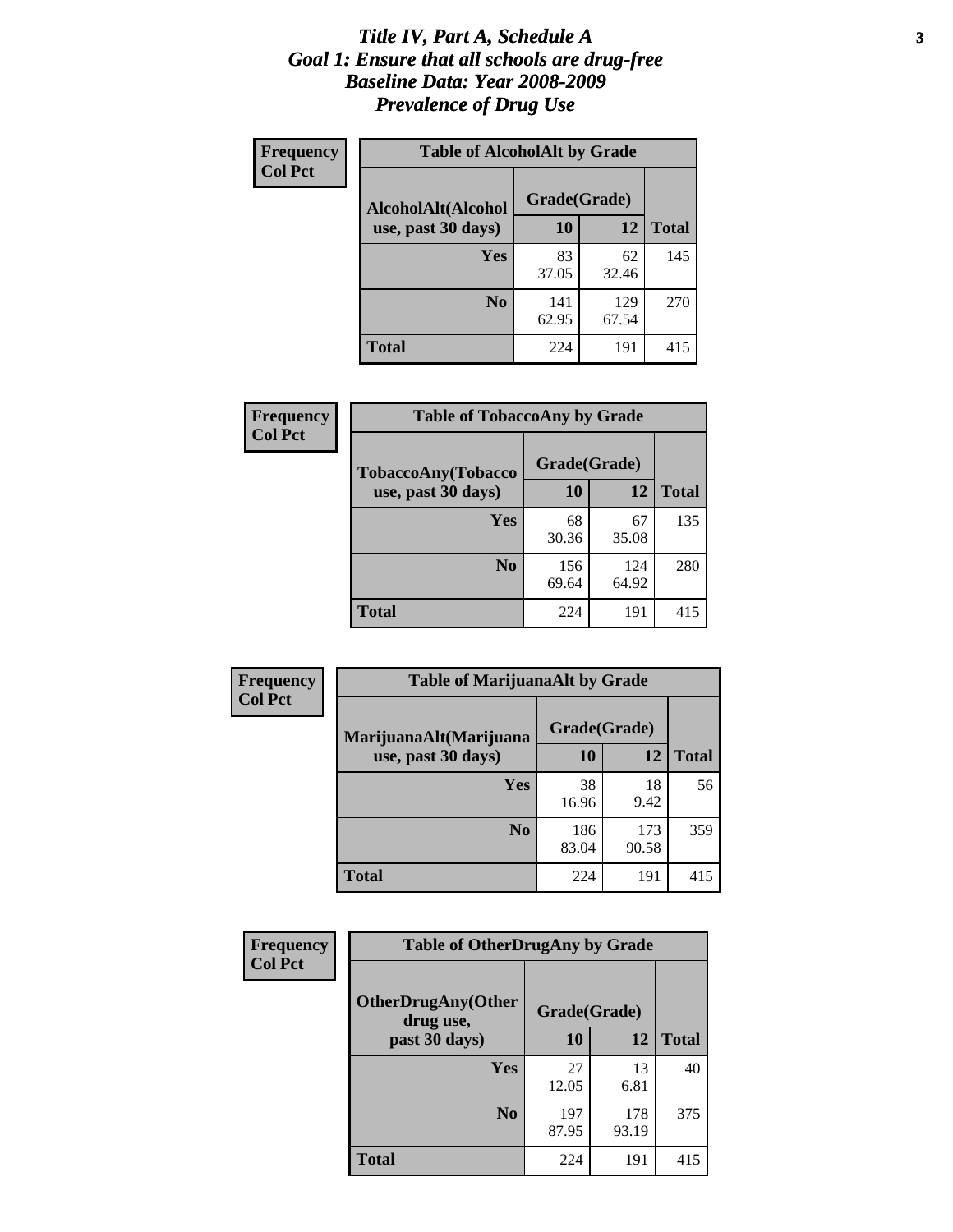# *Title IV, Part A, Schedule A*
## *Goal 1: Ensure that all schools are drug-free*
## *Baseline Data: Year 2008-2009*
## *Prevalence of Drug Use*

**Frequency**
**Col Pct**

**Table of AlcoholAlt by Grade**

| AlcoholAlt(Alcohol use, past 30 days) | Grade(Grade) 10 | 12 | Total |
|---|---|---|---|
| **Yes** | 83<br>37.05 | 62<br>32.46 | 145 |
| **No** | 141<br>62.95 | 129<br>67.54 | 270 |
| **Total** | 224 | 191 | 415 |

**Frequency**
**Col Pct**

**Table of TobaccoAny by Grade**

| TobaccoAny(Tobacco use, past 30 days) | Grade(Grade) 10 | 12 | Total |
|---|---|---|---|
| **Yes** | 68<br>30.36 | 67<br>35.08 | 135 |
| **No** | 156<br>69.64 | 124<br>64.92 | 280 |
| **Total** | 224 | 191 | 415 |

**Frequency**
**Col Pct**

**Table of MarijuanaAlt by Grade**

| MarijuanaAlt(Marijuana use, past 30 days) | Grade(Grade) 10 | 12 | Total |
|---|---|---|---|
| **Yes** | 38<br>16.96 | 18<br>9.42 | 56 |
| **No** | 186<br>83.04 | 173<br>90.58 | 359 |
| **Total** | 224 | 191 | 415 |

**Frequency**
**Col Pct**

**Table of OtherDrugAny by Grade**

| OtherDrugAny(Other drug use, past 30 days) | Grade(Grade) 10 | 12 | Total |
|---|---|---|---|
| **Yes** | 27<br>12.05 | 13<br>6.81 | 40 |
| **No** | 197<br>87.95 | 178<br>93.19 | 375 |
| **Total** | 224 | 191 | 415 |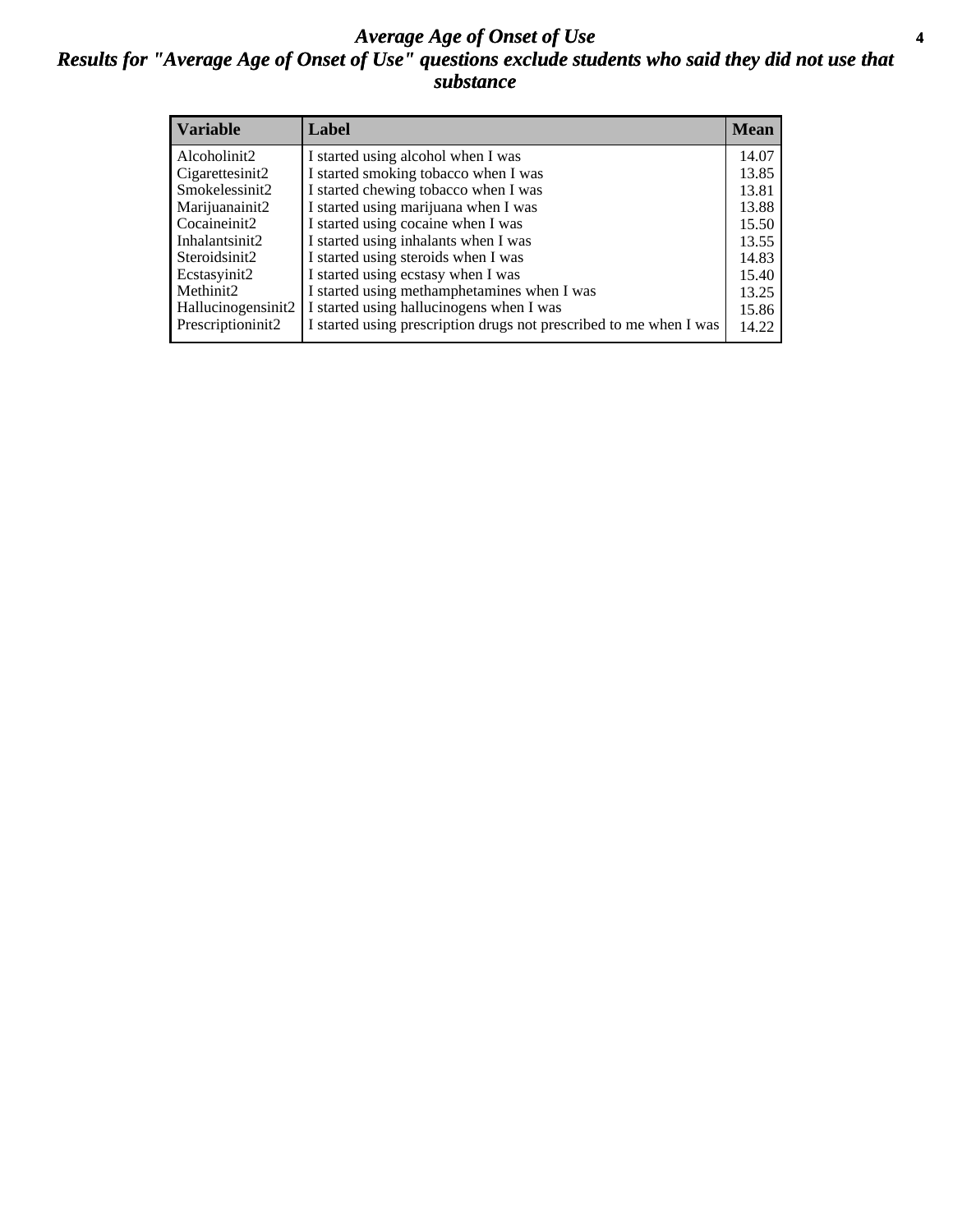# *Average Age of Onset of Use*

## *Results for "Average Age of Onset of Use" questions exclude students who said they did not use that substance*

| Variable | Label | Mean |
|---|---|---|
| Alcoholinit2 | I started using alcohol when I was | 14.07 |
| Cigarettesinit2 | I started smoking tobacco when I was | 13.85 |
| Smokelessinit2 | I started chewing tobacco when I was | 13.81 |
| Marijuanainit2 | I started using marijuana when I was | 13.88 |
| Cocaineinit2 | I started using cocaine when I was | 15.50 |
| Inhalantsinit2 | I started using inhalants when I was | 13.55 |
| Steroidsinit2 | I started using steroids when I was | 14.83 |
| Ecstasyinit2 | I started using ecstasy when I was | 15.40 |
| Methinit2 | I started using methamphetamines when I was | 13.25 |
| Hallucinogensinit2 | I started using hallucinogens when I was | 15.86 |
| Prescriptioninit2 | I started using prescription drugs not prescribed to me when I was | 14.22 |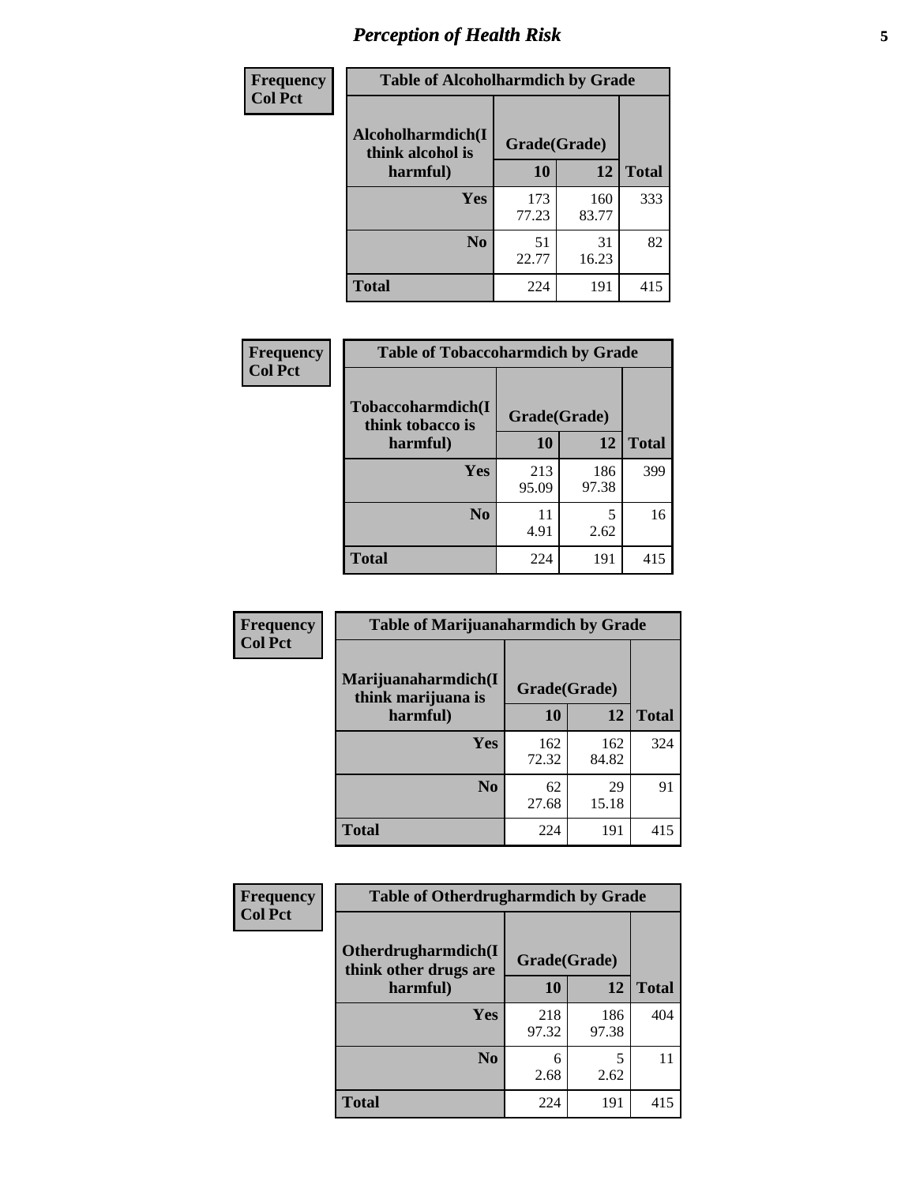| Frequency<br>Col Pct | Table of Alcoholharmdich by Grade | | |
|---|---|---|---|
| Alcoholharmdich(I think alcohol is harmful) | Grade(Grade) | | |
| | 10 | 12 | Total |
| Yes | 173<br>77.23 | 160<br>83.77 | 333 |
| No | 51<br>22.77 | 31<br>16.23 | 82 |
| Total | 224 | 191 | 415 |

| Frequency<br>Col Pct | Table of Tobaccoharmdich by Grade | | |
|---|---|---|---|
| Tobaccoharmdich(I think tobacco is harmful) | Grade(Grade) | | |
| | 10 | 12 | Total |
| Yes | 213<br>95.09 | 186<br>97.38 | 399 |
| No | 11<br>4.91 | 5<br>2.62 | 16 |
| Total | 224 | 191 | 415 |

| Frequency<br>Col Pct | Table of Marijuanaharmdich by Grade | | |
|---|---|---|---|
| Marijuanaharmdich(I think marijuana is harmful) | Grade(Grade) | | |
| | 10 | 12 | Total |
| Yes | 162<br>72.32 | 162<br>84.82 | 324 |
| No | 62<br>27.68 | 29<br>15.18 | 91 |
| Total | 224 | 191 | 415 |

| Frequency<br>Col Pct | Table of Otherdrugharmdich by Grade | | |
|---|---|---|---|
| Otherdrugharmdich(I think other drugs are harmful) | Grade(Grade) | | |
| | 10 | 12 | Total |
| Yes | 218<br>97.32 | 186<br>97.38 | 404 |
| No | 6<br>2.68 | 5<br>2.62 | 11 |
| Total | 224 | 191 | 415 |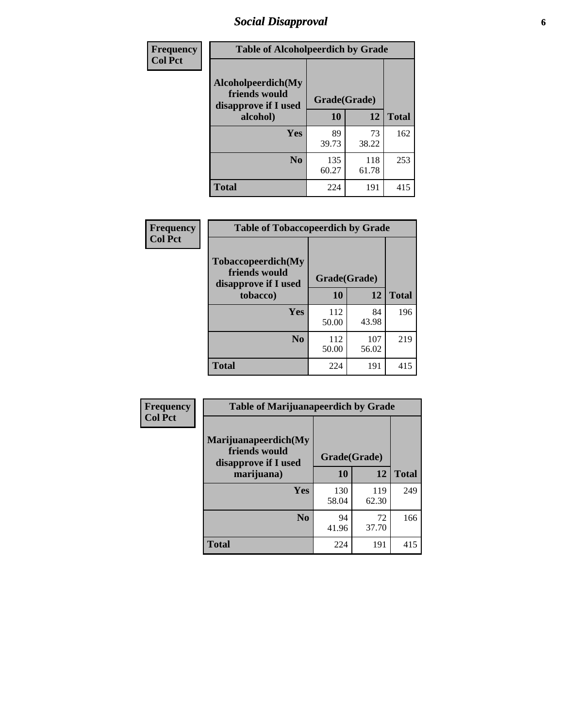# Social Disapproval

| Frequency<br>Col Pct | | | |
|---|---|---|---|

**Table of Alcoholpeerdich by Grade**

| Alcoholpeerdich(My friends would disapprove if I used alcohol) | Grade(Grade) | | |
|---|---|---|---|
| | 10 | 12 | Total |
| Yes | 89<br>39.73 | 73<br>38.22 | 162 |
| No | 135<br>60.27 | 118<br>61.78 | 253 |
| Total | 224 | 191 | 415 |

| Frequency<br>Col Pct | | | |
|---|---|---|---|

**Table of Tobaccopeerdich by Grade**

| Tobaccopeerdich(My friends would disapprove if I used tobacco) | Grade(Grade) | | |
|---|---|---|---|
| | 10 | 12 | Total |
| Yes | 112<br>50.00 | 84<br>43.98 | 196 |
| No | 112<br>50.00 | 107<br>56.02 | 219 |
| Total | 224 | 191 | 415 |

| Frequency<br>Col Pct | | | |
|---|---|---|---|

**Table of Marijuanapeerdich by Grade**

| Marijuanapeerdich(My friends would disapprove if I used marijuana) | Grade(Grade) | | |
|---|---|---|---|
| | 10 | 12 | Total |
| Yes | 130<br>58.04 | 119<br>62.30 | 249 |
| No | 94<br>41.96 | 72<br>37.70 | 166 |
| Total | 224 | 191 | 415 |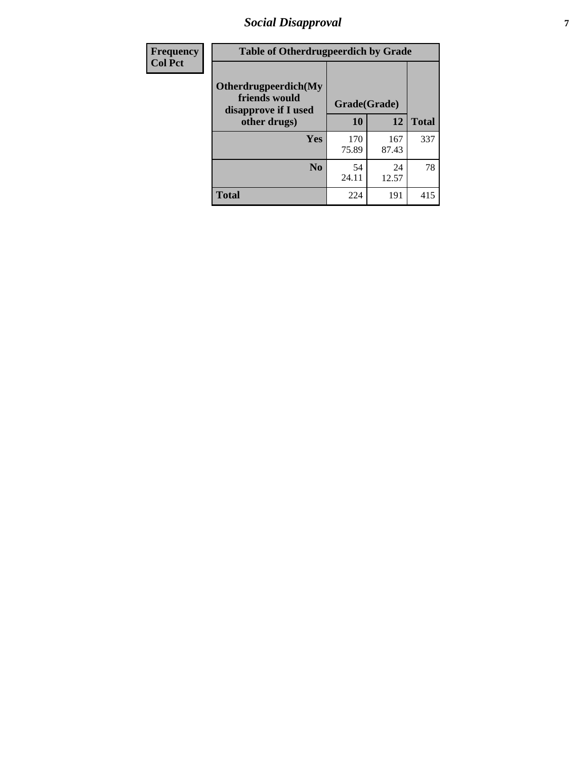# Social Disapproval

| Frequency<br>Col Pct | Table of Otherdrugpeerdich by Grade | | |
|---|---|---|---|
| Otherdrugpeerdich(My friends would disapprove if I used other drugs) | Grade(Grade) | | |
| | 10 | 12 | Total |
| Yes | 170<br>75.89 | 167<br>87.43 | 337 |
| No | 54<br>24.11 | 24<br>12.57 | 78 |
| Total | 224 | 191 | 415 |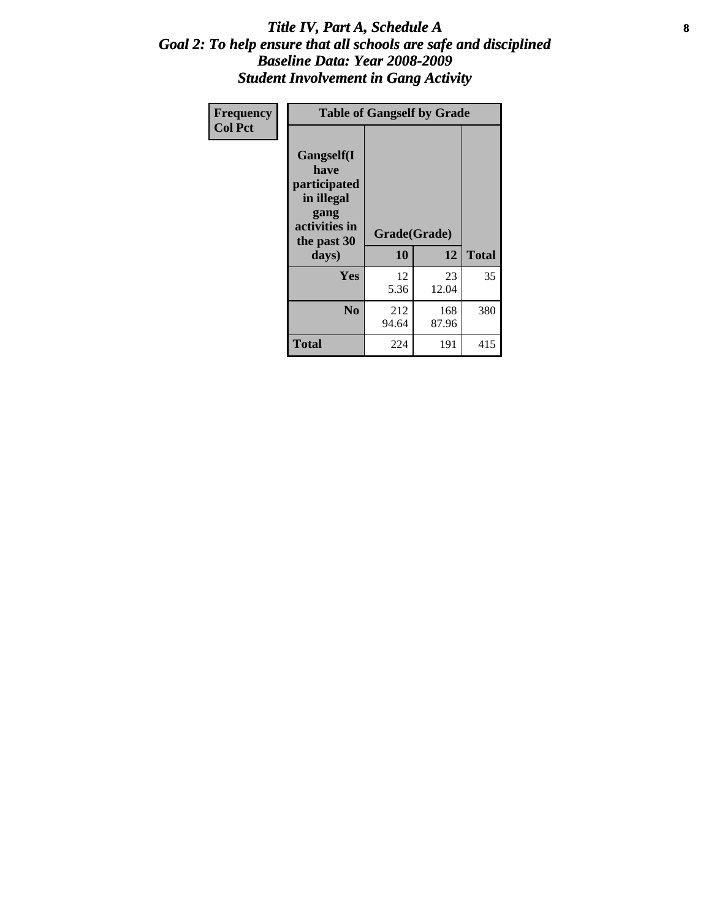# *Title IV, Part A, Schedule A*
## *Goal 2: To help ensure that all schools are safe and disciplined*
## *Baseline Data: Year 2008-2009*
## *Student Involvement in Gang Activity*

| Frequency<br>Col Pct | Table of Gangself by Grade | | |
|---|---|---|---|
| **Gangself(I have participated in illegal gang activities in the past 30 days)** | **Grade(Grade)** | | |
| | **10** | **12** | **Total** |
| **Yes** | 12<br>5.36 | 23<br>12.04 | 35 |
| **No** | 212<br>94.64 | 168<br>87.96 | 380 |
| **Total** | 224 | 191 | 415 |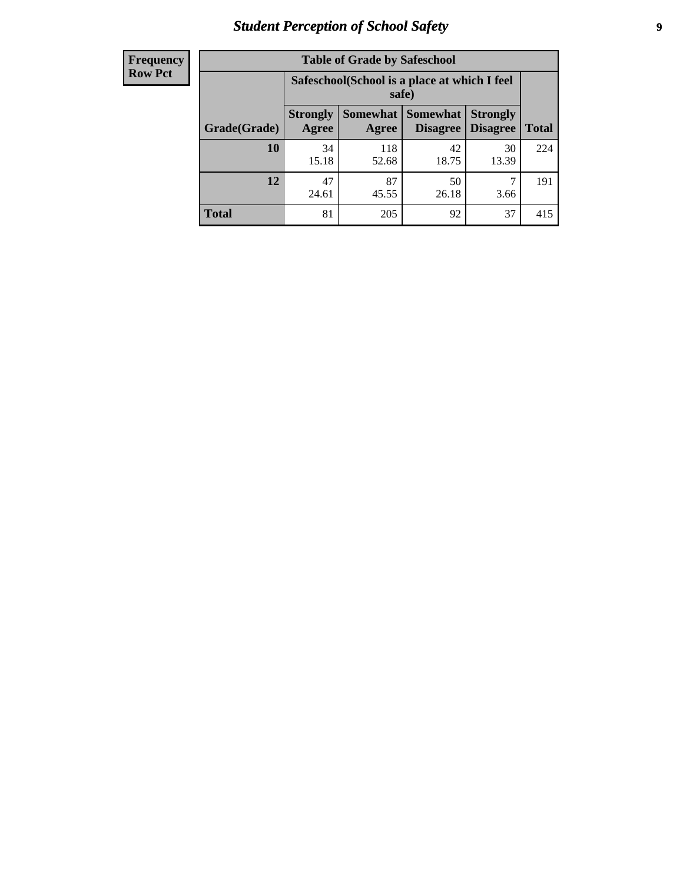| Frequency Row Pct |
|---|

**Table of Grade by Safeschool**

| Grade(Grade) | Safeschool(School is a place at which I feel safe) | | | | Total |
|---|---|---|---|---|---|
| | Strongly Agree | Somewhat Agree | Somewhat Disagree | Strongly Disagree | |
| 10 | 34<br>15.18 | 118<br>52.68 | 42<br>18.75 | 30<br>13.39 | 224 |
| 12 | 47<br>24.61 | 87<br>45.55 | 50<br>26.18 | 7<br>3.66 | 191 |
| Total | 81 | 205 | 92 | 37 | 415 |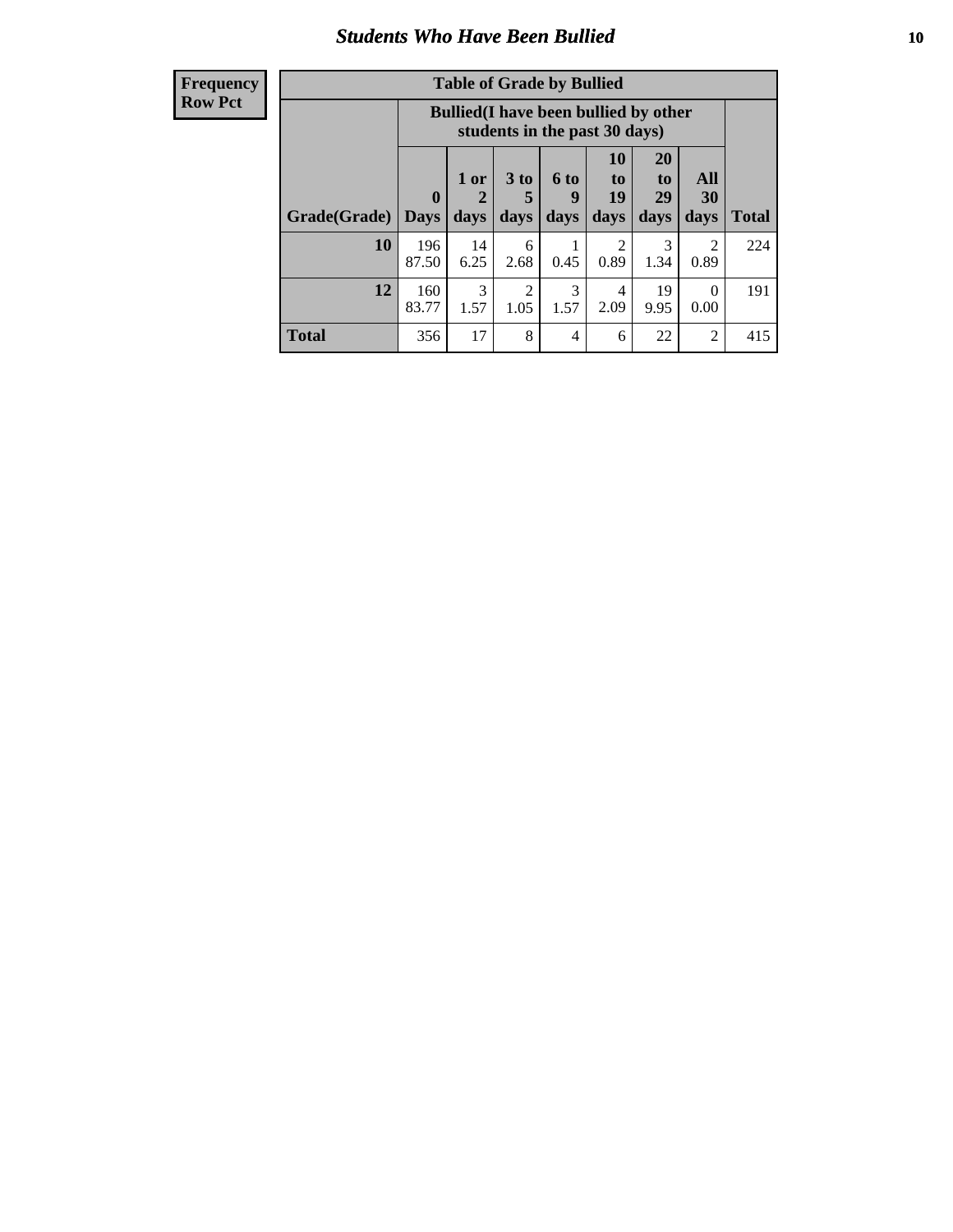## Students Who Have Been Bullied

| Frequency<br>Row Pct |
|---|

**Table of Grade by Bullied**

| | Bullied(I have been bullied by other students in the past 30 days) | | | | | | | |
|---|---|---|---|---|---|---|---|---|
| Grade(Grade) | 0 Days | 1 or 2 days | 3 to 5 days | 6 to 9 days | 10 to 19 days | 20 to 29 days | All 30 days | Total |
| **10** | 196<br>87.50 | 14<br>6.25 | 6<br>2.68 | 1<br>0.45 | 2<br>0.89 | 3<br>1.34 | 2<br>0.89 | 224 |
| **12** | 160<br>83.77 | 3<br>1.57 | 2<br>1.05 | 3<br>1.57 | 4<br>2.09 | 19<br>9.95 | 0<br>0.00 | 191 |
| **Total** | 356 | 17 | 8 | 4 | 6 | 22 | 2 | 415 |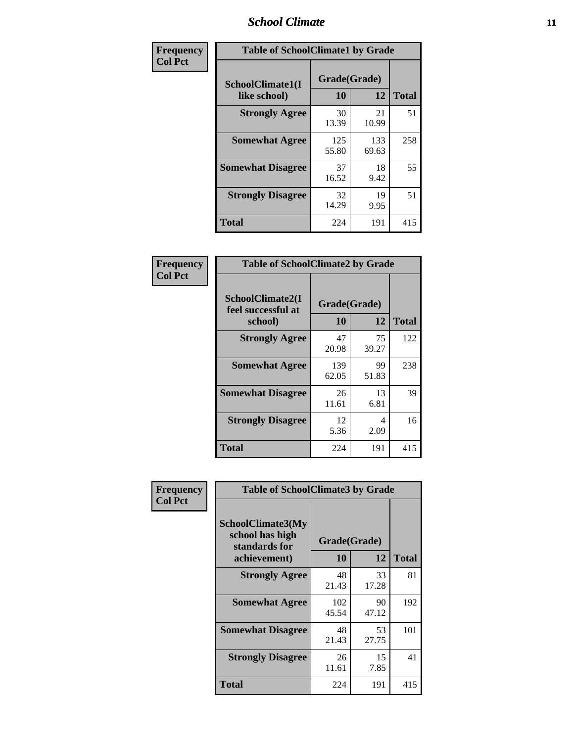| Frequency<br>Col Pct | Table of SchoolClimate1 by Grade | | |
|---|---|---|---|
| SchoolClimate1(I like school) | Grade(Grade) | | |
| | 10 | 12 | Total |
| Strongly Agree | 30<br>13.39 | 21<br>10.99 | 51 |
| Somewhat Agree | 125<br>55.80 | 133<br>69.63 | 258 |
| Somewhat Disagree | 37<br>16.52 | 18<br>9.42 | 55 |
| Strongly Disagree | 32<br>14.29 | 19<br>9.95 | 51 |
| Total | 224 | 191 | 415 |

| Frequency<br>Col Pct | Table of SchoolClimate2 by Grade | | |
|---|---|---|---|
| SchoolClimate2(I feel successful at school) | Grade(Grade) | | |
| | 10 | 12 | Total |
| Strongly Agree | 47<br>20.98 | 75<br>39.27 | 122 |
| Somewhat Agree | 139<br>62.05 | 99<br>51.83 | 238 |
| Somewhat Disagree | 26<br>11.61 | 13<br>6.81 | 39 |
| Strongly Disagree | 12<br>5.36 | 4<br>2.09 | 16 |
| Total | 224 | 191 | 415 |

| Frequency<br>Col Pct | Table of SchoolClimate3 by Grade | | |
|---|---|---|---|
| SchoolClimate3(My school has high standards for achievement) | Grade(Grade) | | |
| | 10 | 12 | Total |
| Strongly Agree | 48<br>21.43 | 33<br>17.28 | 81 |
| Somewhat Agree | 102<br>45.54 | 90<br>47.12 | 192 |
| Somewhat Disagree | 48<br>21.43 | 53<br>27.75 | 101 |
| Strongly Disagree | 26<br>11.61 | 15<br>7.85 | 41 |
| Total | 224 | 191 | 415 |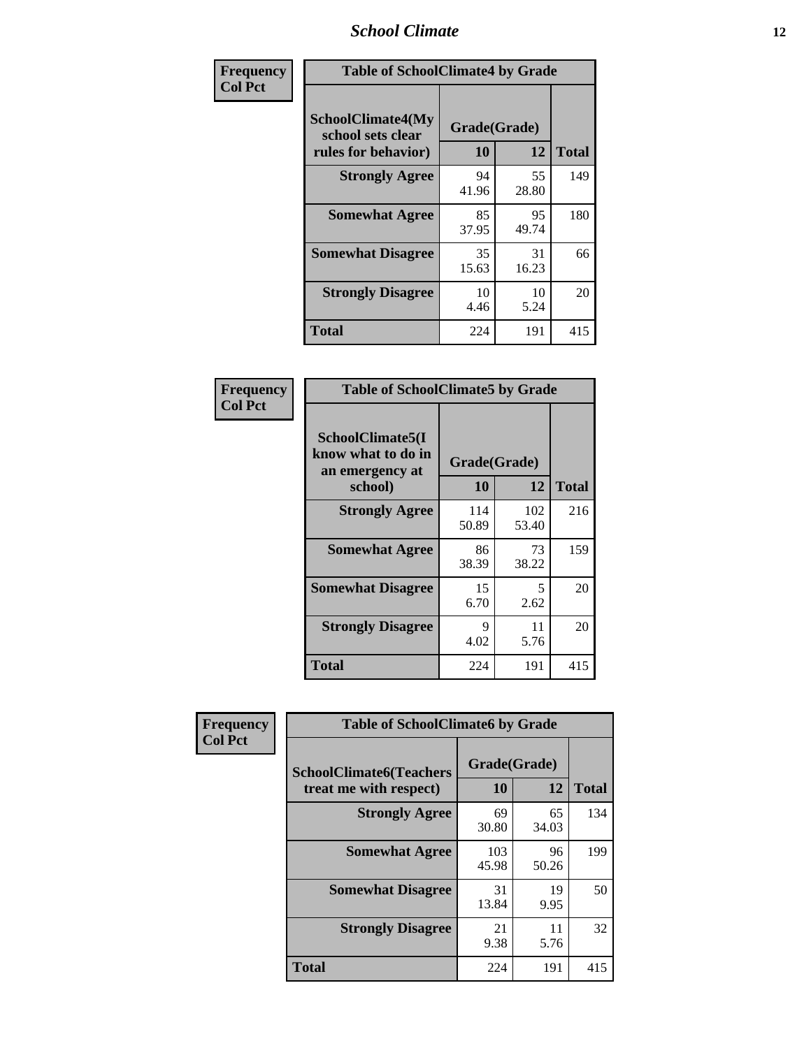**Frequency**
**Col Pct**

| SchoolClimate4(My school sets clear rules for behavior) | Grade(Grade) 10 | 12 | Total |
|---|---|---|---|
| **Strongly Agree** | 94<br>41.96 | 55<br>28.80 | 149 |
| **Somewhat Agree** | 85<br>37.95 | 95<br>49.74 | 180 |
| **Somewhat Disagree** | 35<br>15.63 | 31<br>16.23 | 66 |
| **Strongly Disagree** | 10<br>4.46 | 10<br>5.24 | 20 |
| **Total** | 224 | 191 | 415 |

**Table of SchoolClimate4 by Grade**

**Frequency**
**Col Pct**

| SchoolClimate5(I know what to do in an emergency at school) | Grade(Grade) 10 | 12 | Total |
|---|---|---|---|
| **Strongly Agree** | 114<br>50.89 | 102<br>53.40 | 216 |
| **Somewhat Agree** | 86<br>38.39 | 73<br>38.22 | 159 |
| **Somewhat Disagree** | 15<br>6.70 | 5<br>2.62 | 20 |
| **Strongly Disagree** | 9<br>4.02 | 11<br>5.76 | 20 |
| **Total** | 224 | 191 | 415 |

**Table of SchoolClimate5 by Grade**

**Frequency**
**Col Pct**

| SchoolClimate6(Teachers treat me with respect) | Grade(Grade) 10 | 12 | Total |
|---|---|---|---|
| **Strongly Agree** | 69<br>30.80 | 65<br>34.03 | 134 |
| **Somewhat Agree** | 103<br>45.98 | 96<br>50.26 | 199 |
| **Somewhat Disagree** | 31<br>13.84 | 19<br>9.95 | 50 |
| **Strongly Disagree** | 21<br>9.38 | 11<br>5.76 | 32 |
| **Total** | 224 | 191 | 415 |

**Table of SchoolClimate6 by Grade**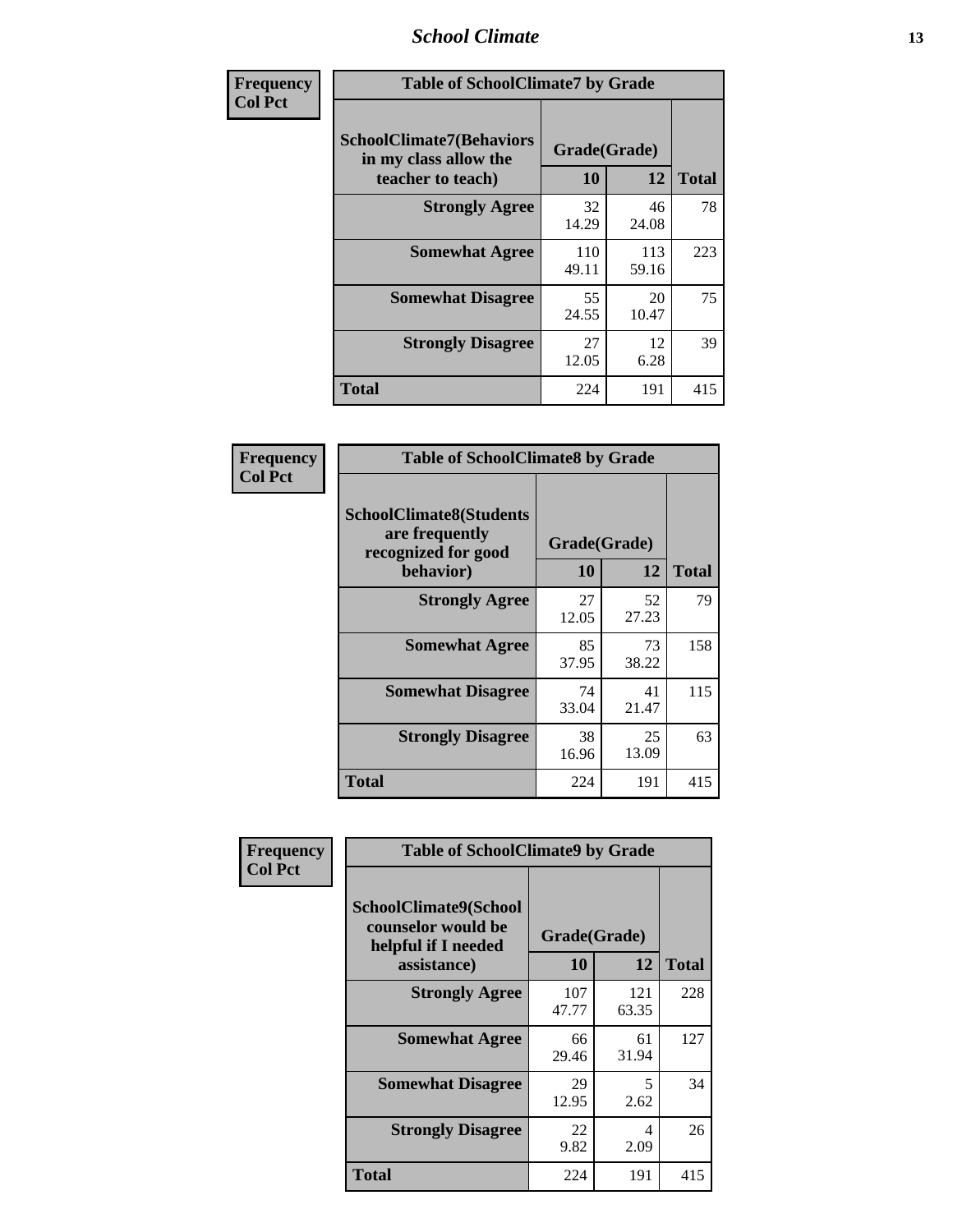| Frequency<br>Col Pct | Table of SchoolClimate7 by Grade | | |
|---|---|---|---|
| SchoolClimate7(Behaviors in my class allow the teacher to teach) | Grade(Grade) | | |
| | 10 | 12 | Total |
| Strongly Agree | 32<br>14.29 | 46<br>24.08 | 78 |
| Somewhat Agree | 110<br>49.11 | 113<br>59.16 | 223 |
| Somewhat Disagree | 55<br>24.55 | 20<br>10.47 | 75 |
| Strongly Disagree | 27<br>12.05 | 12<br>6.28 | 39 |
| Total | 224 | 191 | 415 |

| Frequency<br>Col Pct | Table of SchoolClimate8 by Grade | | |
|---|---|---|---|
| SchoolClimate8(Students are frequently recognized for good behavior) | Grade(Grade) | | |
| | 10 | 12 | Total |
| Strongly Agree | 27<br>12.05 | 52<br>27.23 | 79 |
| Somewhat Agree | 85<br>37.95 | 73<br>38.22 | 158 |
| Somewhat Disagree | 74<br>33.04 | 41<br>21.47 | 115 |
| Strongly Disagree | 38<br>16.96 | 25<br>13.09 | 63 |
| Total | 224 | 191 | 415 |

| Frequency<br>Col Pct | Table of SchoolClimate9 by Grade | | |
|---|---|---|---|
| SchoolClimate9(School counselor would be helpful if I needed assistance) | Grade(Grade) | | |
| | 10 | 12 | Total |
| Strongly Agree | 107<br>47.77 | 121<br>63.35 | 228 |
| Somewhat Agree | 66<br>29.46 | 61<br>31.94 | 127 |
| Somewhat Disagree | 29<br>12.95 | 5<br>2.62 | 34 |
| Strongly Disagree | 22<br>9.82 | 4<br>2.09 | 26 |
| Total | 224 | 191 | 415 |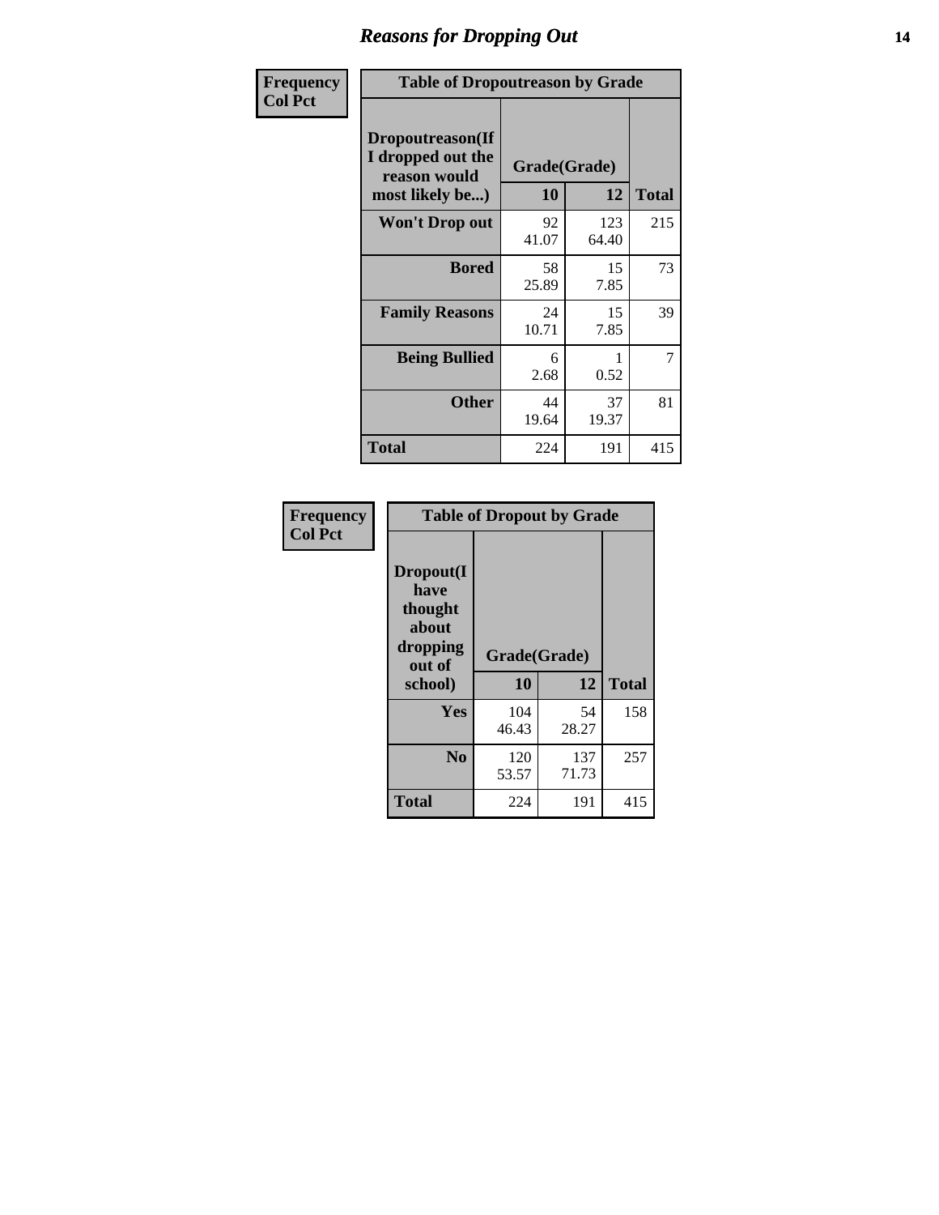| Frequency<br>Col Pct |
|---|

**Table of Dropoutreason by Grade**

| Dropoutreason(If I dropped out the reason would most likely be...) | Grade(Grade) | | Total |
|---|---|---|---|
| | 10 | 12 | |
| Won't Drop out | 92<br>41.07 | 123<br>64.40 | 215 |
| Bored | 58<br>25.89 | 15<br>7.85 | 73 |
| Family Reasons | 24<br>10.71 | 15<br>7.85 | 39 |
| Being Bullied | 6<br>2.68 | 1<br>0.52 | 7 |
| Other | 44<br>19.64 | 37<br>19.37 | 81 |
| Total | 224 | 191 | 415 |

| Frequency<br>Col Pct |
|---|

**Table of Dropout by Grade**

| Dropout(I have thought about dropping out of school) | Grade(Grade) | | Total |
|---|---|---|---|
| | 10 | 12 | |
| Yes | 104<br>46.43 | 54<br>28.27 | 158 |
| No | 120<br>53.57 | 137<br>71.73 | 257 |
| Total | 224 | 191 | 415 |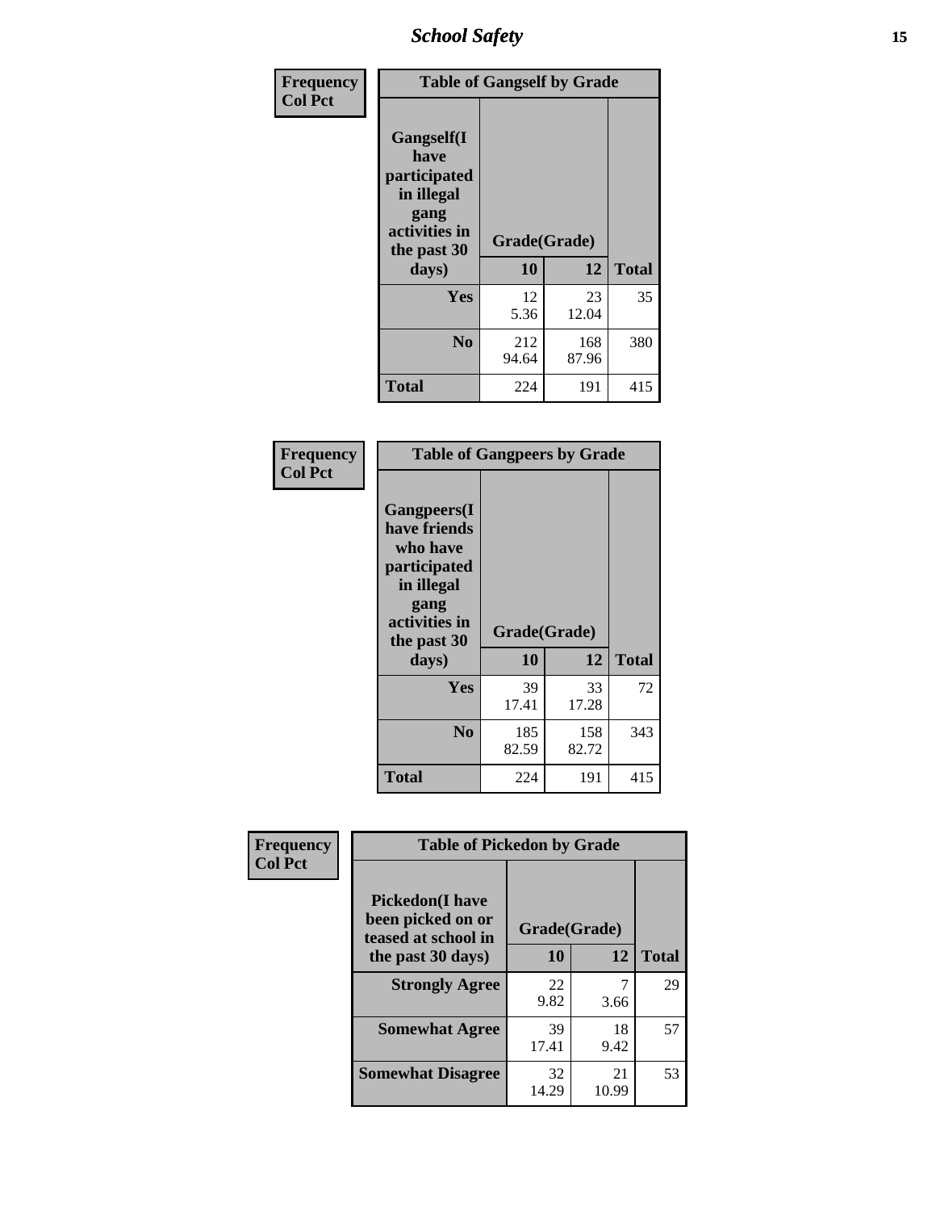| Frequency<br>Col Pct | Table of Gangself by Grade | | |
|---|---|---|---|
| Gangself(I have participated in illegal gang activities in the past 30 days) | Grade(Grade) | | |
| | 10 | 12 | Total |
| Yes | 12<br>5.36 | 23<br>12.04 | 35 |
| No | 212<br>94.64 | 168<br>87.96 | 380 |
| Total | 224 | 191 | 415 |

| Frequency<br>Col Pct | Table of Gangpeers by Grade | | |
|---|---|---|---|
| Gangpeers(I have friends who have participated in illegal gang activities in the past 30 days) | Grade(Grade) | | |
| | 10 | 12 | Total |
| Yes | 39<br>17.41 | 33<br>17.28 | 72 |
| No | 185<br>82.59 | 158<br>82.72 | 343 |
| Total | 224 | 191 | 415 |

| Frequency<br>Col Pct | Table of Pickedon by Grade | | |
|---|---|---|---|
| Pickedon(I have been picked on or teased at school in the past 30 days) | Grade(Grade) | | |
| | 10 | 12 | Total |
| Strongly Agree | 22<br>9.82 | 7<br>3.66 | 29 |
| Somewhat Agree | 39<br>17.41 | 18<br>9.42 | 57 |
| Somewhat Disagree | 32<br>14.29 | 21<br>10.99 | 53 |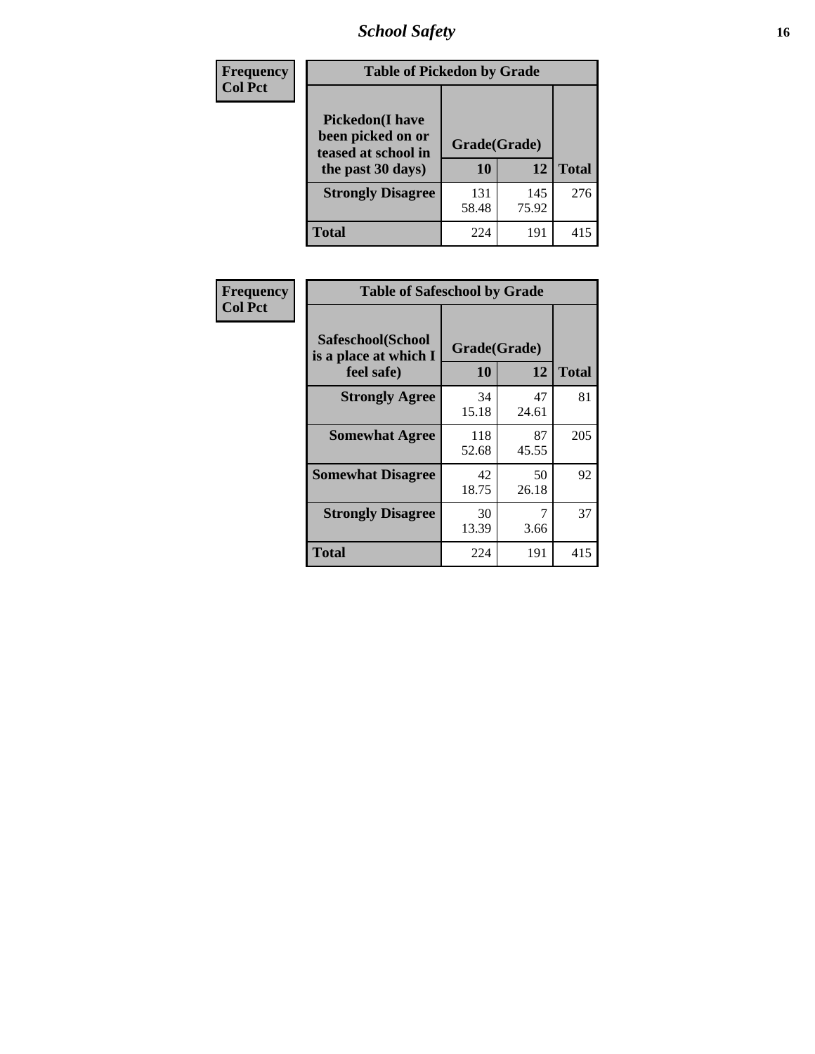| Frequency<br>Col Pct |
|---|

**Table of Pickedon by Grade**

| Pickedon(I have been picked on or teased at school in the past 30 days) | Grade(Grade) | | |
|---|---|---|---|
| | 10 | 12 | Total |
| Strongly Disagree | 131<br>58.48 | 145<br>75.92 | 276 |
| Total | 224 | 191 | 415 |

| Frequency<br>Col Pct |
|---|

**Table of Safeschool by Grade**

| Safeschool(School is a place at which I feel safe) | Grade(Grade) | | |
|---|---|---|---|
| | 10 | 12 | Total |
| Strongly Agree | 34<br>15.18 | 47<br>24.61 | 81 |
| Somewhat Agree | 118<br>52.68 | 87<br>45.55 | 205 |
| Somewhat Disagree | 42<br>18.75 | 50<br>26.18 | 92 |
| Strongly Disagree | 30<br>13.39 | 7<br>3.66 | 37 |
| Total | 224 | 191 | 415 |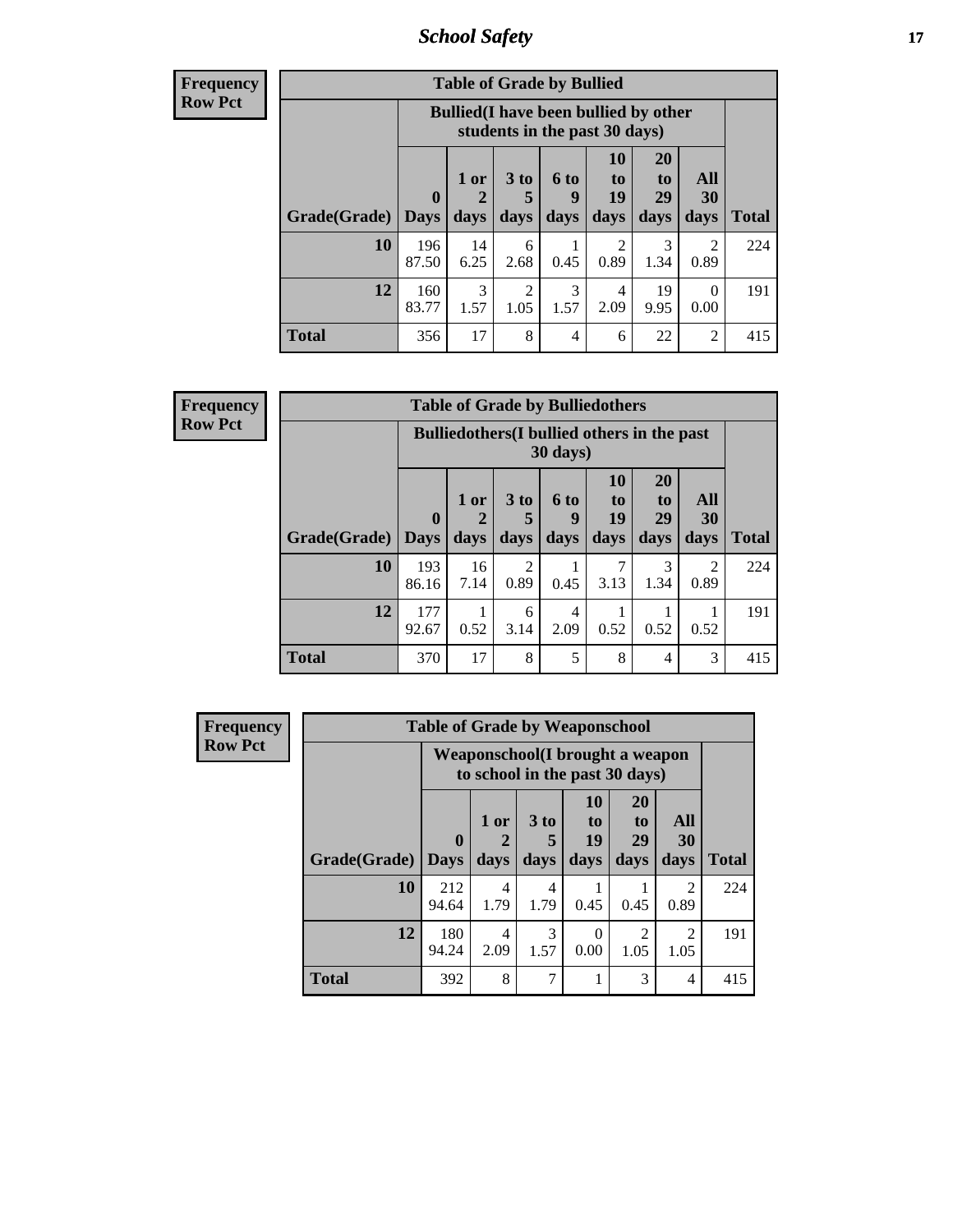**Frequency**
**Row Pct**

| Table of Grade by Bullied | | | | | | | | |
|---|---|---|---|---|---|---|---|---|
| | Bullied(I have been bullied by other students in the past 30 days) | | | | | | | |
| Grade(Grade) | 0 Days | 1 or 2 days | 3 to 5 days | 6 to 9 days | 10 to 19 days | 20 to 29 days | All 30 days | Total |
| **10** | 196<br>87.50 | 14<br>6.25 | 6<br>2.68 | 1<br>0.45 | 2<br>0.89 | 3<br>1.34 | 2<br>0.89 | 224 |
| **12** | 160<br>83.77 | 3<br>1.57 | 2<br>1.05 | 3<br>1.57 | 4<br>2.09 | 19<br>9.95 | 0<br>0.00 | 191 |
| **Total** | 356 | 17 | 8 | 4 | 6 | 22 | 2 | 415 |

**Frequency**
**Row Pct**

| Table of Grade by Bulliedothers | | | | | | | | |
|---|---|---|---|---|---|---|---|---|
| | Bulliedothers(I bullied others in the past 30 days) | | | | | | | |
| Grade(Grade) | 0 Days | 1 or 2 days | 3 to 5 days | 6 to 9 days | 10 to 19 days | 20 to 29 days | All 30 days | Total |
| **10** | 193<br>86.16 | 16<br>7.14 | 2<br>0.89 | 1<br>0.45 | 7<br>3.13 | 3<br>1.34 | 2<br>0.89 | 224 |
| **12** | 177<br>92.67 | 1<br>0.52 | 6<br>3.14 | 4<br>2.09 | 1<br>0.52 | 1<br>0.52 | 1<br>0.52 | 191 |
| **Total** | 370 | 17 | 8 | 5 | 8 | 4 | 3 | 415 |

**Frequency**
**Row Pct**

| Table of Grade by Weaponschool | | | | | | | |
|---|---|---|---|---|---|---|---|
| | Weaponschool(I brought a weapon to school in the past 30 days) | | | | | | |
| Grade(Grade) | 0 Days | 1 or 2 days | 3 to 5 days | 10 to 19 days | 20 to 29 days | All 30 days | Total |
| **10** | 212<br>94.64 | 4<br>1.79 | 4<br>1.79 | 1<br>0.45 | 1<br>0.45 | 2<br>0.89 | 224 |
| **12** | 180<br>94.24 | 4<br>2.09 | 3<br>1.57 | 0<br>0.00 | 2<br>1.05 | 2<br>1.05 | 191 |
| **Total** | 392 | 8 | 7 | 1 | 3 | 4 | 415 |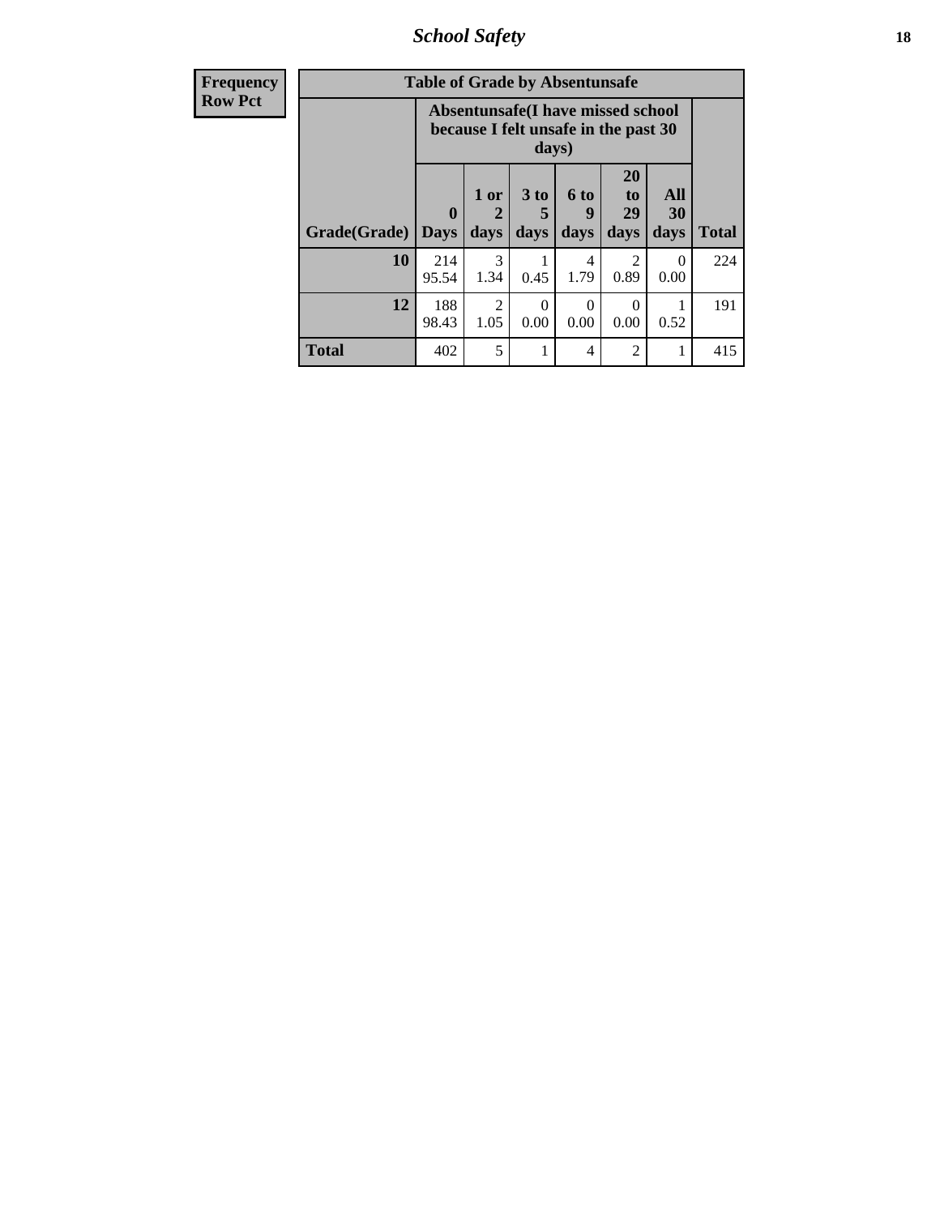| Frequency Row Pct | Table of Grade by Absentunsafe | | | | | | |
|---|---|---|---|---|---|---|---|
| | Absentunsafe(I have missed school because I felt unsafe in the past 30 days) | | | | | | |
| Grade(Grade) | 0 Days | 1 or 2 days | 3 to 5 days | 6 to 9 days | 20 to 29 days | All 30 days | Total |
| 10 | 214 95.54 | 3 1.34 | 1 0.45 | 4 1.79 | 2 0.89 | 0 0.00 | 224 |
| 12 | 188 98.43 | 2 1.05 | 0 0.00 | 0 0.00 | 0 0.00 | 1 0.52 | 191 |
| Total | 402 | 5 | 1 | 4 | 2 | 1 | 415 |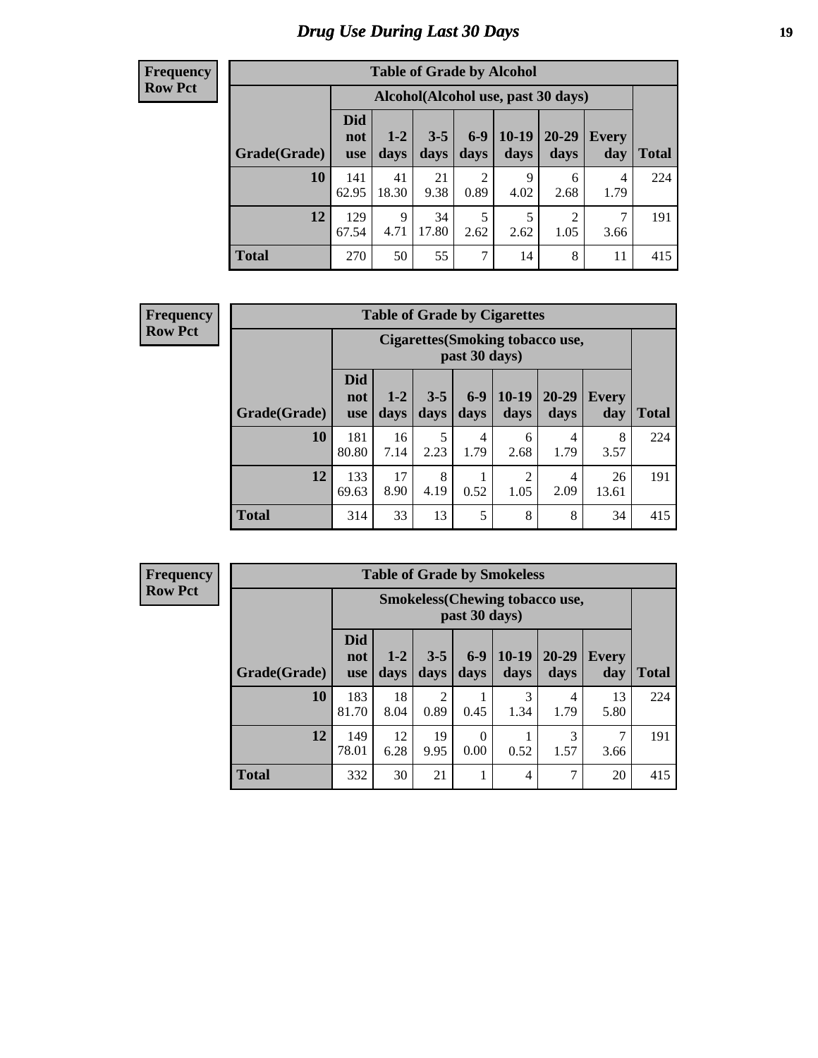# Drug Use During Last 30 Days

**Frequency**
**Row Pct**

| Table of Grade by Alcohol | | | | | | | | |
|---|---|---|---|---|---|---|---|---|
| | Alcohol(Alcohol use, past 30 days) | | | | | | | |
| Grade(Grade) | Did not use | 1-2 days | 3-5 days | 6-9 days | 10-19 days | 20-29 days | Every day | Total |
| 10 | 141<br>62.95 | 41<br>18.30 | 21<br>9.38 | 2<br>0.89 | 9<br>4.02 | 6<br>2.68 | 4<br>1.79 | 224 |
| 12 | 129<br>67.54 | 9<br>4.71 | 34<br>17.80 | 5<br>2.62 | 5<br>2.62 | 2<br>1.05 | 7<br>3.66 | 191 |
| Total | 270 | 50 | 55 | 7 | 14 | 8 | 11 | 415 |

**Frequency**
**Row Pct**

| Table of Grade by Cigarettes | | | | | | | | |
|---|---|---|---|---|---|---|---|---|
| | Cigarettes(Smoking tobacco use, past 30 days) | | | | | | | |
| Grade(Grade) | Did not use | 1-2 days | 3-5 days | 6-9 days | 10-19 days | 20-29 days | Every day | Total |
| 10 | 181<br>80.80 | 16<br>7.14 | 5<br>2.23 | 4<br>1.79 | 6<br>2.68 | 4<br>1.79 | 8<br>3.57 | 224 |
| 12 | 133<br>69.63 | 17<br>8.90 | 8<br>4.19 | 1<br>0.52 | 2<br>1.05 | 4<br>2.09 | 26<br>13.61 | 191 |
| Total | 314 | 33 | 13 | 5 | 8 | 8 | 34 | 415 |

**Frequency**
**Row Pct**

| Table of Grade by Smokeless | | | | | | | | |
|---|---|---|---|---|---|---|---|---|
| | Smokeless(Chewing tobacco use, past 30 days) | | | | | | | |
| Grade(Grade) | Did not use | 1-2 days | 3-5 days | 6-9 days | 10-19 days | 20-29 days | Every day | Total |
| 10 | 183<br>81.70 | 18<br>8.04 | 2<br>0.89 | 1<br>0.45 | 3<br>1.34 | 4<br>1.79 | 13<br>5.80 | 224 |
| 12 | 149<br>78.01 | 12<br>6.28 | 19<br>9.95 | 0<br>0.00 | 1<br>0.52 | 3<br>1.57 | 7<br>3.66 | 191 |
| Total | 332 | 30 | 21 | 1 | 4 | 7 | 20 | 415 |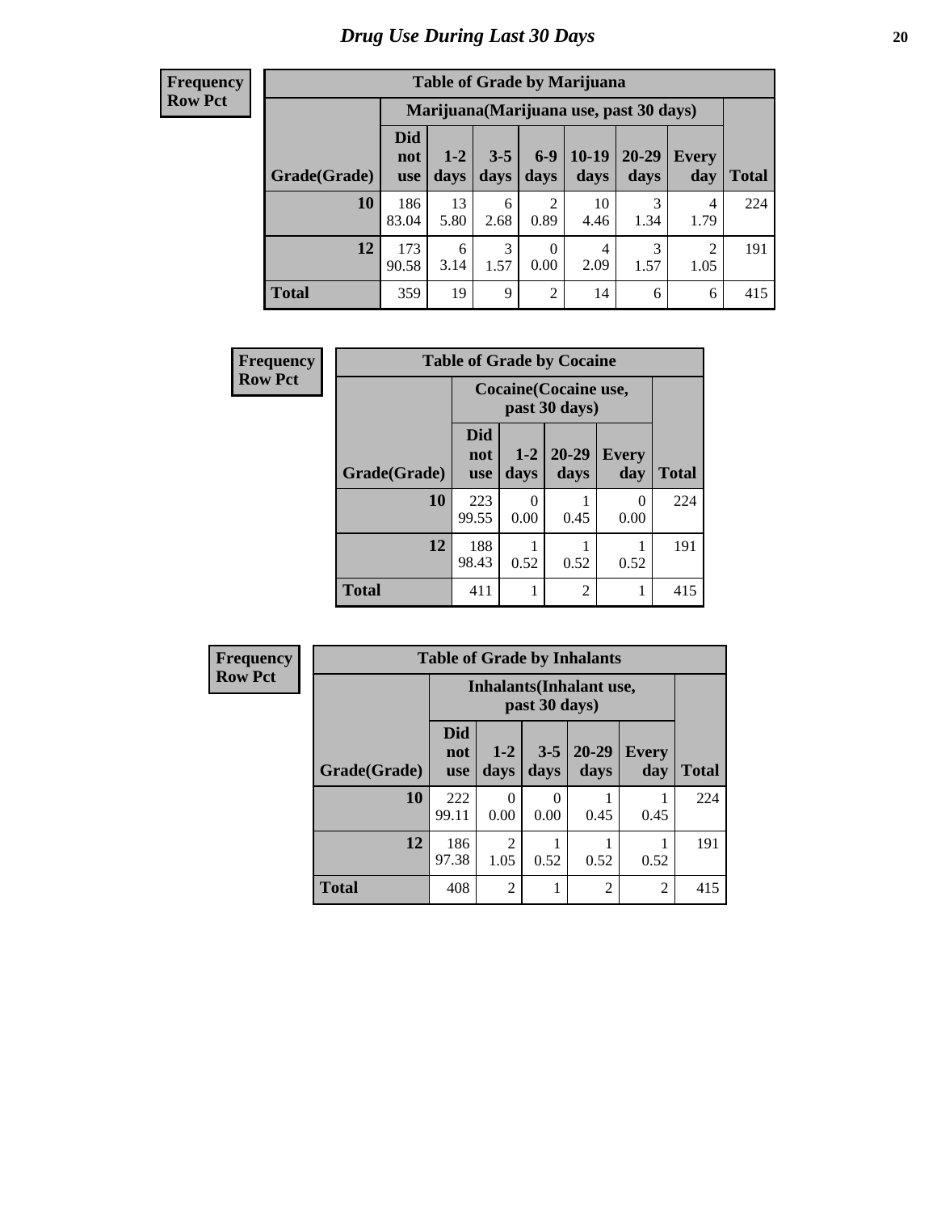# Drug Use During Last 30 Days

**Frequency**
**Row Pct**

| Table of Grade by Marijuana | | | | | | | | |
|---|---|---|---|---|---|---|---|---|
| | Marijuana(Marijuana use, past 30 days) | | | | | | | |
| Grade(Grade) | Did not use | 1-2 days | 3-5 days | 6-9 days | 10-19 days | 20-29 days | Every day | Total |
| 10 | 186<br>83.04 | 13<br>5.80 | 6<br>2.68 | 2<br>0.89 | 10<br>4.46 | 3<br>1.34 | 4<br>1.79 | 224 |
| 12 | 173<br>90.58 | 6<br>3.14 | 3<br>1.57 | 0<br>0.00 | 4<br>2.09 | 3<br>1.57 | 2<br>1.05 | 191 |
| Total | 359 | 19 | 9 | 2 | 14 | 6 | 6 | 415 |

**Frequency**
**Row Pct**

| Table of Grade by Cocaine | | | | | |
|---|---|---|---|---|---|
| | Cocaine(Cocaine use, past 30 days) | | | | |
| Grade(Grade) | Did not use | 1-2 days | 20-29 days | Every day | Total |
| 10 | 223<br>99.55 | 0<br>0.00 | 1<br>0.45 | 0<br>0.00 | 224 |
| 12 | 188<br>98.43 | 1<br>0.52 | 1<br>0.52 | 1<br>0.52 | 191 |
| Total | 411 | 1 | 2 | 1 | 415 |

**Frequency**
**Row Pct**

| Table of Grade by Inhalants | | | | | | |
|---|---|---|---|---|---|---|
| | Inhalants(Inhalant use, past 30 days) | | | | | |
| Grade(Grade) | Did not use | 1-2 days | 3-5 days | 20-29 days | Every day | Total |
| 10 | 222<br>99.11 | 0<br>0.00 | 0<br>0.00 | 1<br>0.45 | 1<br>0.45 | 224 |
| 12 | 186<br>97.38 | 2<br>1.05 | 1<br>0.52 | 1<br>0.52 | 1<br>0.52 | 191 |
| Total | 408 | 2 | 1 | 2 | 2 | 415 |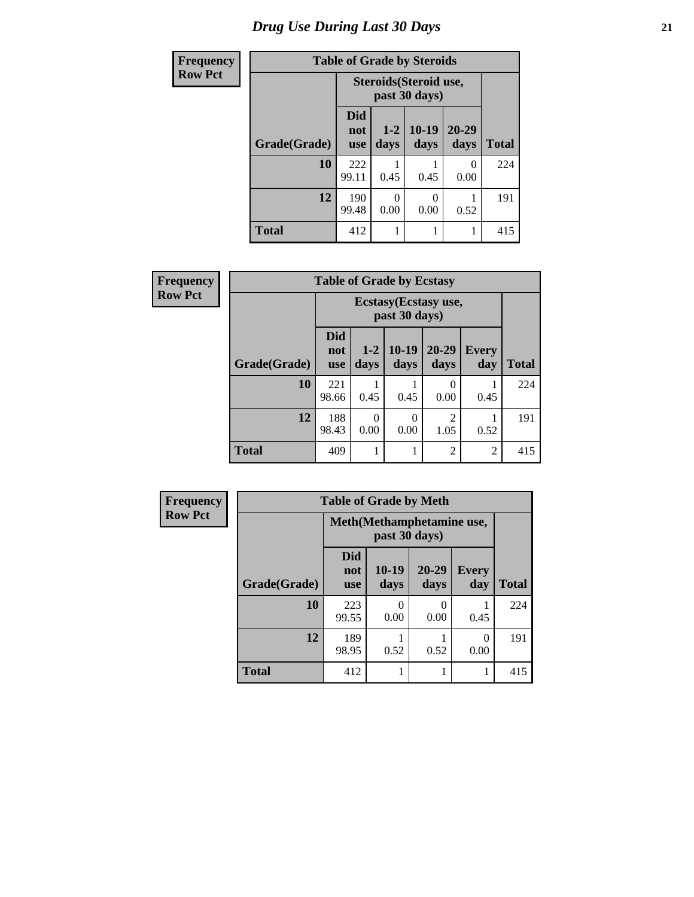# Drug Use During Last 30 Days

| Frequency Row Pct |
|---|

**Table of Grade by Steroids**

| Grade(Grade) | Steroids(Steroid use, past 30 days) | | | | Total |
|---|---|---|---|---|---|
| | Did not use | 1-2 days | 10-19 days | 20-29 days | |
| **10** | 222<br>99.11 | 1<br>0.45 | 1<br>0.45 | 0<br>0.00 | 224 |
| **12** | 190<br>99.48 | 0<br>0.00 | 0<br>0.00 | 1<br>0.52 | 191 |
| **Total** | 412 | 1 | 1 | 1 | 415 |

| Frequency Row Pct |
|---|

**Table of Grade by Ecstasy**

| Grade(Grade) | Ecstasy(Ecstasy use, past 30 days) | | | | | Total |
|---|---|---|---|---|---|---|
| | Did not use | 1-2 days | 10-19 days | 20-29 days | Every day | |
| **10** | 221<br>98.66 | 1<br>0.45 | 1<br>0.45 | 0<br>0.00 | 1<br>0.45 | 224 |
| **12** | 188<br>98.43 | 0<br>0.00 | 0<br>0.00 | 2<br>1.05 | 1<br>0.52 | 191 |
| **Total** | 409 | 1 | 1 | 2 | 2 | 415 |

| Frequency Row Pct |
|---|

**Table of Grade by Meth**

| Grade(Grade) | Meth(Methamphetamine use, past 30 days) | | | | Total |
|---|---|---|---|---|---|
| | Did not use | 10-19 days | 20-29 days | Every day | |
| **10** | 223<br>99.55 | 0<br>0.00 | 0<br>0.00 | 1<br>0.45 | 224 |
| **12** | 189<br>98.95 | 1<br>0.52 | 1<br>0.52 | 0<br>0.00 | 191 |
| **Total** | 412 | 1 | 1 | 1 | 415 |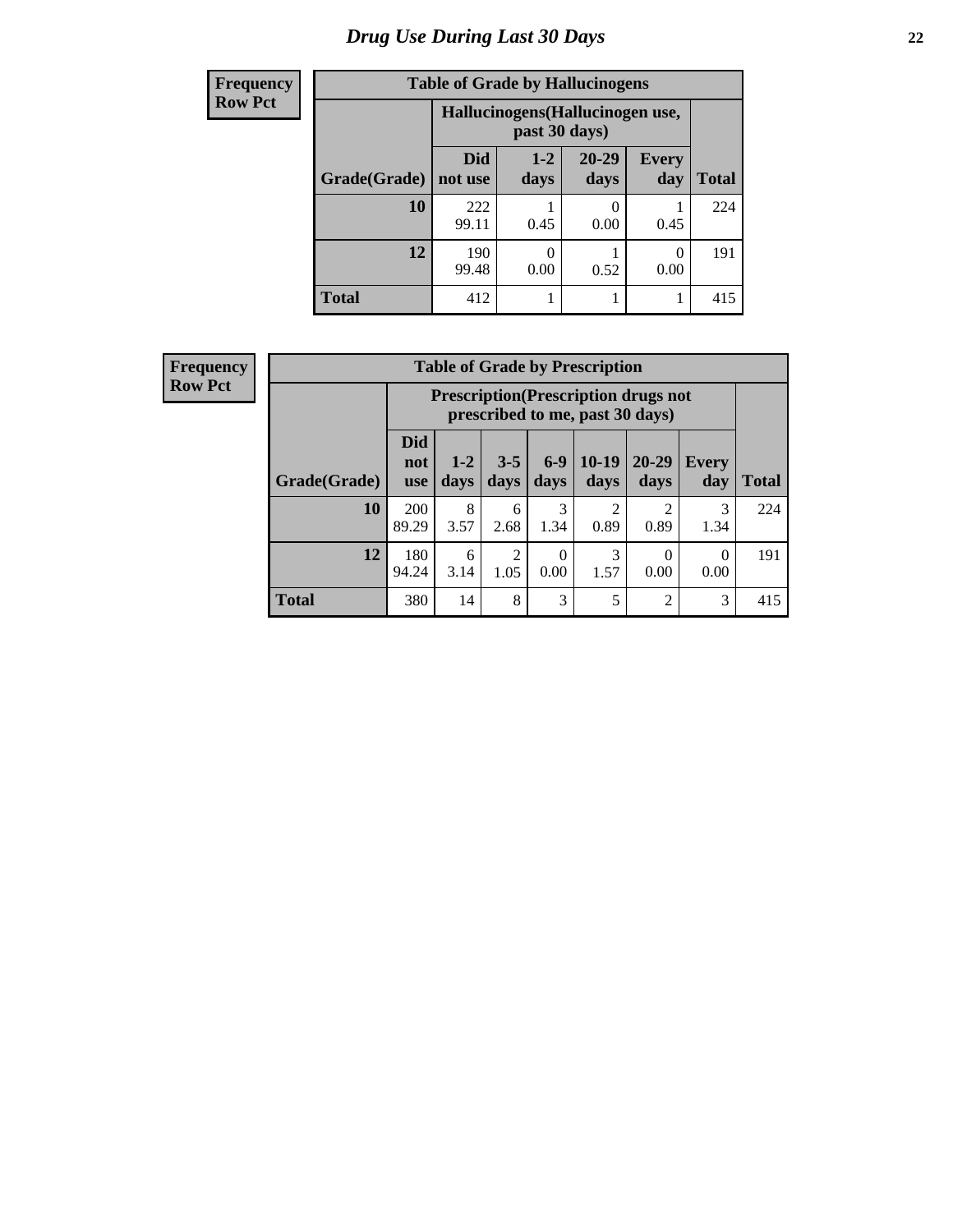# Drug Use During Last 30 Days

**Frequency**
**Row Pct**

| Table of Grade by Hallucinogens | | | | | |
|---|---|---|---|---|---|
| | Hallucinogens(Hallucinogen use, past 30 days) | | | | |
| Grade(Grade) | Did not use | 1-2 days | 20-29 days | Every day | Total |
| **10** | 222<br>99.11 | 1<br>0.45 | 0<br>0.00 | 1<br>0.45 | 224 |
| **12** | 190<br>99.48 | 0<br>0.00 | 1<br>0.52 | 0<br>0.00 | 191 |
| **Total** | 412 | 1 | 1 | 1 | 415 |

**Frequency**
**Row Pct**

| Table of Grade by Prescription | | | | | | | | |
|---|---|---|---|---|---|---|---|---|
| | Prescription(Prescription drugs not prescribed to me, past 30 days) | | | | | | | |
| Grade(Grade) | Did not use | 1-2 days | 3-5 days | 6-9 days | 10-19 days | 20-29 days | Every day | Total |
| **10** | 200<br>89.29 | 8<br>3.57 | 6<br>2.68 | 3<br>1.34 | 2<br>0.89 | 2<br>0.89 | 3<br>1.34 | 224 |
| **12** | 180<br>94.24 | 6<br>3.14 | 2<br>1.05 | 0<br>0.00 | 3<br>1.57 | 0<br>0.00 | 0<br>0.00 | 191 |
| **Total** | 380 | 14 | 8 | 3 | 5 | 2 | 3 | 415 |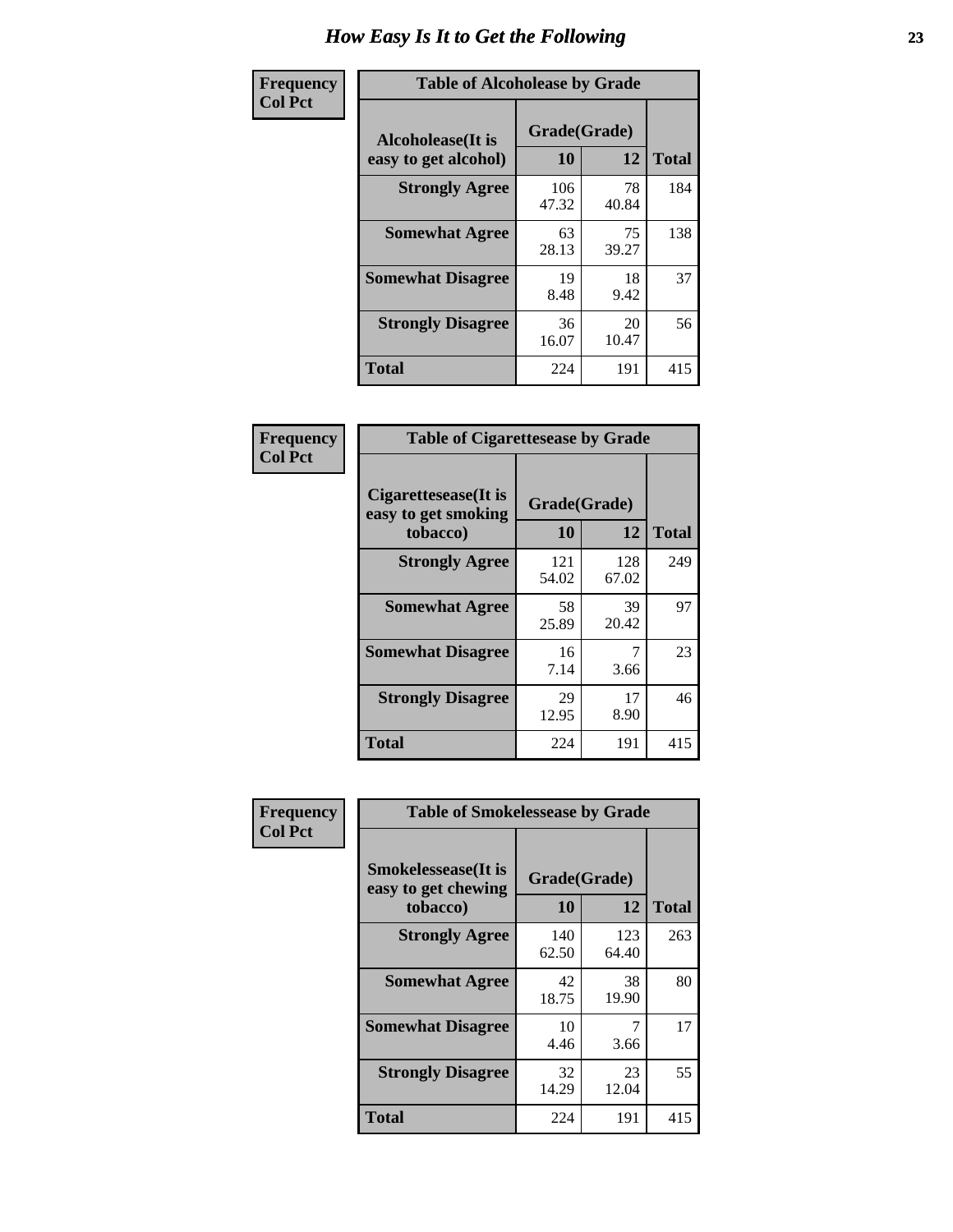# How Easy Is It to Get the Following

**Frequency**
**Col Pct**

**Table of Alcoholease by Grade**

| Alcoholease(It is easy to get alcohol) | Grade(Grade) | | Total |
|---|---|---|---|
| | 10 | 12 | |
| Strongly Agree | 106<br>47.32 | 78<br>40.84 | 184 |
| Somewhat Agree | 63<br>28.13 | 75<br>39.27 | 138 |
| Somewhat Disagree | 19<br>8.48 | 18<br>9.42 | 37 |
| Strongly Disagree | 36<br>16.07 | 20<br>10.47 | 56 |
| Total | 224 | 191 | 415 |

**Frequency**
**Col Pct**

**Table of Cigarettesease by Grade**

| Cigarettesease(It is easy to get smoking tobacco) | Grade(Grade) | | Total |
|---|---|---|---|
| | 10 | 12 | |
| Strongly Agree | 121<br>54.02 | 128<br>67.02 | 249 |
| Somewhat Agree | 58<br>25.89 | 39<br>20.42 | 97 |
| Somewhat Disagree | 16<br>7.14 | 7<br>3.66 | 23 |
| Strongly Disagree | 29<br>12.95 | 17<br>8.90 | 46 |
| Total | 224 | 191 | 415 |

**Frequency**
**Col Pct**

**Table of Smokelessease by Grade**

| Smokelessease(It is easy to get chewing tobacco) | Grade(Grade) | | Total |
|---|---|---|---|
| | 10 | 12 | |
| Strongly Agree | 140<br>62.50 | 123<br>64.40 | 263 |
| Somewhat Agree | 42<br>18.75 | 38<br>19.90 | 80 |
| Somewhat Disagree | 10<br>4.46 | 7<br>3.66 | 17 |
| Strongly Disagree | 32<br>14.29 | 23<br>12.04 | 55 |
| Total | 224 | 191 | 415 |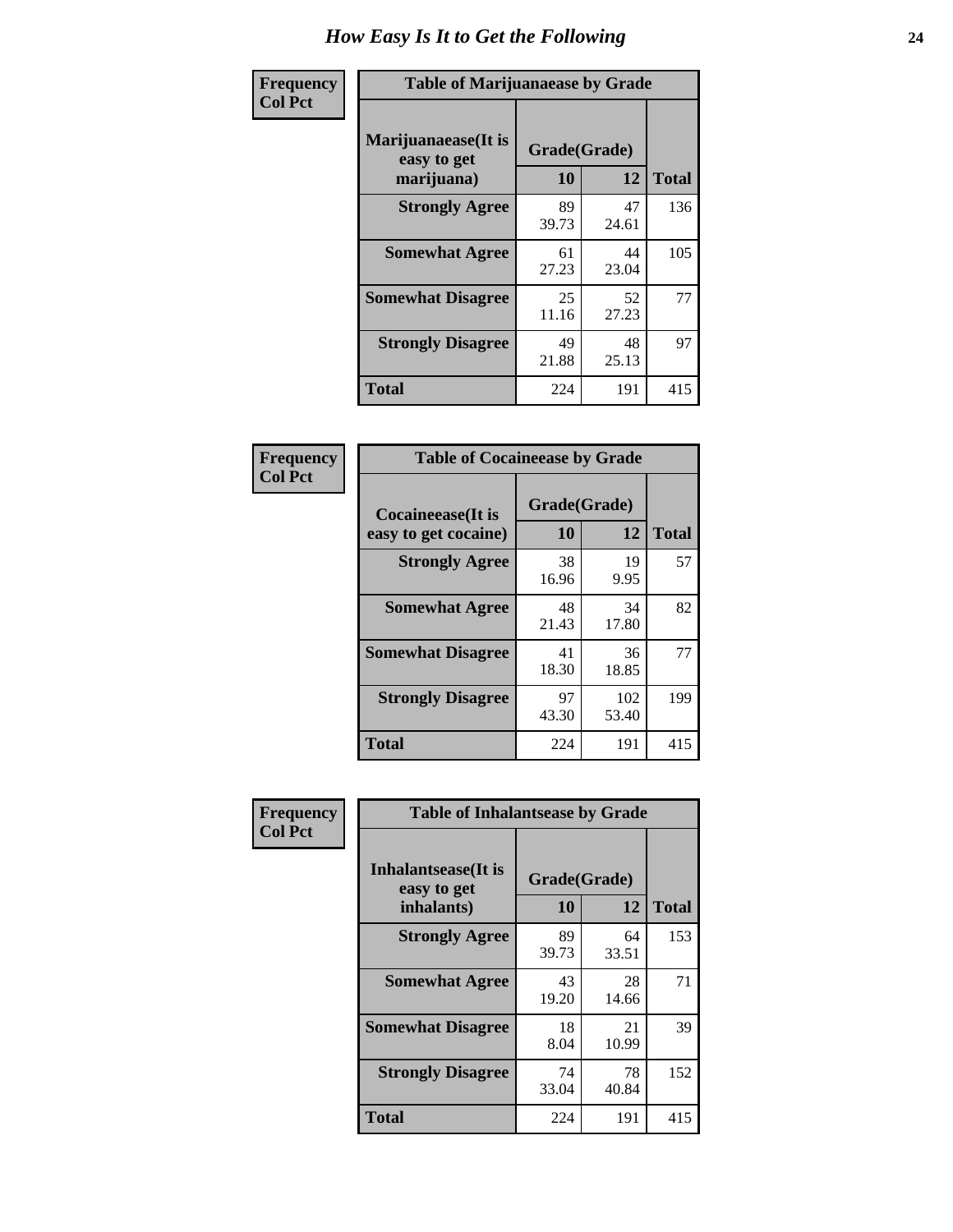# How Easy Is It to Get the Following

**Frequency**
**Col Pct**

| Table of Marijuanaease by Grade | | | |
|---|---|---|---|
| Marijuanaease(It is easy to get marijuana) | Grade(Grade) | | |
| | 10 | 12 | Total |
| Strongly Agree | 89<br>39.73 | 47<br>24.61 | 136 |
| Somewhat Agree | 61<br>27.23 | 44<br>23.04 | 105 |
| Somewhat Disagree | 25<br>11.16 | 52<br>27.23 | 77 |
| Strongly Disagree | 49<br>21.88 | 48<br>25.13 | 97 |
| Total | 224 | 191 | 415 |

**Frequency**
**Col Pct**

| Table of Cocaineease by Grade | | | |
|---|---|---|---|
| Cocaineease(It is easy to get cocaine) | Grade(Grade) | | |
| | 10 | 12 | Total |
| Strongly Agree | 38<br>16.96 | 19<br>9.95 | 57 |
| Somewhat Agree | 48<br>21.43 | 34<br>17.80 | 82 |
| Somewhat Disagree | 41<br>18.30 | 36<br>18.85 | 77 |
| Strongly Disagree | 97<br>43.30 | 102<br>53.40 | 199 |
| Total | 224 | 191 | 415 |

**Frequency**
**Col Pct**

| Table of Inhalantsease by Grade | | | |
|---|---|---|---|
| Inhalantsease(It is easy to get inhalants) | Grade(Grade) | | |
| | 10 | 12 | Total |
| Strongly Agree | 89<br>39.73 | 64<br>33.51 | 153 |
| Somewhat Agree | 43<br>19.20 | 28<br>14.66 | 71 |
| Somewhat Disagree | 18<br>8.04 | 21<br>10.99 | 39 |
| Strongly Disagree | 74<br>33.04 | 78<br>40.84 | 152 |
| Total | 224 | 191 | 415 |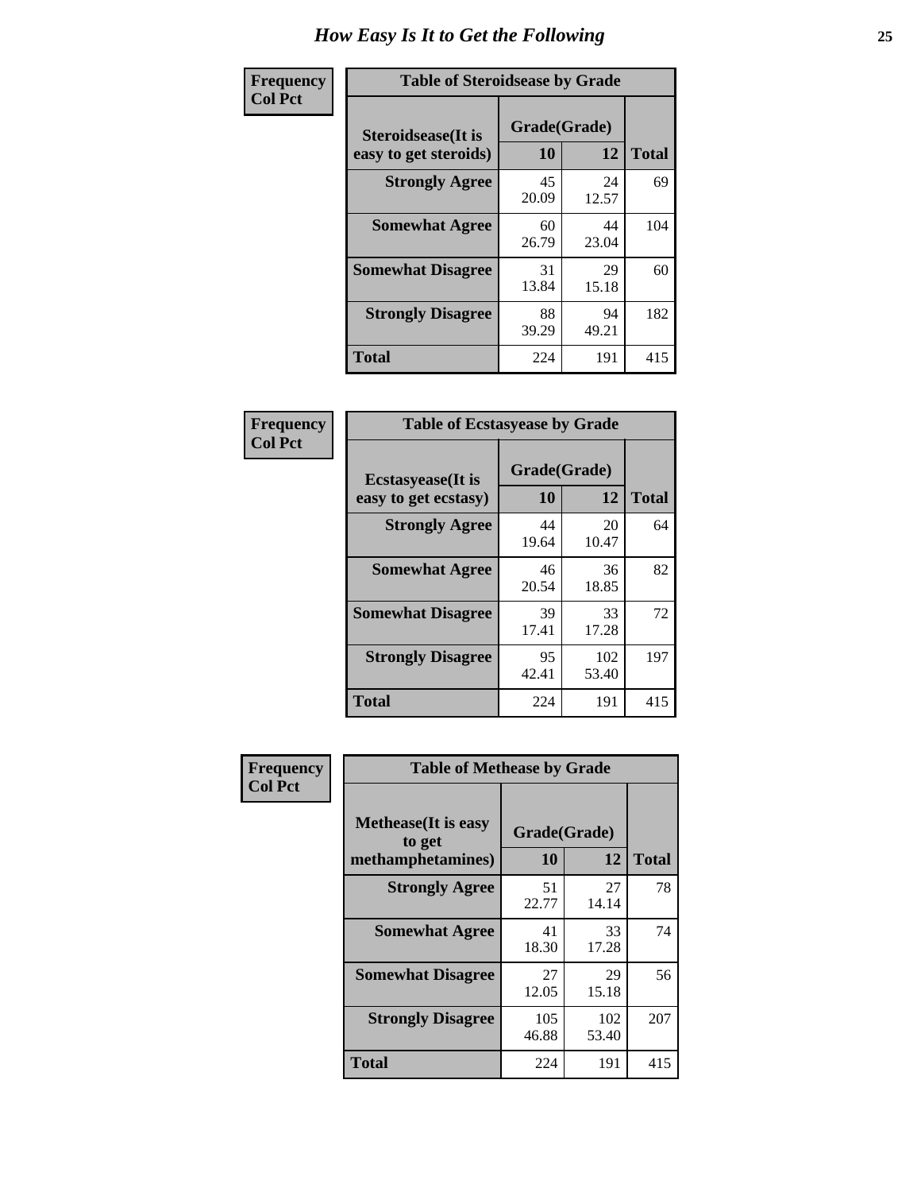# How Easy Is It to Get the Following

**Frequency**
**Col Pct**

**Table of Steroidsease by Grade**

| Steroidsease(It is easy to get steroids) | Grade(Grade) | | Total |
|---|---|---|---|
| | 10 | 12 | |
| **Strongly Agree** | 45<br>20.09 | 24<br>12.57 | 69 |
| **Somewhat Agree** | 60<br>26.79 | 44<br>23.04 | 104 |
| **Somewhat Disagree** | 31<br>13.84 | 29<br>15.18 | 60 |
| **Strongly Disagree** | 88<br>39.29 | 94<br>49.21 | 182 |
| **Total** | 224 | 191 | 415 |

**Frequency**
**Col Pct**

**Table of Ecstasyease by Grade**

| Ecstasyease(It is easy to get ecstasy) | Grade(Grade) | | Total |
|---|---|---|---|
| | 10 | 12 | |
| **Strongly Agree** | 44<br>19.64 | 20<br>10.47 | 64 |
| **Somewhat Agree** | 46<br>20.54 | 36<br>18.85 | 82 |
| **Somewhat Disagree** | 39<br>17.41 | 33<br>17.28 | 72 |
| **Strongly Disagree** | 95<br>42.41 | 102<br>53.40 | 197 |
| **Total** | 224 | 191 | 415 |

**Frequency**
**Col Pct**

**Table of Methease by Grade**

| Methease(It is easy to get methamphetamines) | Grade(Grade) | | Total |
|---|---|---|---|
| | 10 | 12 | |
| **Strongly Agree** | 51<br>22.77 | 27<br>14.14 | 78 |
| **Somewhat Agree** | 41<br>18.30 | 33<br>17.28 | 74 |
| **Somewhat Disagree** | 27<br>12.05 | 29<br>15.18 | 56 |
| **Strongly Disagree** | 105<br>46.88 | 102<br>53.40 | 207 |
| **Total** | 224 | 191 | 415 |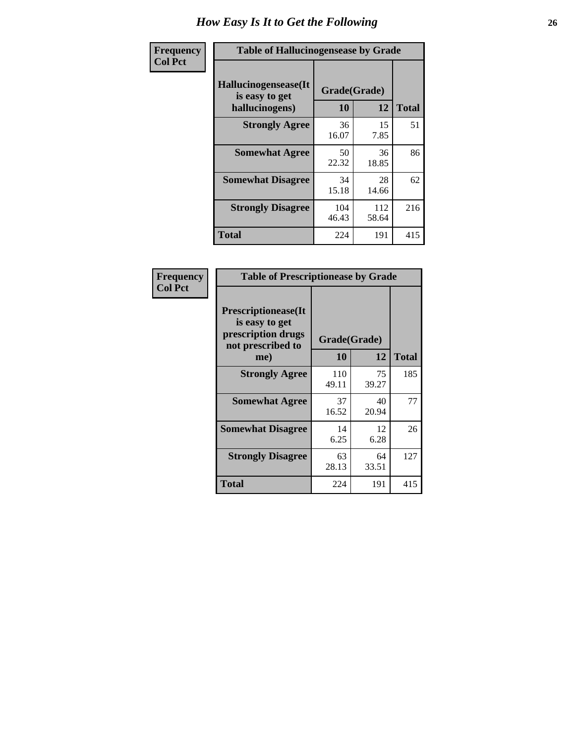# How Easy Is It to Get the Following

| Frequency<br>Col Pct | Table of Hallucinogensease by Grade | | |
|---|---|---|---|
| Hallucinogensease(It is easy to get hallucinogens) | Grade(Grade) | | |
| | 10 | 12 | Total |
| Strongly Agree | 36<br>16.07 | 15<br>7.85 | 51 |
| Somewhat Agree | 50<br>22.32 | 36<br>18.85 | 86 |
| Somewhat Disagree | 34<br>15.18 | 28<br>14.66 | 62 |
| Strongly Disagree | 104<br>46.43 | 112<br>58.64 | 216 |
| Total | 224 | 191 | 415 |

| Frequency<br>Col Pct | Table of Prescriptionease by Grade | | |
|---|---|---|---|
| Prescriptionease(It is easy to get prescription drugs not prescribed to me) | Grade(Grade) | | |
| | 10 | 12 | Total |
| Strongly Agree | 110<br>49.11 | 75<br>39.27 | 185 |
| Somewhat Agree | 37<br>16.52 | 40<br>20.94 | 77 |
| Somewhat Disagree | 14<br>6.25 | 12<br>6.28 | 26 |
| Strongly Disagree | 63<br>28.13 | 64<br>33.51 | 127 |
| Total | 224 | 191 | 415 |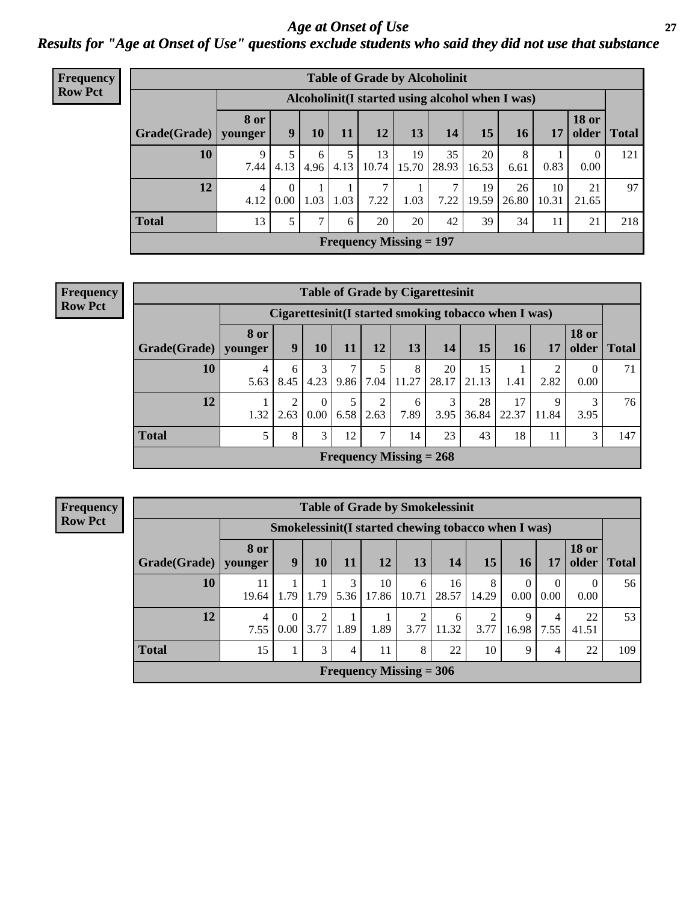# *Age at Onset of Use*

## *Results for "Age at Onset of Use" questions exclude students who said they did not use that substance*

**Frequency Row Pct**

| Table of Grade by Alcoholinit | | | | | | | | | | | | |
|---|---|---|---|---|---|---|---|---|---|---|---|---|
| | Alcoholinit(I started using alcohol when I was) | | | | | | | | | | | |
| Grade(Grade) | 8 or younger | 9 | 10 | 11 | 12 | 13 | 14 | 15 | 16 | 17 | 18 or older | Total |
| **10** | 9<br>7.44 | 5<br>4.13 | 6<br>4.96 | 5<br>4.13 | 13<br>10.74 | 19<br>15.70 | 35<br>28.93 | 20<br>16.53 | 8<br>6.61 | 1<br>0.83 | 0<br>0.00 | 121 |
| **12** | 4<br>4.12 | 0<br>0.00 | 1<br>1.03 | 1<br>1.03 | 7<br>7.22 | 1<br>1.03 | 7<br>7.22 | 19<br>19.59 | 26<br>26.80 | 10<br>10.31 | 21<br>21.65 | 97 |
| **Total** | 13 | 5 | 7 | 6 | 20 | 20 | 42 | 39 | 34 | 11 | 21 | 218 |
| Frequency Missing = 197 | | | | | | | | | | | | |

**Frequency Row Pct**

| Table of Grade by Cigarettesinit | | | | | | | | | | | | |
|---|---|---|---|---|---|---|---|---|---|---|---|---|
| | Cigarettesinit(I started smoking tobacco when I was) | | | | | | | | | | | |
| Grade(Grade) | 8 or younger | 9 | 10 | 11 | 12 | 13 | 14 | 15 | 16 | 17 | 18 or older | Total |
| **10** | 4<br>5.63 | 6<br>8.45 | 3<br>4.23 | 7<br>9.86 | 5<br>7.04 | 8<br>11.27 | 20<br>28.17 | 15<br>21.13 | 1<br>1.41 | 2<br>2.82 | 0<br>0.00 | 71 |
| **12** | 1<br>1.32 | 2<br>2.63 | 0<br>0.00 | 5<br>6.58 | 2<br>2.63 | 6<br>7.89 | 3<br>3.95 | 28<br>36.84 | 17<br>22.37 | 9<br>11.84 | 3<br>3.95 | 76 |
| **Total** | 5 | 8 | 3 | 12 | 7 | 14 | 23 | 43 | 18 | 11 | 3 | 147 |
| Frequency Missing = 268 | | | | | | | | | | | | |

**Frequency Row Pct**

| Table of Grade by Smokelessinit | | | | | | | | | | | | |
|---|---|---|---|---|---|---|---|---|---|---|---|---|
| | Smokelessinit(I started chewing tobacco when I was) | | | | | | | | | | | |
| Grade(Grade) | 8 or younger | 9 | 10 | 11 | 12 | 13 | 14 | 15 | 16 | 17 | 18 or older | Total |
| **10** | 11<br>19.64 | 1<br>1.79 | 1<br>1.79 | 3<br>5.36 | 10<br>17.86 | 6<br>10.71 | 16<br>28.57 | 8<br>14.29 | 0<br>0.00 | 0<br>0.00 | 0<br>0.00 | 56 |
| **12** | 4<br>7.55 | 0<br>0.00 | 2<br>3.77 | 1<br>1.89 | 1<br>1.89 | 2<br>3.77 | 6<br>11.32 | 2<br>3.77 | 9<br>16.98 | 4<br>7.55 | 22<br>41.51 | 53 |
| **Total** | 15 | 1 | 3 | 4 | 11 | 8 | 22 | 10 | 9 | 4 | 22 | 109 |
| Frequency Missing = 306 | | | | | | | | | | | | |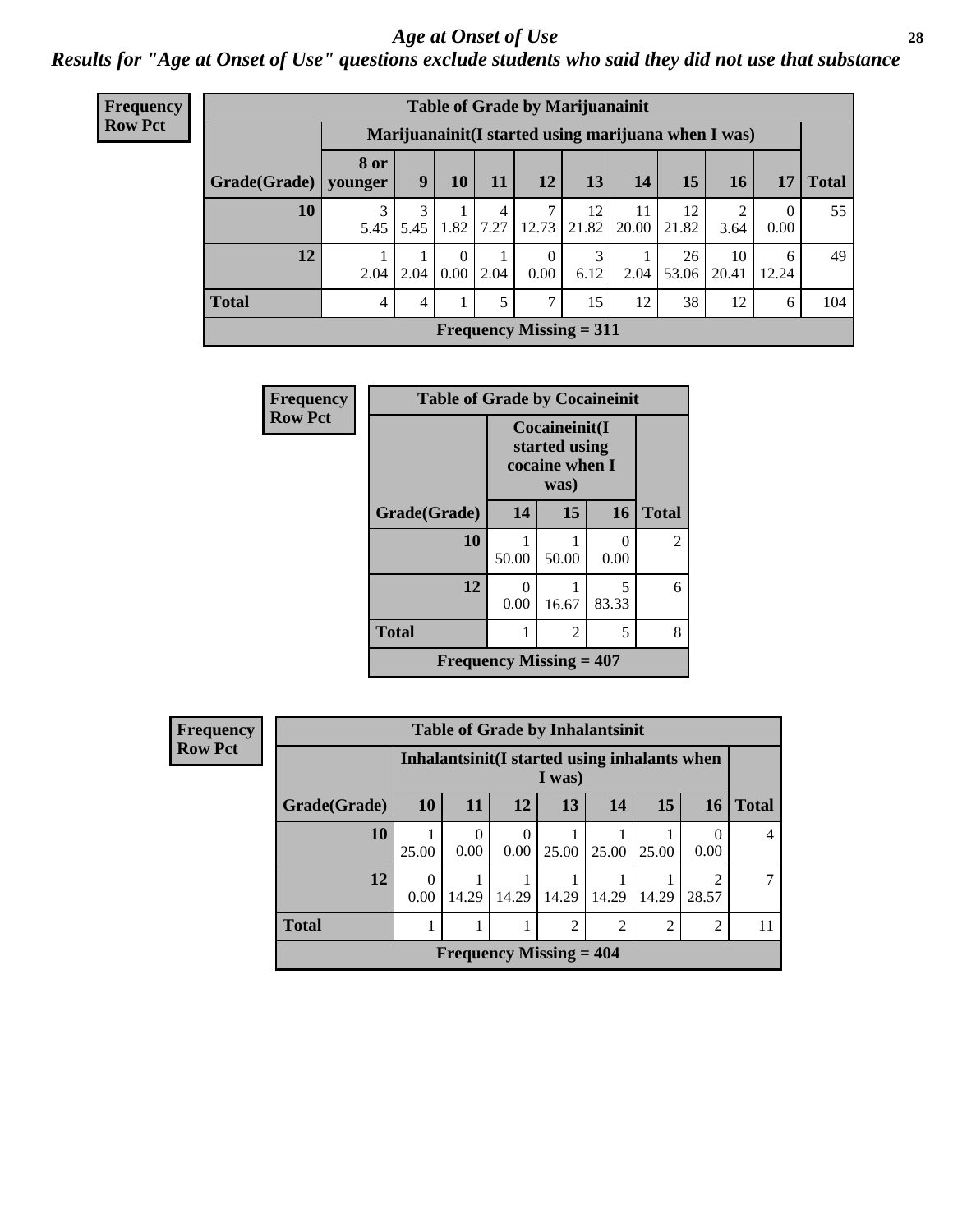# *Age at Onset of Use*

***Results for "Age at Onset of Use" questions exclude students who said they did not use that substance***

**Frequency**
**Row Pct**

| Table of Grade by Marijuanainit | | | | | | | | | | | |
|---|---|---|---|---|---|---|---|---|---|---|---|
| | Marijuanainit(I started using marijuana when I was) | | | | | | | | | | |
| Grade(Grade) | 8 or younger | 9 | 10 | 11 | 12 | 13 | 14 | 15 | 16 | 17 | Total |
| 10 | 3<br>5.45 | 3<br>5.45 | 1<br>1.82 | 4<br>7.27 | 7<br>12.73 | 12<br>21.82 | 11<br>20.00 | 12<br>21.82 | 2<br>3.64 | 0<br>0.00 | 55 |
| 12 | 1<br>2.04 | 1<br>2.04 | 0<br>0.00 | 1<br>2.04 | 0<br>0.00 | 3<br>6.12 | 1<br>2.04 | 26<br>53.06 | 10<br>20.41 | 6<br>12.24 | 49 |
| Total | 4 | 4 | 1 | 5 | 7 | 15 | 12 | 38 | 12 | 6 | 104 |
| Frequency Missing = 311 | | | | | | | | | | | |

**Frequency**
**Row Pct**

| Table of Grade by Cocaineinit | | | | |
|---|---|---|---|---|
| | Cocaineinit(I started using cocaine when I was) | | | |
| Grade(Grade) | 14 | 15 | 16 | Total |
| 10 | 1<br>50.00 | 1<br>50.00 | 0<br>0.00 | 2 |
| 12 | 0<br>0.00 | 1<br>16.67 | 5<br>83.33 | 6 |
| Total | 1 | 2 | 5 | 8 |
| Frequency Missing = 407 | | | | |

**Frequency**
**Row Pct**

| Table of Grade by Inhalantsinit | | | | | | | | |
|---|---|---|---|---|---|---|---|---|
| | Inhalantsinit(I started using inhalants when I was) | | | | | | | |
| Grade(Grade) | 10 | 11 | 12 | 13 | 14 | 15 | 16 | Total |
| 10 | 1<br>25.00 | 0<br>0.00 | 0<br>0.00 | 1<br>25.00 | 1<br>25.00 | 1<br>25.00 | 0<br>0.00 | 4 |
| 12 | 0<br>0.00 | 1<br>14.29 | 1<br>14.29 | 1<br>14.29 | 1<br>14.29 | 1<br>14.29 | 2<br>28.57 | 7 |
| Total | 1 | 1 | 1 | 2 | 2 | 2 | 2 | 11 |
| Frequency Missing = 404 | | | | | | | | |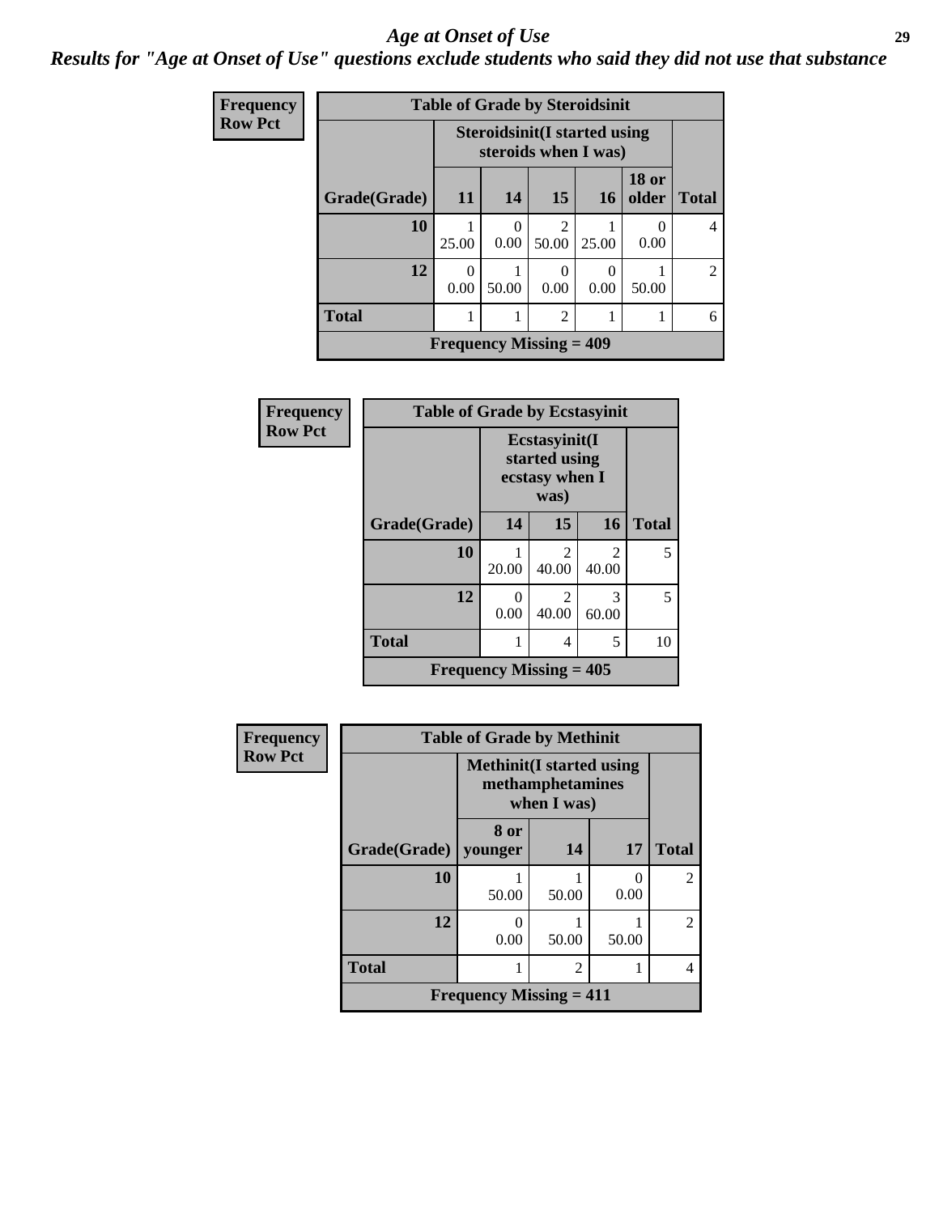# Age at Onset of Use

*Results for "Age at Onset of Use" questions exclude students who said they did not use that substance*

**Frequency / Row Pct**

**Table of Grade by Steroidsinit**

| Grade(Grade) | Steroidsinit(I started using steroids when I was) 11 | 14 | 15 | 16 | 18 or older | Total |
|---|---|---|---|---|---|---|
| 10 | 1<br>25.00 | 0<br>0.00 | 2<br>50.00 | 1<br>25.00 | 0<br>0.00 | 4 |
| 12 | 0<br>0.00 | 1<br>50.00 | 0<br>0.00 | 0<br>0.00 | 1<br>50.00 | 2 |
| Total | 1 | 1 | 2 | 1 | 1 | 6 |

Frequency Missing = 409

**Frequency / Row Pct**

**Table of Grade by Ecstasyinit**

| Grade(Grade) | Ecstasyinit(I started using ecstasy when I was) 14 | 15 | 16 | Total |
|---|---|---|---|---|
| 10 | 1<br>20.00 | 2<br>40.00 | 2<br>40.00 | 5 |
| 12 | 0<br>0.00 | 2<br>40.00 | 3<br>60.00 | 5 |
| Total | 1 | 4 | 5 | 10 |

Frequency Missing = 405

**Frequency / Row Pct**

**Table of Grade by Methinit**

| Grade(Grade) | Methinit(I started using methamphetamines when I was) 8 or younger | 14 | 17 | Total |
|---|---|---|---|---|
| 10 | 1<br>50.00 | 1<br>50.00 | 0<br>0.00 | 2 |
| 12 | 0<br>0.00 | 1<br>50.00 | 1<br>50.00 | 2 |
| Total | 1 | 2 | 1 | 4 |

Frequency Missing = 411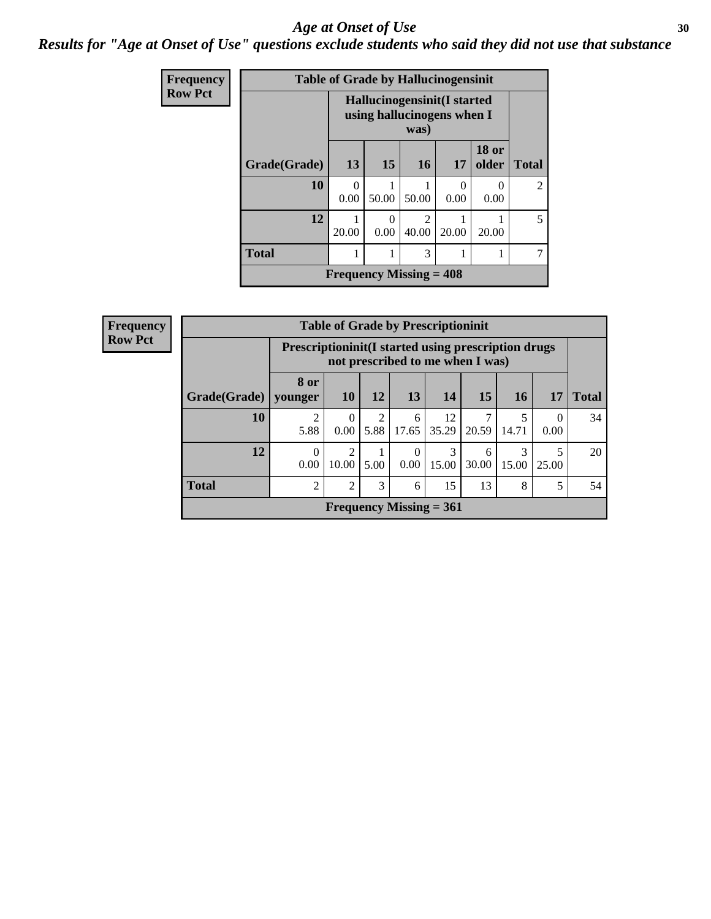## Age at Onset of Use

***Results for "Age at Onset of Use" questions exclude students who said they did not use that substance***

**Frequency**
**Row Pct**

**Table of Grade by Hallucinogensinit**

| Grade(Grade) | Hallucinogensinit(I started using hallucinogens when I was) | | | | | Total |
|---|---|---|---|---|---|---|
| | 13 | 15 | 16 | 17 | 18 or older | |
| 10 | 0<br>0.00 | 1<br>50.00 | 1<br>50.00 | 0<br>0.00 | 0<br>0.00 | 2 |
| 12 | 1<br>20.00 | 0<br>0.00 | 2<br>40.00 | 1<br>20.00 | 1<br>20.00 | 5 |
| Total | 1 | 1 | 3 | 1 | 1 | 7 |

**Frequency Missing = 408**

**Frequency**
**Row Pct**

**Table of Grade by Prescriptioninit**

| Grade(Grade) | Prescriptioninit(I started using prescription drugs not prescribed to me when I was) | | | | | | | | Total |
|---|---|---|---|---|---|---|---|---|---|
| | 8 or younger | 10 | 12 | 13 | 14 | 15 | 16 | 17 | |
| 10 | 2<br>5.88 | 0<br>0.00 | 2<br>5.88 | 6<br>17.65 | 12<br>35.29 | 7<br>20.59 | 5<br>14.71 | 0<br>0.00 | 34 |
| 12 | 0<br>0.00 | 2<br>10.00 | 1<br>5.00 | 0<br>0.00 | 3<br>15.00 | 6<br>30.00 | 3<br>15.00 | 5<br>25.00 | 20 |
| Total | 2 | 2 | 3 | 6 | 15 | 13 | 8 | 5 | 54 |

**Frequency Missing = 361**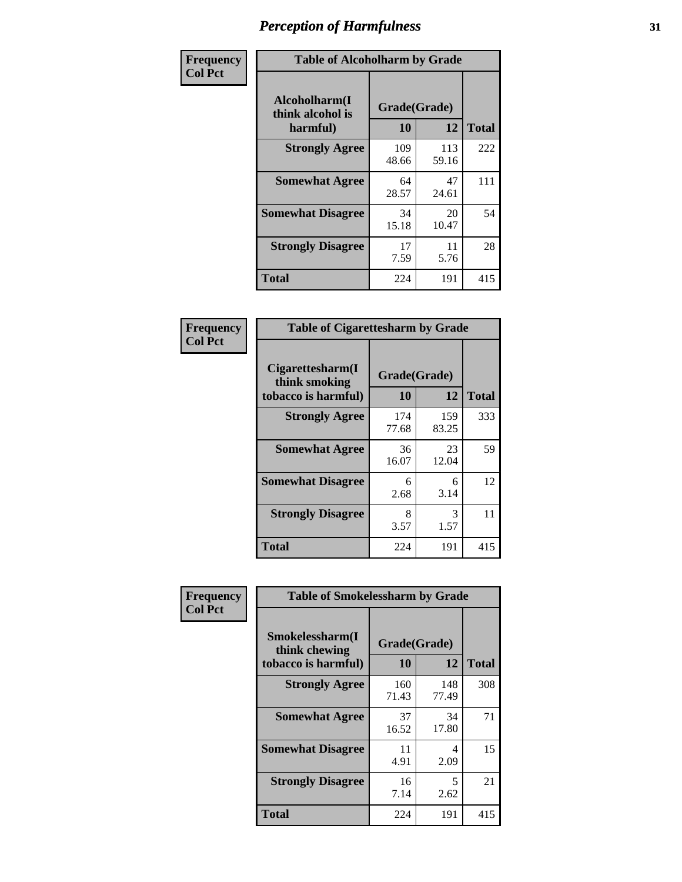# Perception of Harmfulness

**Frequency**
**Col Pct**

| Table of Alcoholharm by Grade | | | |
|---|---|---|---|
| Alcoholharm(I think alcohol is harmful) | Grade(Grade) | | Total |
| | 10 | 12 | |
| **Strongly Agree** | 109<br>48.66 | 113<br>59.16 | 222 |
| **Somewhat Agree** | 64<br>28.57 | 47<br>24.61 | 111 |
| **Somewhat Disagree** | 34<br>15.18 | 20<br>10.47 | 54 |
| **Strongly Disagree** | 17<br>7.59 | 11<br>5.76 | 28 |
| **Total** | 224 | 191 | 415 |

**Frequency**
**Col Pct**

| Table of Cigarettesharm by Grade | | | |
|---|---|---|---|
| Cigarettesharm(I think smoking tobacco is harmful) | Grade(Grade) | | Total |
| | 10 | 12 | |
| **Strongly Agree** | 174<br>77.68 | 159<br>83.25 | 333 |
| **Somewhat Agree** | 36<br>16.07 | 23<br>12.04 | 59 |
| **Somewhat Disagree** | 6<br>2.68 | 6<br>3.14 | 12 |
| **Strongly Disagree** | 8<br>3.57 | 3<br>1.57 | 11 |
| **Total** | 224 | 191 | 415 |

**Frequency**
**Col Pct**

| Table of Smokelessharm by Grade | | | |
|---|---|---|---|
| Smokelessharm(I think chewing tobacco is harmful) | Grade(Grade) | | Total |
| | 10 | 12 | |
| **Strongly Agree** | 160<br>71.43 | 148<br>77.49 | 308 |
| **Somewhat Agree** | 37<br>16.52 | 34<br>17.80 | 71 |
| **Somewhat Disagree** | 11<br>4.91 | 4<br>2.09 | 15 |
| **Strongly Disagree** | 16<br>7.14 | 5<br>2.62 | 21 |
| **Total** | 224 | 191 | 415 |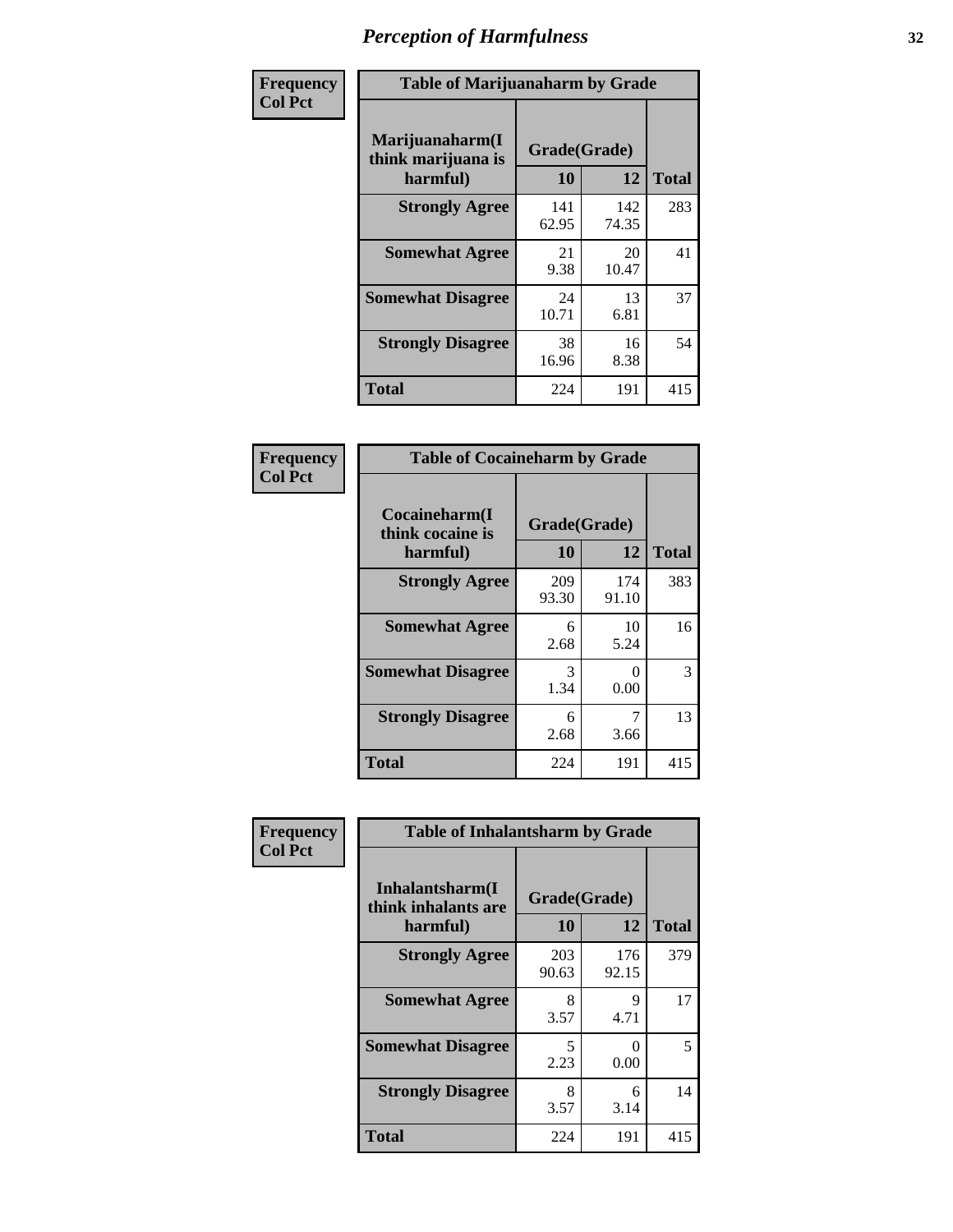# Perception of Harmfulness

**Frequency**
**Col Pct**

| Table of Marijuanaharm by Grade | | | |
|---|---|---|---|
| Marijuanaharm(I think marijuana is harmful) | Grade(Grade) | | Total |
| | 10 | 12 | |
| **Strongly Agree** | 141<br>62.95 | 142<br>74.35 | 283 |
| **Somewhat Agree** | 21<br>9.38 | 20<br>10.47 | 41 |
| **Somewhat Disagree** | 24<br>10.71 | 13<br>6.81 | 37 |
| **Strongly Disagree** | 38<br>16.96 | 16<br>8.38 | 54 |
| **Total** | 224 | 191 | 415 |

**Frequency**
**Col Pct**

| Table of Cocaineharm by Grade | | | |
|---|---|---|---|
| Cocaineharm(I think cocaine is harmful) | Grade(Grade) | | Total |
| | 10 | 12 | |
| **Strongly Agree** | 209<br>93.30 | 174<br>91.10 | 383 |
| **Somewhat Agree** | 6<br>2.68 | 10<br>5.24 | 16 |
| **Somewhat Disagree** | 3<br>1.34 | 0<br>0.00 | 3 |
| **Strongly Disagree** | 6<br>2.68 | 7<br>3.66 | 13 |
| **Total** | 224 | 191 | 415 |

**Frequency**
**Col Pct**

| Table of Inhalantsharm by Grade | | | |
|---|---|---|---|
| Inhalantsharm(I think inhalants are harmful) | Grade(Grade) | | Total |
| | 10 | 12 | |
| **Strongly Agree** | 203<br>90.63 | 176<br>92.15 | 379 |
| **Somewhat Agree** | 8<br>3.57 | 9<br>4.71 | 17 |
| **Somewhat Disagree** | 5<br>2.23 | 0<br>0.00 | 5 |
| **Strongly Disagree** | 8<br>3.57 | 6<br>3.14 | 14 |
| **Total** | 224 | 191 | 415 |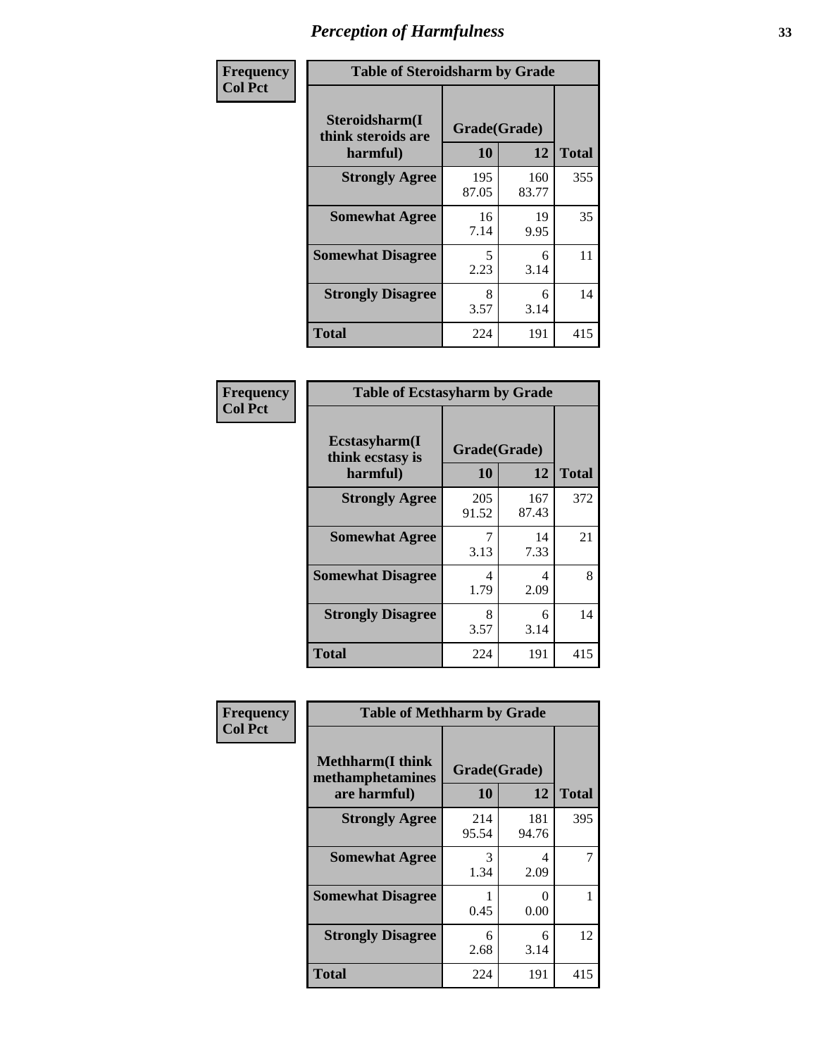# Perception of Harmfulness

| Frequency<br>Col Pct | Table of Steroidsharm by Grade | | |
|---|---|---|---|
| **Steroidsharm(I think steroids are harmful)** | **Grade(Grade)** | | **Total** |
| | **10** | **12** | |
| **Strongly Agree** | 195<br>87.05 | 160<br>83.77 | 355 |
| **Somewhat Agree** | 16<br>7.14 | 19<br>9.95 | 35 |
| **Somewhat Disagree** | 5<br>2.23 | 6<br>3.14 | 11 |
| **Strongly Disagree** | 8<br>3.57 | 6<br>3.14 | 14 |
| **Total** | 224 | 191 | 415 |

| Frequency<br>Col Pct | Table of Ecstasyharm by Grade | | |
|---|---|---|---|
| **Ecstasyharm(I think ecstasy is harmful)** | **Grade(Grade)** | | **Total** |
| | **10** | **12** | |
| **Strongly Agree** | 205<br>91.52 | 167<br>87.43 | 372 |
| **Somewhat Agree** | 7<br>3.13 | 14<br>7.33 | 21 |
| **Somewhat Disagree** | 4<br>1.79 | 4<br>2.09 | 8 |
| **Strongly Disagree** | 8<br>3.57 | 6<br>3.14 | 14 |
| **Total** | 224 | 191 | 415 |

| Frequency<br>Col Pct | Table of Methharm by Grade | | |
|---|---|---|---|
| **Methharm(I think methamphetamines are harmful)** | **Grade(Grade)** | | **Total** |
| | **10** | **12** | |
| **Strongly Agree** | 214<br>95.54 | 181<br>94.76 | 395 |
| **Somewhat Agree** | 3<br>1.34 | 4<br>2.09 | 7 |
| **Somewhat Disagree** | 1<br>0.45 | 0<br>0.00 | 1 |
| **Strongly Disagree** | 6<br>2.68 | 6<br>3.14 | 12 |
| **Total** | 224 | 191 | 415 |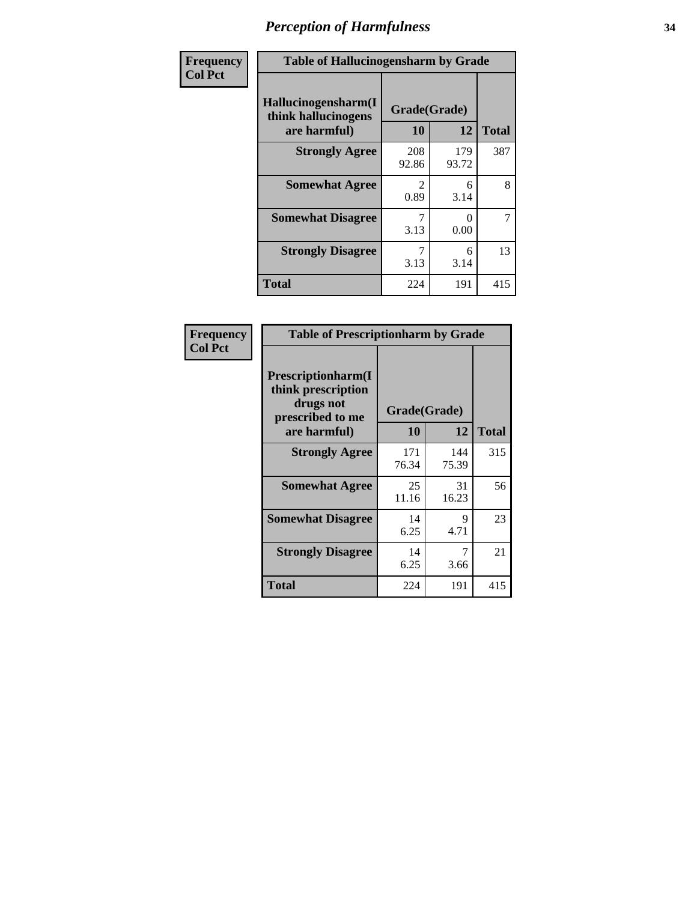# Perception of Harmfulness

**Frequency**
**Col Pct**

**Table of Hallucinogensharm by Grade**

| Hallucinogensharm(I think hallucinogens are harmful) | Grade(Grade) 10 | 12 | Total |
|---|---|---|---|
| **Strongly Agree** | 208<br>92.86 | 179<br>93.72 | 387 |
| **Somewhat Agree** | 2<br>0.89 | 6<br>3.14 | 8 |
| **Somewhat Disagree** | 7<br>3.13 | 0<br>0.00 | 7 |
| **Strongly Disagree** | 7<br>3.13 | 6<br>3.14 | 13 |
| **Total** | 224 | 191 | 415 |

**Frequency**
**Col Pct**

**Table of Prescriptionharm by Grade**

| Prescriptionharm(I think prescription drugs not prescribed to me are harmful) | Grade(Grade) 10 | 12 | Total |
|---|---|---|---|
| **Strongly Agree** | 171<br>76.34 | 144<br>75.39 | 315 |
| **Somewhat Agree** | 25<br>11.16 | 31<br>16.23 | 56 |
| **Somewhat Disagree** | 14<br>6.25 | 9<br>4.71 | 23 |
| **Strongly Disagree** | 14<br>6.25 | 7<br>3.66 | 21 |
| **Total** | 224 | 191 | 415 |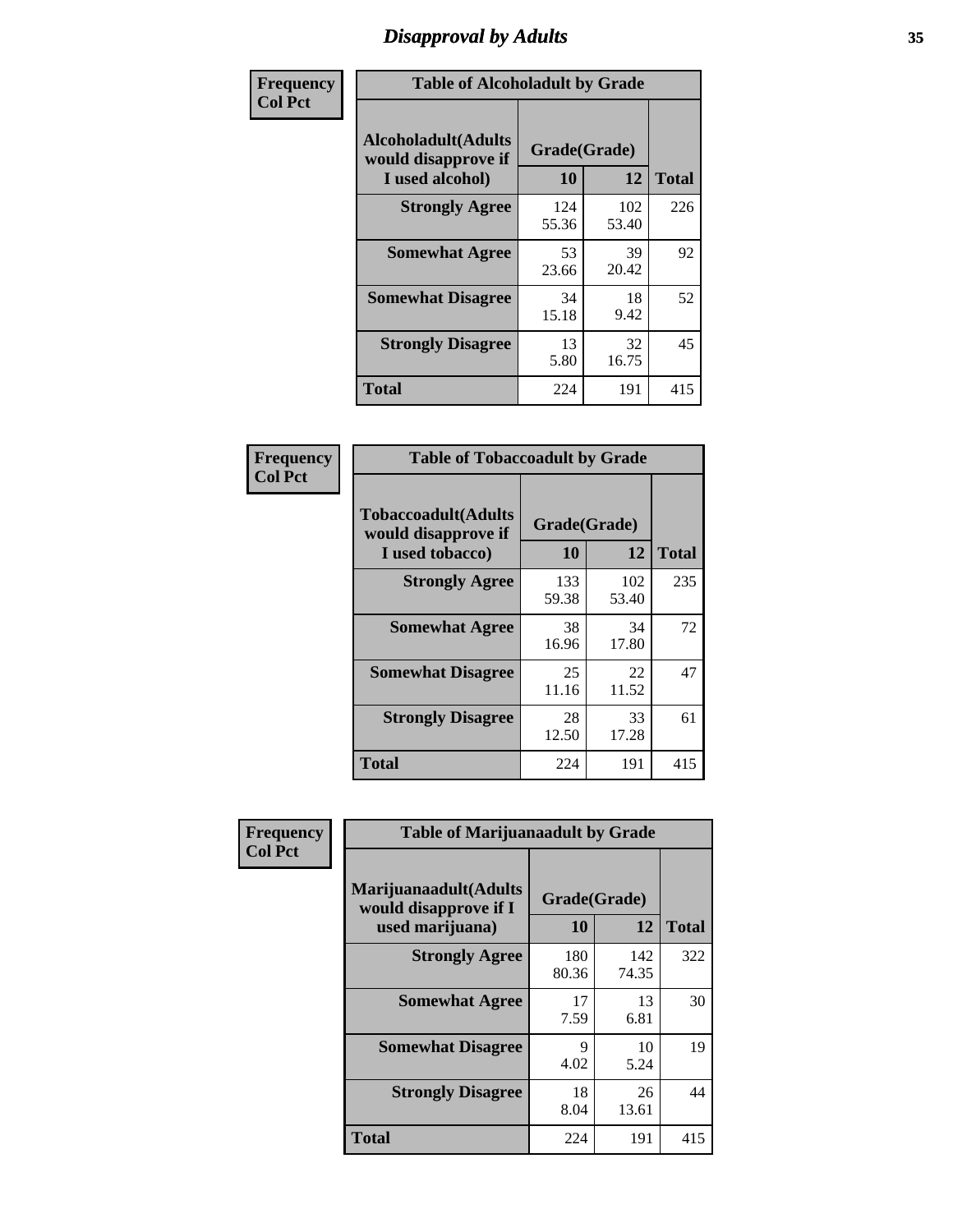# Disapproval by Adults

| Frequency Col Pct | Table of Alcoholadult by Grade | | |
|---|---|---|---|
| Alcoholadult(Adults would disapprove if I used alcohol) | Grade(Grade) | | |
| | 10 | 12 | Total |
| Strongly Agree | 124<br>55.36 | 102<br>53.40 | 226 |
| Somewhat Agree | 53<br>23.66 | 39<br>20.42 | 92 |
| Somewhat Disagree | 34<br>15.18 | 18<br>9.42 | 52 |
| Strongly Disagree | 13<br>5.80 | 32<br>16.75 | 45 |
| Total | 224 | 191 | 415 |

| Frequency Col Pct | Table of Tobaccoadult by Grade | | |
|---|---|---|---|
| Tobaccoadult(Adults would disapprove if I used tobacco) | Grade(Grade) | | |
| | 10 | 12 | Total |
| Strongly Agree | 133<br>59.38 | 102<br>53.40 | 235 |
| Somewhat Agree | 38<br>16.96 | 34<br>17.80 | 72 |
| Somewhat Disagree | 25<br>11.16 | 22<br>11.52 | 47 |
| Strongly Disagree | 28<br>12.50 | 33<br>17.28 | 61 |
| Total | 224 | 191 | 415 |

| Frequency Col Pct | Table of Marijuanaadult by Grade | | |
|---|---|---|---|
| Marijuanaadult(Adults would disapprove if I used marijuana) | Grade(Grade) | | |
| | 10 | 12 | Total |
| Strongly Agree | 180<br>80.36 | 142<br>74.35 | 322 |
| Somewhat Agree | 17<br>7.59 | 13<br>6.81 | 30 |
| Somewhat Disagree | 9<br>4.02 | 10<br>5.24 | 19 |
| Strongly Disagree | 18<br>8.04 | 26<br>13.61 | 44 |
| Total | 224 | 191 | 415 |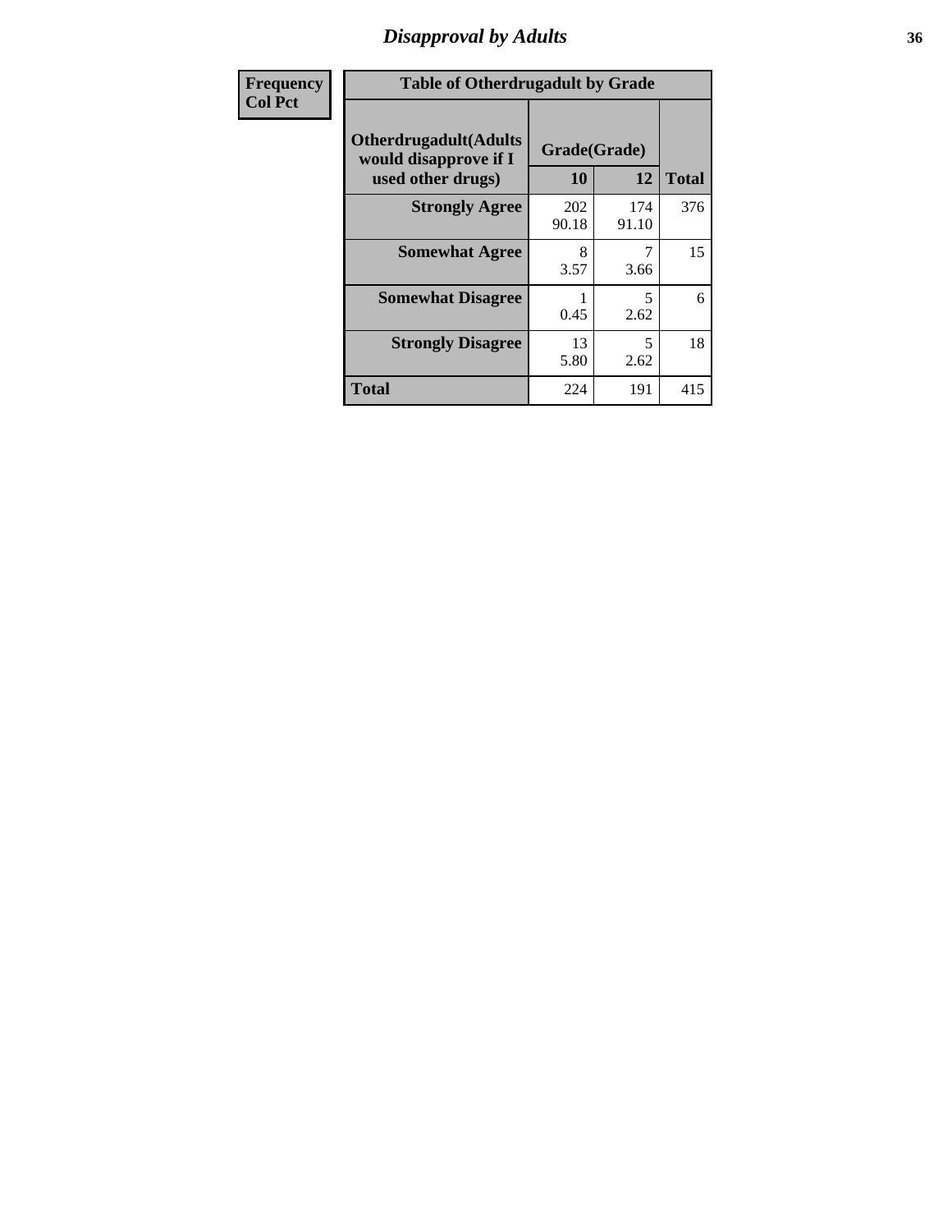## Disapproval by Adults

| Frequency<br>Col Pct | Table of Otherdrugadult by Grade | | |
|---|---|---|---|
| **Otherdrugadult(Adults would disapprove if I used other drugs)** | **Grade(Grade)** | | |
| | **10** | **12** | **Total** |
| **Strongly Agree** | 202<br>90.18 | 174<br>91.10 | 376 |
| **Somewhat Agree** | 8<br>3.57 | 7<br>3.66 | 15 |
| **Somewhat Disagree** | 1<br>0.45 | 5<br>2.62 | 6 |
| **Strongly Disagree** | 13<br>5.80 | 5<br>2.62 | 18 |
| **Total** | 224 | 191 | 415 |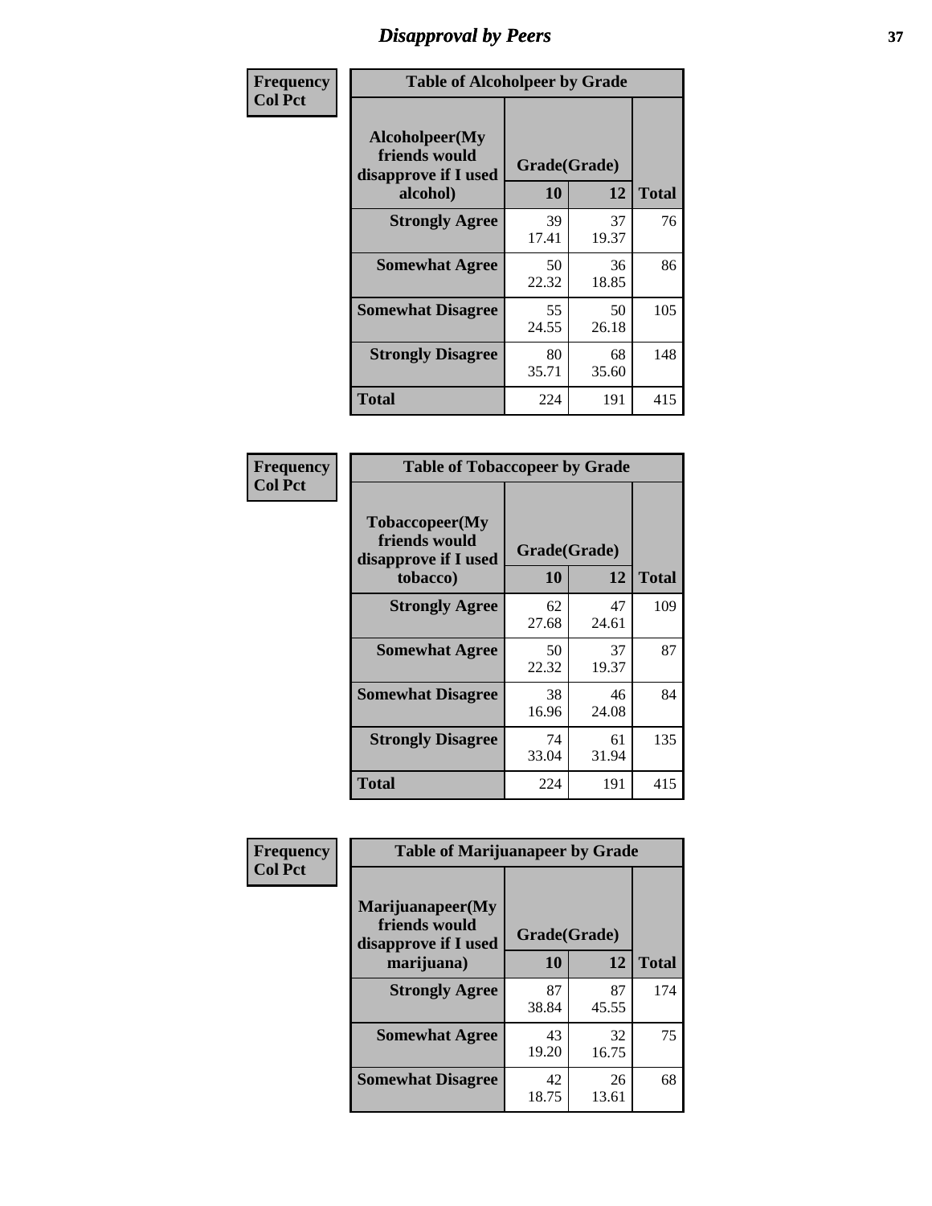# Disapproval by Peers

| Frequency Col Pct | Table of Alcoholpeer by Grade | | |
|---|---|---|---|
| Alcoholpeer(My friends would disapprove if I used alcohol) | Grade(Grade) | | |
| | 10 | 12 | Total |
| Strongly Agree | 39<br>17.41 | 37<br>19.37 | 76 |
| Somewhat Agree | 50<br>22.32 | 36<br>18.85 | 86 |
| Somewhat Disagree | 55<br>24.55 | 50<br>26.18 | 105 |
| Strongly Disagree | 80<br>35.71 | 68<br>35.60 | 148 |
| Total | 224 | 191 | 415 |

| Frequency Col Pct | Table of Tobaccopeer by Grade | | |
|---|---|---|---|
| Tobaccopeer(My friends would disapprove if I used tobacco) | Grade(Grade) | | |
| | 10 | 12 | Total |
| Strongly Agree | 62<br>27.68 | 47<br>24.61 | 109 |
| Somewhat Agree | 50<br>22.32 | 37<br>19.37 | 87 |
| Somewhat Disagree | 38<br>16.96 | 46<br>24.08 | 84 |
| Strongly Disagree | 74<br>33.04 | 61<br>31.94 | 135 |
| Total | 224 | 191 | 415 |

| Frequency Col Pct | Table of Marijuanapeer by Grade | | |
|---|---|---|---|
| Marijuanapeer(My friends would disapprove if I used marijuana) | Grade(Grade) | | |
| | 10 | 12 | Total |
| Strongly Agree | 87<br>38.84 | 87<br>45.55 | 174 |
| Somewhat Agree | 43<br>19.20 | 32<br>16.75 | 75 |
| Somewhat Disagree | 42<br>18.75 | 26<br>13.61 | 68 |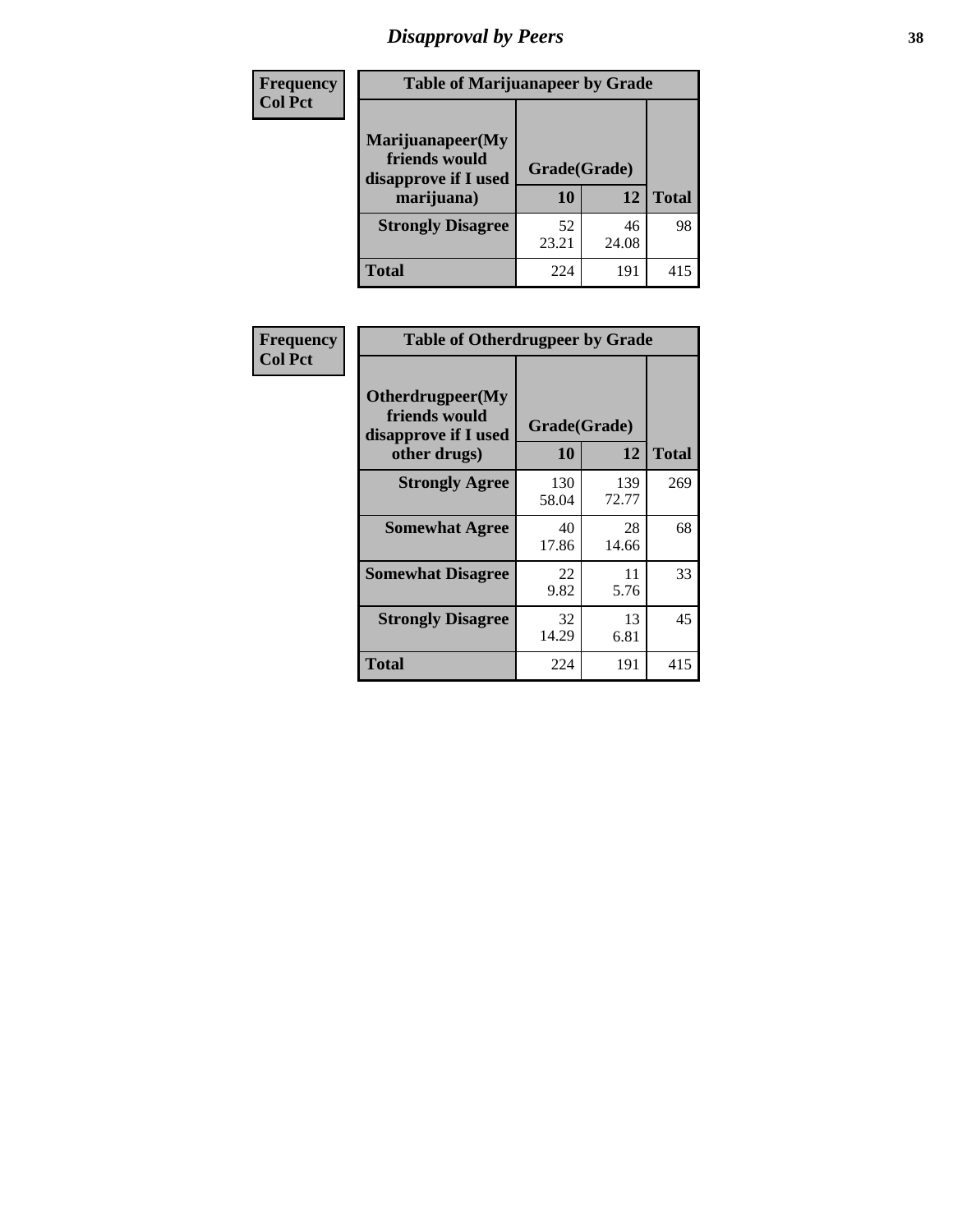# Disapproval by Peers

| Frequency<br>Col Pct | Table of Marijuanapeer by Grade | | |
|---|---|---|---|
| Marijuanapeer(My friends would disapprove if I used marijuana) | Grade(Grade) | | |
| | 10 | 12 | Total |
| Strongly Disagree | 52<br>23.21 | 46<br>24.08 | 98 |
| Total | 224 | 191 | 415 |

| Frequency<br>Col Pct | Table of Otherdrugpeer by Grade | | |
|---|---|---|---|
| Otherdrugpeer(My friends would disapprove if I used other drugs) | Grade(Grade) | | |
| | 10 | 12 | Total |
| Strongly Agree | 130<br>58.04 | 139<br>72.77 | 269 |
| Somewhat Agree | 40<br>17.86 | 28<br>14.66 | 68 |
| Somewhat Disagree | 22<br>9.82 | 11<br>5.76 | 33 |
| Strongly Disagree | 32<br>14.29 | 13<br>6.81 | 45 |
| Total | 224 | 191 | 415 |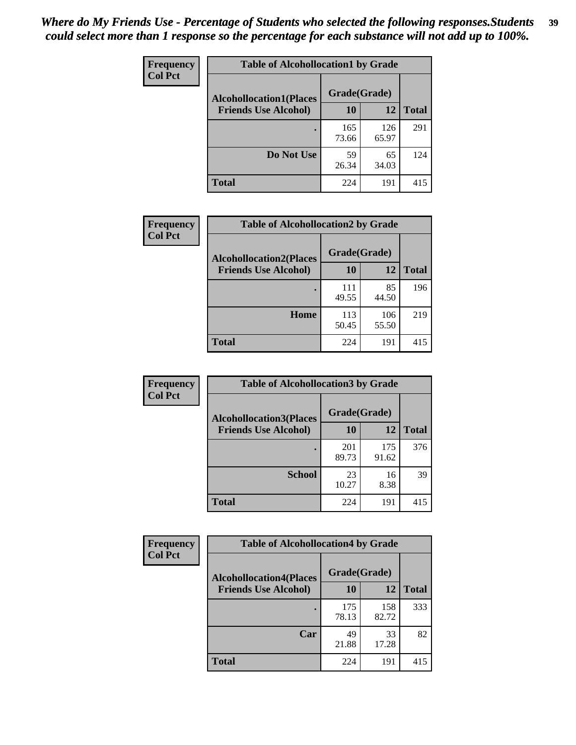*Where do My Friends Use - Percentage of Students who selected the following responses.Students could select more than 1 response so the percentage for each substance will not add up to 100%.*

**Frequency**
**Col Pct**

| Table of Alcohollocation1 by Grade | | | |
|---|---|---|---|
| **Alcohollocation1(Places Friends Use Alcohol)** | **Grade(Grade)** | | |
| | **10** | **12** | **Total** |
| **.** | 165<br>73.66 | 126<br>65.97 | 291 |
| **Do Not Use** | 59<br>26.34 | 65<br>34.03 | 124 |
| **Total** | 224 | 191 | 415 |

**Frequency**
**Col Pct**

| Table of Alcohollocation2 by Grade | | | |
|---|---|---|---|
| **Alcohollocation2(Places Friends Use Alcohol)** | **Grade(Grade)** | | |
| | **10** | **12** | **Total** |
| **.** | 111<br>49.55 | 85<br>44.50 | 196 |
| **Home** | 113<br>50.45 | 106<br>55.50 | 219 |
| **Total** | 224 | 191 | 415 |

**Frequency**
**Col Pct**

| Table of Alcohollocation3 by Grade | | | |
|---|---|---|---|
| **Alcohollocation3(Places Friends Use Alcohol)** | **Grade(Grade)** | | |
| | **10** | **12** | **Total** |
| **.** | 201<br>89.73 | 175<br>91.62 | 376 |
| **School** | 23<br>10.27 | 16<br>8.38 | 39 |
| **Total** | 224 | 191 | 415 |

**Frequency**
**Col Pct**

| Table of Alcohollocation4 by Grade | | | |
|---|---|---|---|
| **Alcohollocation4(Places Friends Use Alcohol)** | **Grade(Grade)** | | |
| | **10** | **12** | **Total** |
| **.** | 175<br>78.13 | 158<br>82.72 | 333 |
| **Car** | 49<br>21.88 | 33<br>17.28 | 82 |
| **Total** | 224 | 191 | 415 |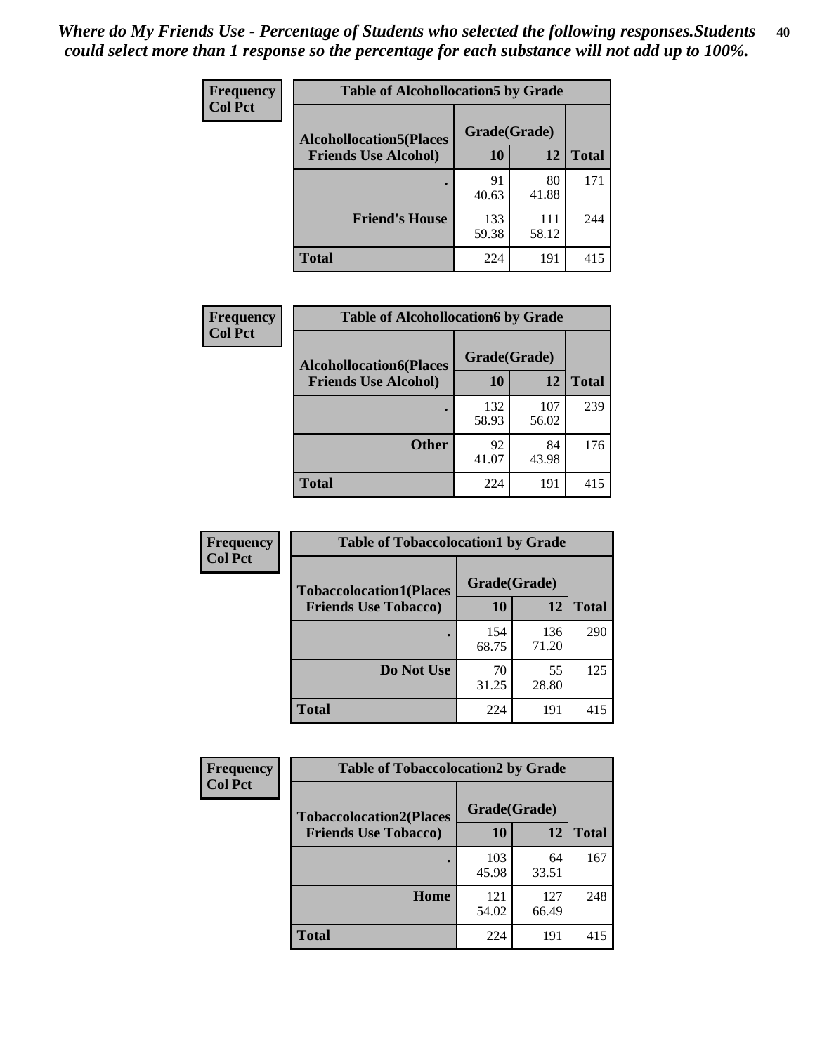*Where do My Friends Use - Percentage of Students who selected the following responses.Students could select more than 1 response so the percentage for each substance will not add up to 100%.*

**Frequency**
**Col Pct**

| Table of Alcohollocation5 by Grade | | | |
|---|---|---|---|
| **Alcohollocation5(Places Friends Use Alcohol)** | **Grade(Grade)** | | **Total** |
| | **10** | **12** | |
| . | 91<br>40.63 | 80<br>41.88 | 171 |
| **Friend's House** | 133<br>59.38 | 111<br>58.12 | 244 |
| **Total** | 224 | 191 | 415 |

**Frequency**
**Col Pct**

| Table of Alcohollocation6 by Grade | | | |
|---|---|---|---|
| **Alcohollocation6(Places Friends Use Alcohol)** | **Grade(Grade)** | | **Total** |
| | **10** | **12** | |
| . | 132<br>58.93 | 107<br>56.02 | 239 |
| **Other** | 92<br>41.07 | 84<br>43.98 | 176 |
| **Total** | 224 | 191 | 415 |

**Frequency**
**Col Pct**

| Table of Tobaccolocation1 by Grade | | | |
|---|---|---|---|
| **Tobaccolocation1(Places Friends Use Tobacco)** | **Grade(Grade)** | | **Total** |
| | **10** | **12** | |
| . | 154<br>68.75 | 136<br>71.20 | 290 |
| **Do Not Use** | 70<br>31.25 | 55<br>28.80 | 125 |
| **Total** | 224 | 191 | 415 |

**Frequency**
**Col Pct**

| Table of Tobaccolocation2 by Grade | | | |
|---|---|---|---|
| **Tobaccolocation2(Places Friends Use Tobacco)** | **Grade(Grade)** | | **Total** |
| | **10** | **12** | |
| . | 103<br>45.98 | 64<br>33.51 | 167 |
| **Home** | 121<br>54.02 | 127<br>66.49 | 248 |
| **Total** | 224 | 191 | 415 |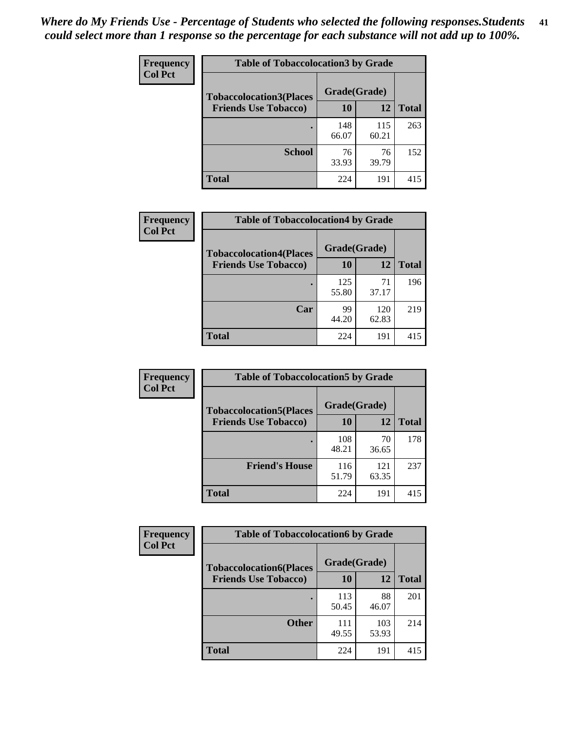*Where do My Friends Use - Percentage of Students who selected the following responses.Students could select more than 1 response so the percentage for each substance will not add up to 100%.*

**Frequency**
**Col Pct**

**Table of Tobaccolocation3 by Grade**

| Tobaccolocation3(Places Friends Use Tobacco) | Grade(Grade) 10 | 12 | Total |
|---|---|---|---|
| . | 148<br>66.07 | 115<br>60.21 | 263 |
| School | 76<br>33.93 | 76<br>39.79 | 152 |
| Total | 224 | 191 | 415 |

**Frequency**
**Col Pct**

**Table of Tobaccolocation4 by Grade**

| Tobaccolocation4(Places Friends Use Tobacco) | Grade(Grade) 10 | 12 | Total |
|---|---|---|---|
| . | 125<br>55.80 | 71<br>37.17 | 196 |
| Car | 99<br>44.20 | 120<br>62.83 | 219 |
| Total | 224 | 191 | 415 |

**Frequency**
**Col Pct**

**Table of Tobaccolocation5 by Grade**

| Tobaccolocation5(Places Friends Use Tobacco) | Grade(Grade) 10 | 12 | Total |
|---|---|---|---|
| . | 108<br>48.21 | 70<br>36.65 | 178 |
| Friend's House | 116<br>51.79 | 121<br>63.35 | 237 |
| Total | 224 | 191 | 415 |

**Frequency**
**Col Pct**

**Table of Tobaccolocation6 by Grade**

| Tobaccolocation6(Places Friends Use Tobacco) | Grade(Grade) 10 | 12 | Total |
|---|---|---|---|
| . | 113<br>50.45 | 88<br>46.07 | 201 |
| Other | 111<br>49.55 | 103<br>53.93 | 214 |
| Total | 224 | 191 | 415 |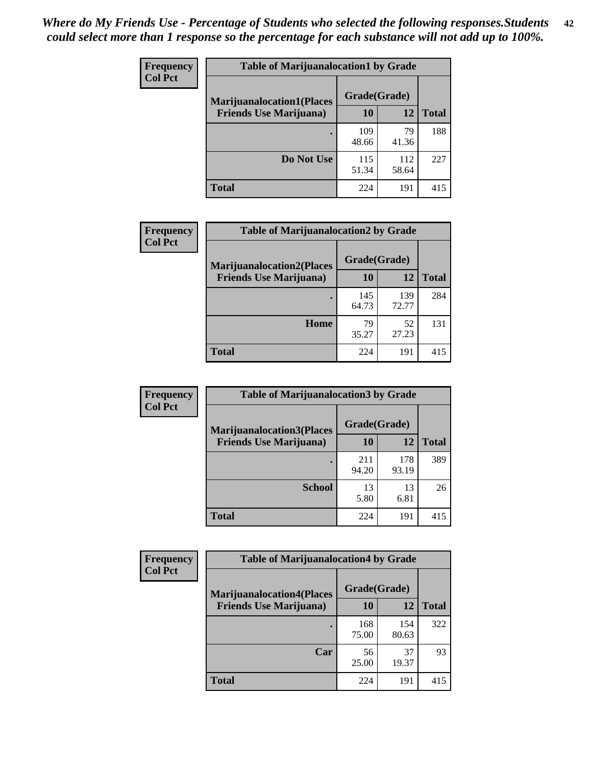*Where do My Friends Use - Percentage of Students who selected the following responses.Students could select more than 1 response so the percentage for each substance will not add up to 100%.*

**Frequency**
**Col Pct**

| Table of Marijuanalocation1 by Grade | | | |
|---|---|---|---|
| **Marijuanalocation1(Places Friends Use Marijuana)** | **Grade(Grade)** | | **Total** |
| | **10** | **12** | |
| **.** | 109<br>48.66 | 79<br>41.36 | 188 |
| **Do Not Use** | 115<br>51.34 | 112<br>58.64 | 227 |
| **Total** | 224 | 191 | 415 |

**Frequency**
**Col Pct**

| Table of Marijuanalocation2 by Grade | | | |
|---|---|---|---|
| **Marijuanalocation2(Places Friends Use Marijuana)** | **Grade(Grade)** | | **Total** |
| | **10** | **12** | |
| **.** | 145<br>64.73 | 139<br>72.77 | 284 |
| **Home** | 79<br>35.27 | 52<br>27.23 | 131 |
| **Total** | 224 | 191 | 415 |

**Frequency**
**Col Pct**

| Table of Marijuanalocation3 by Grade | | | |
|---|---|---|---|
| **Marijuanalocation3(Places Friends Use Marijuana)** | **Grade(Grade)** | | **Total** |
| | **10** | **12** | |
| **.** | 211<br>94.20 | 178<br>93.19 | 389 |
| **School** | 13<br>5.80 | 13<br>6.81 | 26 |
| **Total** | 224 | 191 | 415 |

**Frequency**
**Col Pct**

| Table of Marijuanalocation4 by Grade | | | |
|---|---|---|---|
| **Marijuanalocation4(Places Friends Use Marijuana)** | **Grade(Grade)** | | **Total** |
| | **10** | **12** | |
| **.** | 168<br>75.00 | 154<br>80.63 | 322 |
| **Car** | 56<br>25.00 | 37<br>19.37 | 93 |
| **Total** | 224 | 191 | 415 |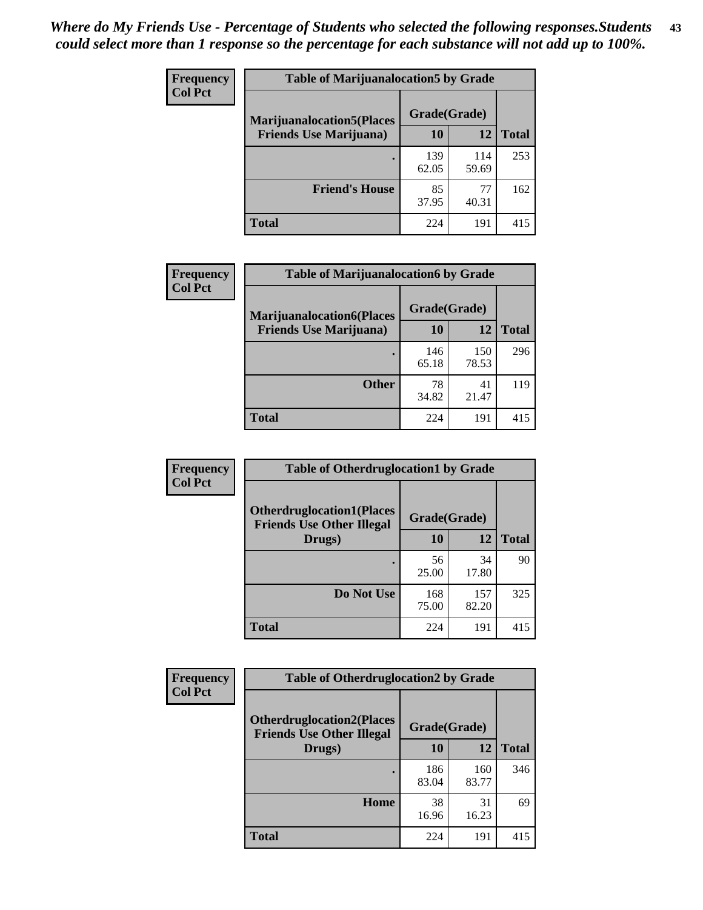*Where do My Friends Use - Percentage of Students who selected the following responses.Students could select more than 1 response so the percentage for each substance will not add up to 100%.*

**Frequency**
**Col Pct**

| Table of Marijuanalocation5 by Grade | | | |
|---|---|---|---|
| **Marijuanalocation5(Places Friends Use Marijuana)** | **Grade(Grade)** | | **Total** |
| | **10** | **12** | |
| . | 139<br>62.05 | 114<br>59.69 | 253 |
| **Friend's House** | 85<br>37.95 | 77<br>40.31 | 162 |
| **Total** | 224 | 191 | 415 |

**Frequency**
**Col Pct**

| Table of Marijuanalocation6 by Grade | | | |
|---|---|---|---|
| **Marijuanalocation6(Places Friends Use Marijuana)** | **Grade(Grade)** | | **Total** |
| | **10** | **12** | |
| . | 146<br>65.18 | 150<br>78.53 | 296 |
| **Other** | 78<br>34.82 | 41<br>21.47 | 119 |
| **Total** | 224 | 191 | 415 |

**Frequency**
**Col Pct**

| Table of Otherdruglocation1 by Grade | | | |
|---|---|---|---|
| **Otherdruglocation1(Places Friends Use Other Illegal Drugs)** | **Grade(Grade)** | | **Total** |
| | **10** | **12** | |
| . | 56<br>25.00 | 34<br>17.80 | 90 |
| **Do Not Use** | 168<br>75.00 | 157<br>82.20 | 325 |
| **Total** | 224 | 191 | 415 |

**Frequency**
**Col Pct**

| Table of Otherdruglocation2 by Grade | | | |
|---|---|---|---|
| **Otherdruglocation2(Places Friends Use Other Illegal Drugs)** | **Grade(Grade)** | | **Total** |
| | **10** | **12** | |
| . | 186<br>83.04 | 160<br>83.77 | 346 |
| **Home** | 38<br>16.96 | 31<br>16.23 | 69 |
| **Total** | 224 | 191 | 415 |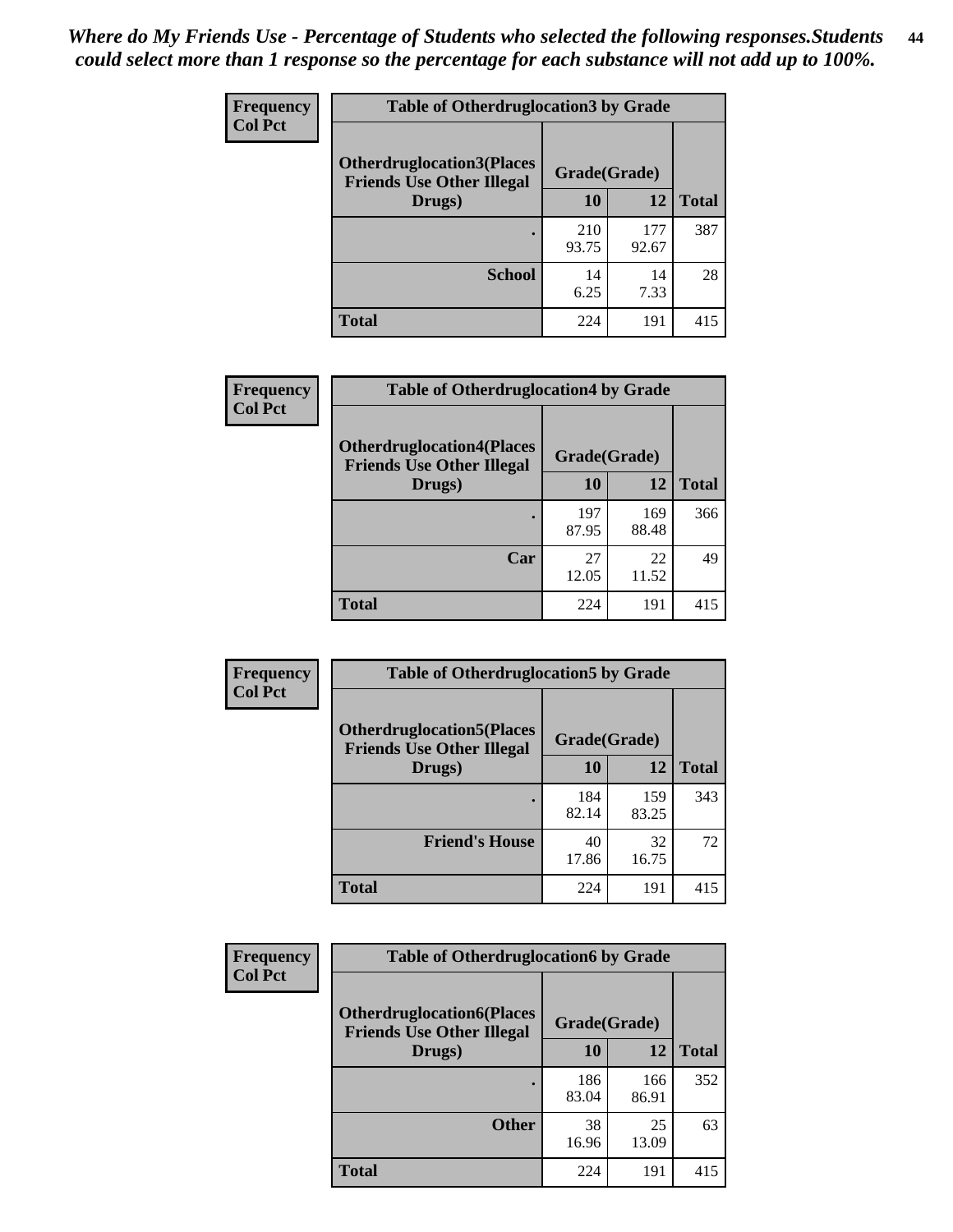*Where do My Friends Use - Percentage of Students who selected the following responses.Students could select more than 1 response so the percentage for each substance will not add up to 100%.*

**Frequency / Col Pct**

**Table of Otherdruglocation3 by Grade**

| Otherdruglocation3(Places Friends Use Other Illegal Drugs) | Grade(Grade) 10 | 12 | Total |
|---|---|---|---|
| . | 210<br>93.75 | 177<br>92.67 | 387 |
| School | 14<br>6.25 | 14<br>7.33 | 28 |
| Total | 224 | 191 | 415 |

**Frequency / Col Pct**

**Table of Otherdruglocation4 by Grade**

| Otherdruglocation4(Places Friends Use Other Illegal Drugs) | Grade(Grade) 10 | 12 | Total |
|---|---|---|---|
| . | 197<br>87.95 | 169<br>88.48 | 366 |
| Car | 27<br>12.05 | 22<br>11.52 | 49 |
| Total | 224 | 191 | 415 |

**Frequency / Col Pct**

**Table of Otherdruglocation5 by Grade**

| Otherdruglocation5(Places Friends Use Other Illegal Drugs) | Grade(Grade) 10 | 12 | Total |
|---|---|---|---|
| . | 184<br>82.14 | 159<br>83.25 | 343 |
| Friend's House | 40<br>17.86 | 32<br>16.75 | 72 |
| Total | 224 | 191 | 415 |

**Frequency / Col Pct**

**Table of Otherdruglocation6 by Grade**

| Otherdruglocation6(Places Friends Use Other Illegal Drugs) | Grade(Grade) 10 | 12 | Total |
|---|---|---|---|
| . | 186<br>83.04 | 166<br>86.91 | 352 |
| Other | 38<br>16.96 | 25<br>13.09 | 63 |
| Total | 224 | 191 | 415 |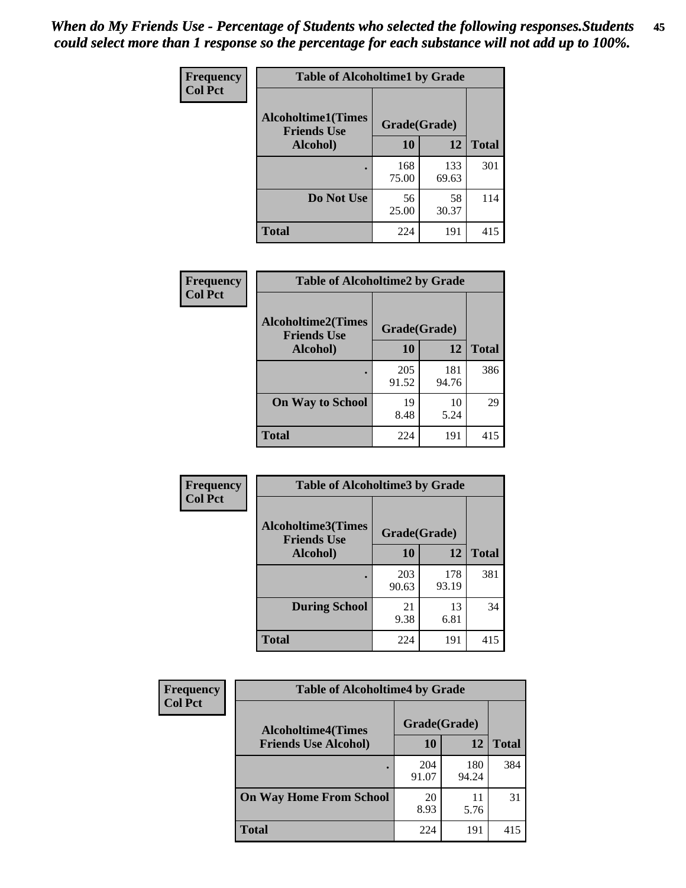*When do My Friends Use - Percentage of Students who selected the following responses.Students could select more than 1 response so the percentage for each substance will not add up to 100%.*

**Frequency**
**Col Pct**

| Table of Alcoholtime1 by Grade | | | |
|---|---|---|---|
| **Alcoholtime1(Times Friends Use Alcohol)** | **Grade(Grade)** | | |
| | **10** | **12** | **Total** |
| **.** | 168<br>75.00 | 133<br>69.63 | 301 |
| **Do Not Use** | 56<br>25.00 | 58<br>30.37 | 114 |
| **Total** | 224 | 191 | 415 |

**Frequency**
**Col Pct**

| Table of Alcoholtime2 by Grade | | | |
|---|---|---|---|
| **Alcoholtime2(Times Friends Use Alcohol)** | **Grade(Grade)** | | |
| | **10** | **12** | **Total** |
| **.** | 205<br>91.52 | 181<br>94.76 | 386 |
| **On Way to School** | 19<br>8.48 | 10<br>5.24 | 29 |
| **Total** | 224 | 191 | 415 |

**Frequency**
**Col Pct**

| Table of Alcoholtime3 by Grade | | | |
|---|---|---|---|
| **Alcoholtime3(Times Friends Use Alcohol)** | **Grade(Grade)** | | |
| | **10** | **12** | **Total** |
| **.** | 203<br>90.63 | 178<br>93.19 | 381 |
| **During School** | 21<br>9.38 | 13<br>6.81 | 34 |
| **Total** | 224 | 191 | 415 |

**Frequency**
**Col Pct**

| Table of Alcoholtime4 by Grade | | | |
|---|---|---|---|
| **Alcoholtime4(Times Friends Use Alcohol)** | **Grade(Grade)** | | |
| | **10** | **12** | **Total** |
| **.** | 204<br>91.07 | 180<br>94.24 | 384 |
| **On Way Home From School** | 20<br>8.93 | 11<br>5.76 | 31 |
| **Total** | 224 | 191 | 415 |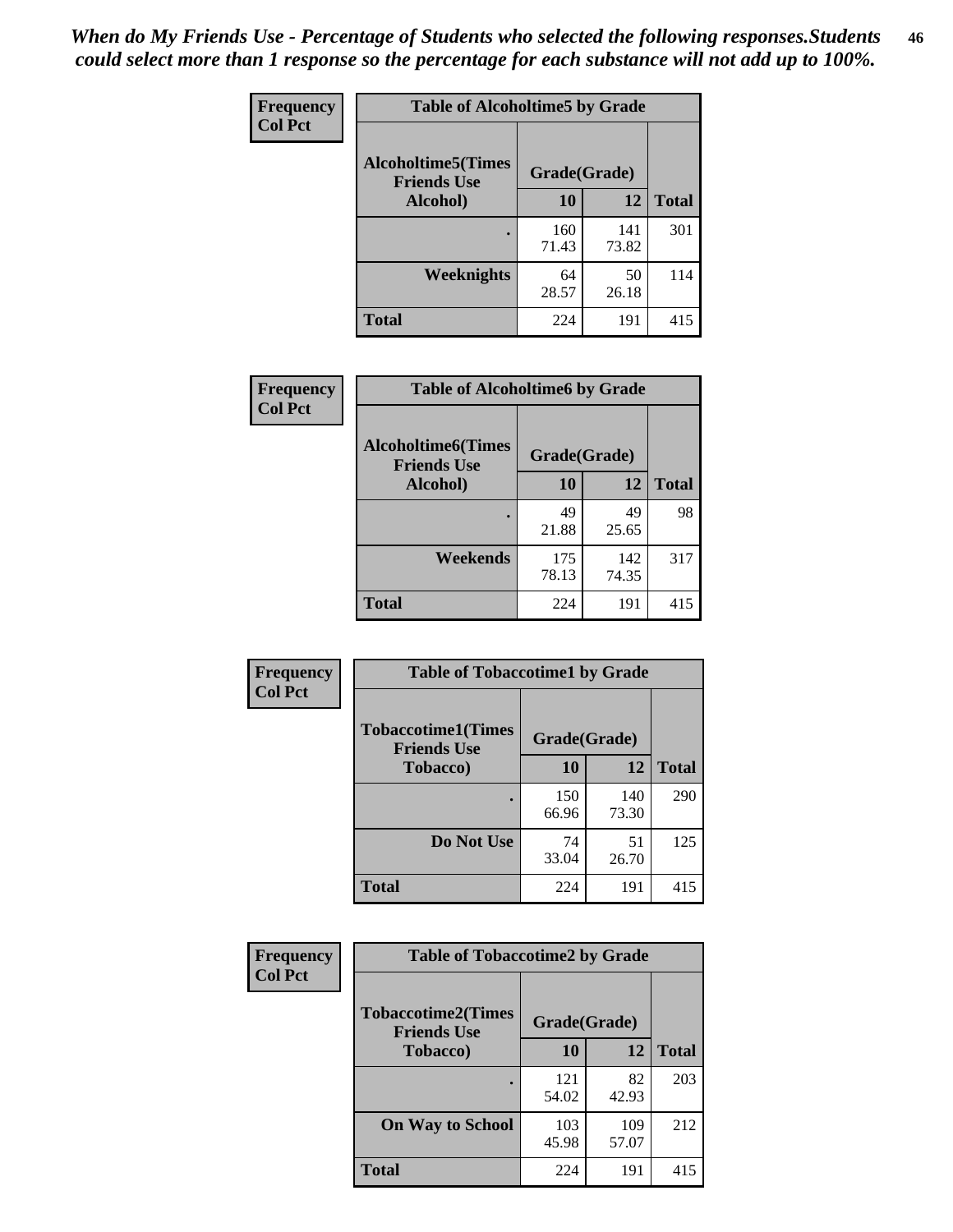*When do My Friends Use - Percentage of Students who selected the following responses.Students could select more than 1 response so the percentage for each substance will not add up to 100%.*

**Frequency**
**Col Pct**

| Table of Alcoholtime5 by Grade | | | |
|---|---|---|---|
| **Alcoholtime5(Times Friends Use Alcohol)** | **Grade(Grade)** | | **Total** |
| | **10** | **12** | |
| **.** | 160<br>71.43 | 141<br>73.82 | 301 |
| **Weeknights** | 64<br>28.57 | 50<br>26.18 | 114 |
| **Total** | 224 | 191 | 415 |

**Frequency**
**Col Pct**

| Table of Alcoholtime6 by Grade | | | |
|---|---|---|---|
| **Alcoholtime6(Times Friends Use Alcohol)** | **Grade(Grade)** | | **Total** |
| | **10** | **12** | |
| **.** | 49<br>21.88 | 49<br>25.65 | 98 |
| **Weekends** | 175<br>78.13 | 142<br>74.35 | 317 |
| **Total** | 224 | 191 | 415 |

**Frequency**
**Col Pct**

| Table of Tobaccotime1 by Grade | | | |
|---|---|---|---|
| **Tobaccotime1(Times Friends Use Tobacco)** | **Grade(Grade)** | | **Total** |
| | **10** | **12** | |
| **.** | 150<br>66.96 | 140<br>73.30 | 290 |
| **Do Not Use** | 74<br>33.04 | 51<br>26.70 | 125 |
| **Total** | 224 | 191 | 415 |

**Frequency**
**Col Pct**

| Table of Tobaccotime2 by Grade | | | |
|---|---|---|---|
| **Tobaccotime2(Times Friends Use Tobacco)** | **Grade(Grade)** | | **Total** |
| | **10** | **12** | |
| **.** | 121<br>54.02 | 82<br>42.93 | 203 |
| **On Way to School** | 103<br>45.98 | 109<br>57.07 | 212 |
| **Total** | 224 | 191 | 415 |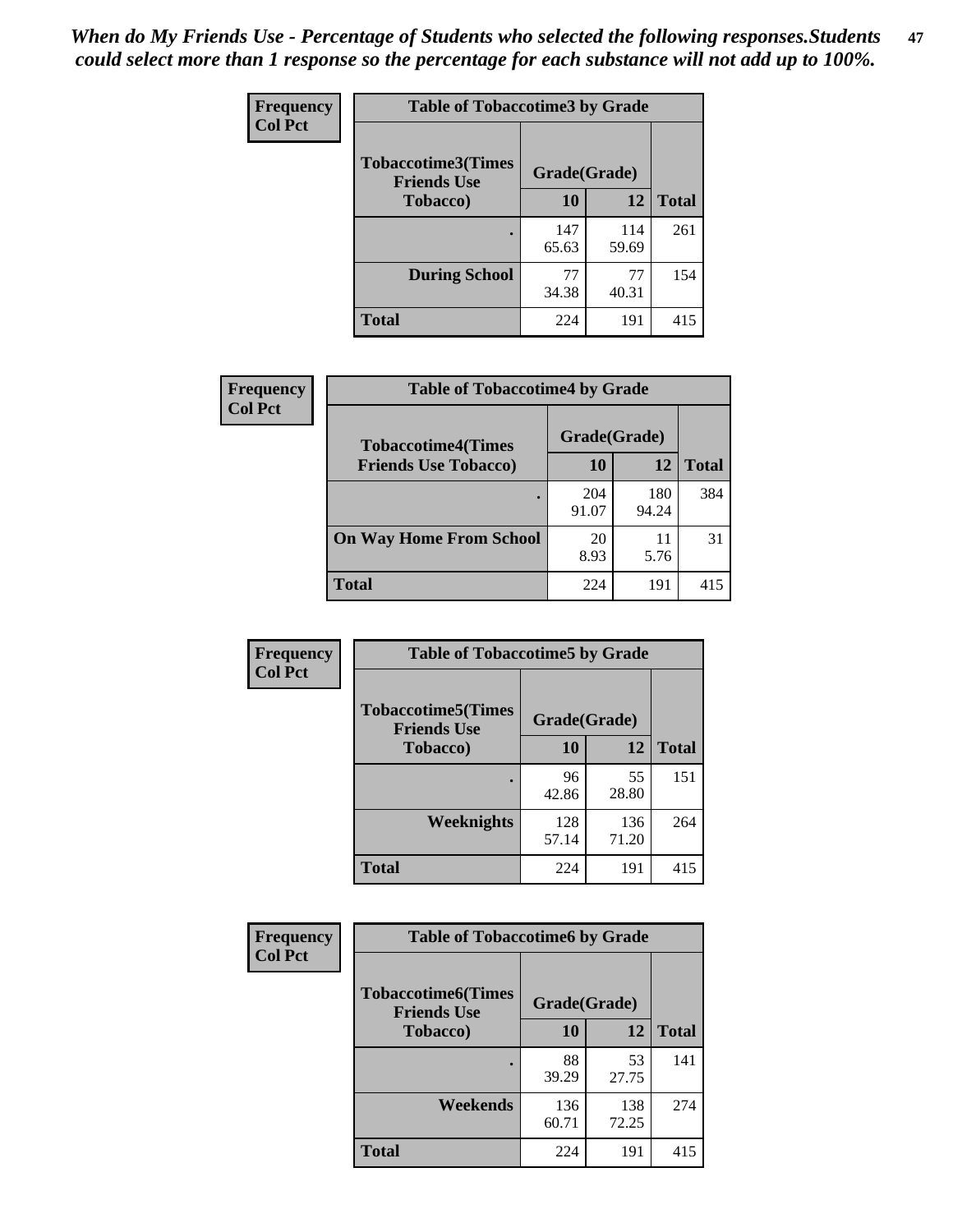*When do My Friends Use - Percentage of Students who selected the following responses.Students could select more than 1 response so the percentage for each substance will not add up to 100%.*

**Frequency / Col Pct**

| Table of Tobaccotime3 by Grade | | | |
|---|---|---|---|
| **Tobaccotime3(Times Friends Use Tobacco)** | **Grade(Grade)** | | **Total** |
| | **10** | **12** | |
| **.** | 147<br>65.63 | 114<br>59.69 | 261 |
| **During School** | 77<br>34.38 | 77<br>40.31 | 154 |
| **Total** | 224 | 191 | 415 |

**Frequency / Col Pct**

| Table of Tobaccotime4 by Grade | | | |
|---|---|---|---|
| **Tobaccotime4(Times Friends Use Tobacco)** | **Grade(Grade)** | | **Total** |
| | **10** | **12** | |
| **.** | 204<br>91.07 | 180<br>94.24 | 384 |
| **On Way Home From School** | 20<br>8.93 | 11<br>5.76 | 31 |
| **Total** | 224 | 191 | 415 |

**Frequency / Col Pct**

| Table of Tobaccotime5 by Grade | | | |
|---|---|---|---|
| **Tobaccotime5(Times Friends Use Tobacco)** | **Grade(Grade)** | | **Total** |
| | **10** | **12** | |
| **.** | 96<br>42.86 | 55<br>28.80 | 151 |
| **Weeknights** | 128<br>57.14 | 136<br>71.20 | 264 |
| **Total** | 224 | 191 | 415 |

**Frequency / Col Pct**

| Table of Tobaccotime6 by Grade | | | |
|---|---|---|---|
| **Tobaccotime6(Times Friends Use Tobacco)** | **Grade(Grade)** | | **Total** |
| | **10** | **12** | |
| **.** | 88<br>39.29 | 53<br>27.75 | 141 |
| **Weekends** | 136<br>60.71 | 138<br>72.25 | 274 |
| **Total** | 224 | 191 | 415 |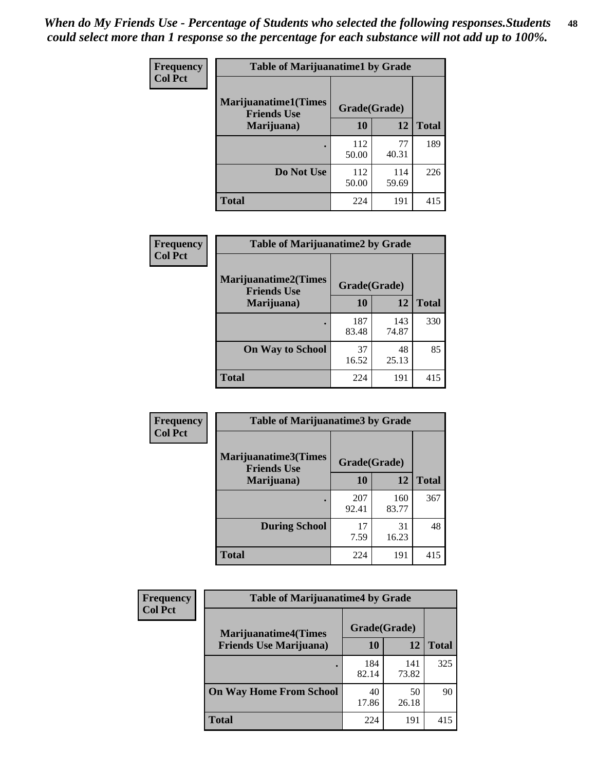*When do My Friends Use - Percentage of Students who selected the following responses.Students could select more than 1 response so the percentage for each substance will not add up to 100%.*

**Frequency**
**Col Pct**

**Table of Marijuanatime1 by Grade**

| Marijuanatime1(Times Friends Use Marijuana) | Grade(Grade) | | Total |
|---|---|---|---|
| | 10 | 12 | |
| . | 112<br>50.00 | 77<br>40.31 | 189 |
| Do Not Use | 112<br>50.00 | 114<br>59.69 | 226 |
| Total | 224 | 191 | 415 |

**Frequency**
**Col Pct**

**Table of Marijuanatime2 by Grade**

| Marijuanatime2(Times Friends Use Marijuana) | Grade(Grade) | | Total |
|---|---|---|---|
| | 10 | 12 | |
| . | 187<br>83.48 | 143<br>74.87 | 330 |
| On Way to School | 37<br>16.52 | 48<br>25.13 | 85 |
| Total | 224 | 191 | 415 |

**Frequency**
**Col Pct**

**Table of Marijuanatime3 by Grade**

| Marijuanatime3(Times Friends Use Marijuana) | Grade(Grade) | | Total |
|---|---|---|---|
| | 10 | 12 | |
| . | 207<br>92.41 | 160<br>83.77 | 367 |
| During School | 17<br>7.59 | 31<br>16.23 | 48 |
| Total | 224 | 191 | 415 |

**Frequency**
**Col Pct**

**Table of Marijuanatime4 by Grade**

| Marijuanatime4(Times Friends Use Marijuana) | Grade(Grade) | | Total |
|---|---|---|---|
| | 10 | 12 | |
| . | 184<br>82.14 | 141<br>73.82 | 325 |
| On Way Home From School | 40<br>17.86 | 50<br>26.18 | 90 |
| Total | 224 | 191 | 415 |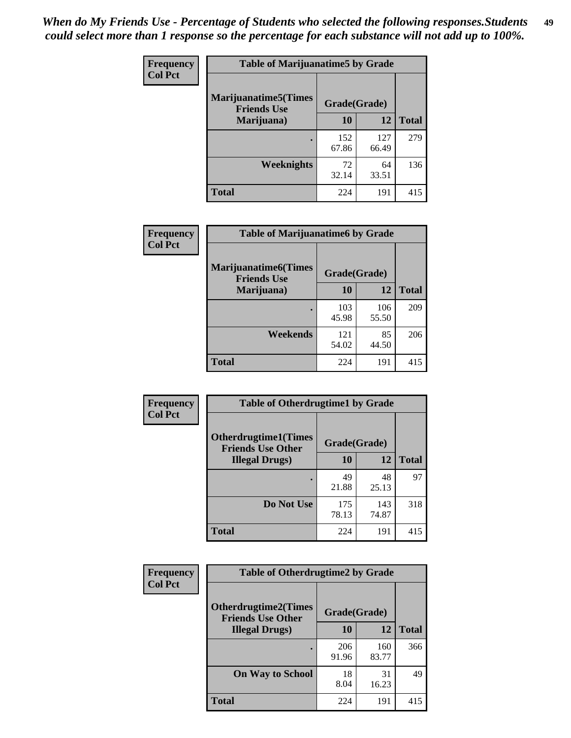*When do My Friends Use - Percentage of Students who selected the following responses.Students could select more than 1 response so the percentage for each substance will not add up to 100%.*

**Frequency**
**Col Pct**

| Table of Marijuanatime5 by Grade | | | |
|---|---|---|---|
| **Marijuanatime5(Times Friends Use Marijuana)** | **Grade(Grade)** | | **Total** |
| | **10** | **12** | |
| **.** | 152<br>67.86 | 127<br>66.49 | 279 |
| **Weeknights** | 72<br>32.14 | 64<br>33.51 | 136 |
| **Total** | 224 | 191 | 415 |

**Frequency**
**Col Pct**

| Table of Marijuanatime6 by Grade | | | |
|---|---|---|---|
| **Marijuanatime6(Times Friends Use Marijuana)** | **Grade(Grade)** | | **Total** |
| | **10** | **12** | |
| **.** | 103<br>45.98 | 106<br>55.50 | 209 |
| **Weekends** | 121<br>54.02 | 85<br>44.50 | 206 |
| **Total** | 224 | 191 | 415 |

**Frequency**
**Col Pct**

| Table of Otherdrugtime1 by Grade | | | |
|---|---|---|---|
| **Otherdrugtime1(Times Friends Use Other Illegal Drugs)** | **Grade(Grade)** | | **Total** |
| | **10** | **12** | |
| **.** | 49<br>21.88 | 48<br>25.13 | 97 |
| **Do Not Use** | 175<br>78.13 | 143<br>74.87 | 318 |
| **Total** | 224 | 191 | 415 |

**Frequency**
**Col Pct**

| Table of Otherdrugtime2 by Grade | | | |
|---|---|---|---|
| **Otherdrugtime2(Times Friends Use Other Illegal Drugs)** | **Grade(Grade)** | | **Total** |
| | **10** | **12** | |
| **.** | 206<br>91.96 | 160<br>83.77 | 366 |
| **On Way to School** | 18<br>8.04 | 31<br>16.23 | 49 |
| **Total** | 224 | 191 | 415 |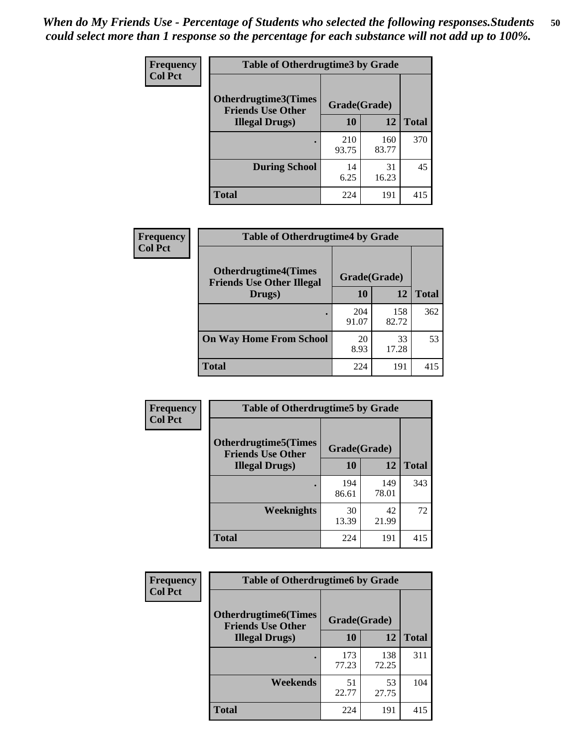*When do My Friends Use - Percentage of Students who selected the following responses.Students could select more than 1 response so the percentage for each substance will not add up to 100%.*

**Frequency**
**Col Pct**

| Table of Otherdrugtime3 by Grade | | | |
|---|---|---|---|
| Otherdrugtime3(Times Friends Use Other Illegal Drugs) | Grade(Grade) | | |
| | 10 | 12 | Total |
| . | 210<br>93.75 | 160<br>83.77 | 370 |
| During School | 14<br>6.25 | 31<br>16.23 | 45 |
| Total | 224 | 191 | 415 |

**Frequency**
**Col Pct**

| Table of Otherdrugtime4 by Grade | | | |
|---|---|---|---|
| Otherdrugtime4(Times Friends Use Other Illegal Drugs) | Grade(Grade) | | |
| | 10 | 12 | Total |
| . | 204<br>91.07 | 158<br>82.72 | 362 |
| On Way Home From School | 20<br>8.93 | 33<br>17.28 | 53 |
| Total | 224 | 191 | 415 |

**Frequency**
**Col Pct**

| Table of Otherdrugtime5 by Grade | | | |
|---|---|---|---|
| Otherdrugtime5(Times Friends Use Other Illegal Drugs) | Grade(Grade) | | |
| | 10 | 12 | Total |
| . | 194<br>86.61 | 149<br>78.01 | 343 |
| Weeknights | 30<br>13.39 | 42<br>21.99 | 72 |
| Total | 224 | 191 | 415 |

**Frequency**
**Col Pct**

| Table of Otherdrugtime6 by Grade | | | |
|---|---|---|---|
| Otherdrugtime6(Times Friends Use Other Illegal Drugs) | Grade(Grade) | | |
| | 10 | 12 | Total |
| . | 173<br>77.23 | 138<br>72.25 | 311 |
| Weekends | 51<br>22.77 | 53<br>27.75 | 104 |
| Total | 224 | 191 | 415 |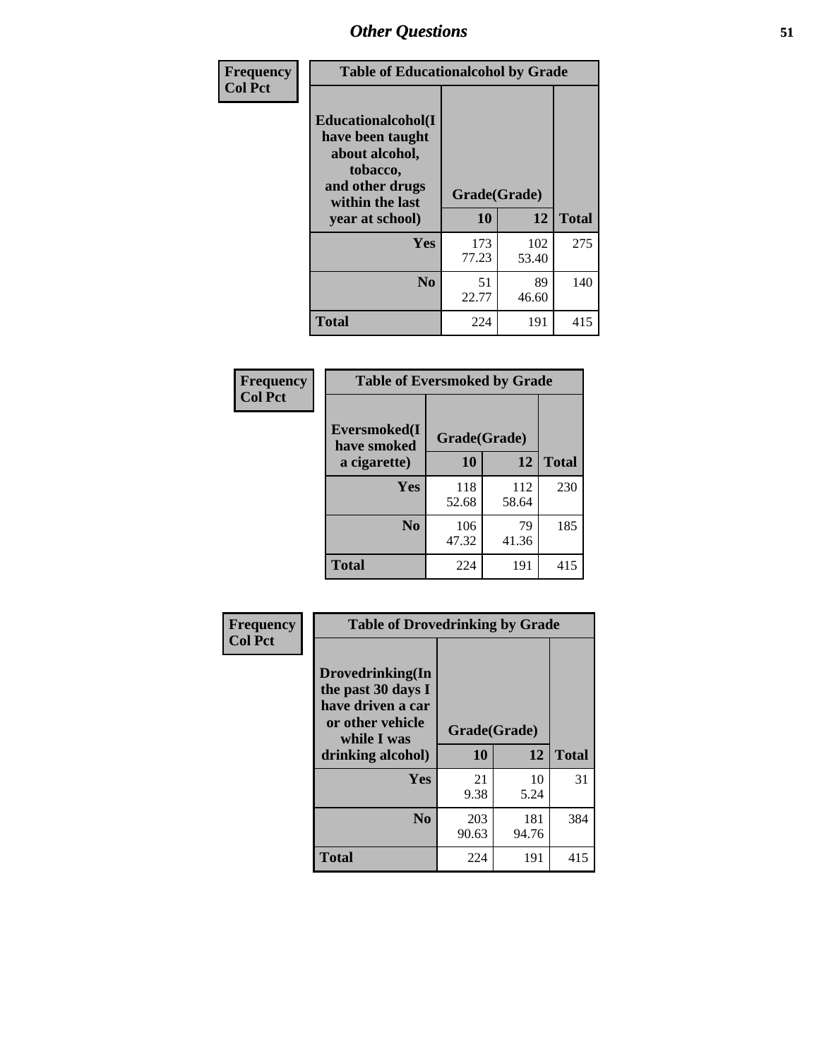| Frequency<br>Col Pct | Table of Educationalcohol by Grade | | |
|---|---|---|---|
| Educationalcohol(I have been taught about alcohol, tobacco, and other drugs within the last year at school) | Grade(Grade) | | |
| | 10 | 12 | Total |
| Yes | 173<br>77.23 | 102<br>53.40 | 275 |
| No | 51<br>22.77 | 89<br>46.60 | 140 |
| Total | 224 | 191 | 415 |

| Frequency<br>Col Pct | Table of Eversmoked by Grade | | |
|---|---|---|---|
| Eversmoked(I have smoked a cigarette) | Grade(Grade) | | |
| | 10 | 12 | Total |
| Yes | 118<br>52.68 | 112<br>58.64 | 230 |
| No | 106<br>47.32 | 79<br>41.36 | 185 |
| Total | 224 | 191 | 415 |

| Frequency<br>Col Pct | Table of Drovedrinking by Grade | | |
|---|---|---|---|
| Drovedrinking(In the past 30 days I have driven a car or other vehicle while I was drinking alcohol) | Grade(Grade) | | |
| | 10 | 12 | Total |
| Yes | 21<br>9.38 | 10<br>5.24 | 31 |
| No | 203<br>90.63 | 181<br>94.76 | 384 |
| Total | 224 | 191 | 415 |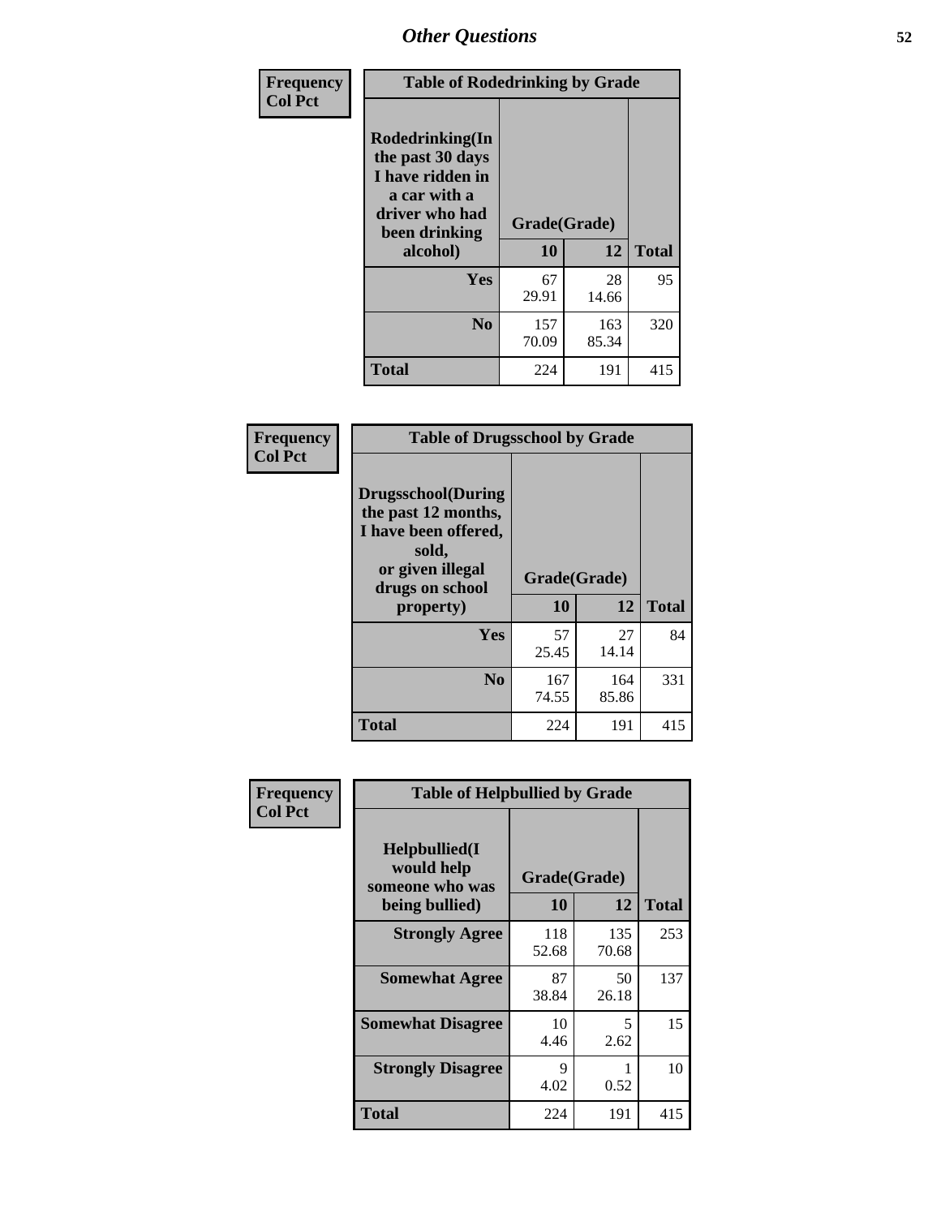## Other Questions

**Frequency**
**Col Pct**

**Table of Rodedrinking by Grade**

| Rodedrinking(In the past 30 days I have ridden in a car with a driver who had been drinking alcohol) | Grade(Grade) | | |
|---|---|---|---|
| | 10 | 12 | Total |
| Yes | 67<br>29.91 | 28<br>14.66 | 95 |
| No | 157<br>70.09 | 163<br>85.34 | 320 |
| Total | 224 | 191 | 415 |

**Frequency**
**Col Pct**

**Table of Drugsschool by Grade**

| Drugsschool(During the past 12 months, I have been offered, sold, or given illegal drugs on school property) | Grade(Grade) | | |
|---|---|---|---|
| | 10 | 12 | Total |
| Yes | 57<br>25.45 | 27<br>14.14 | 84 |
| No | 167<br>74.55 | 164<br>85.86 | 331 |
| Total | 224 | 191 | 415 |

**Frequency**
**Col Pct**

**Table of Helpbullied by Grade**

| Helpbullied(I would help someone who was being bullied) | Grade(Grade) | | |
|---|---|---|---|
| | 10 | 12 | Total |
| Strongly Agree | 118<br>52.68 | 135<br>70.68 | 253 |
| Somewhat Agree | 87<br>38.84 | 50<br>26.18 | 137 |
| Somewhat Disagree | 10<br>4.46 | 5<br>2.62 | 15 |
| Strongly Disagree | 9<br>4.02 | 1<br>0.52 | 10 |
| Total | 224 | 191 | 415 |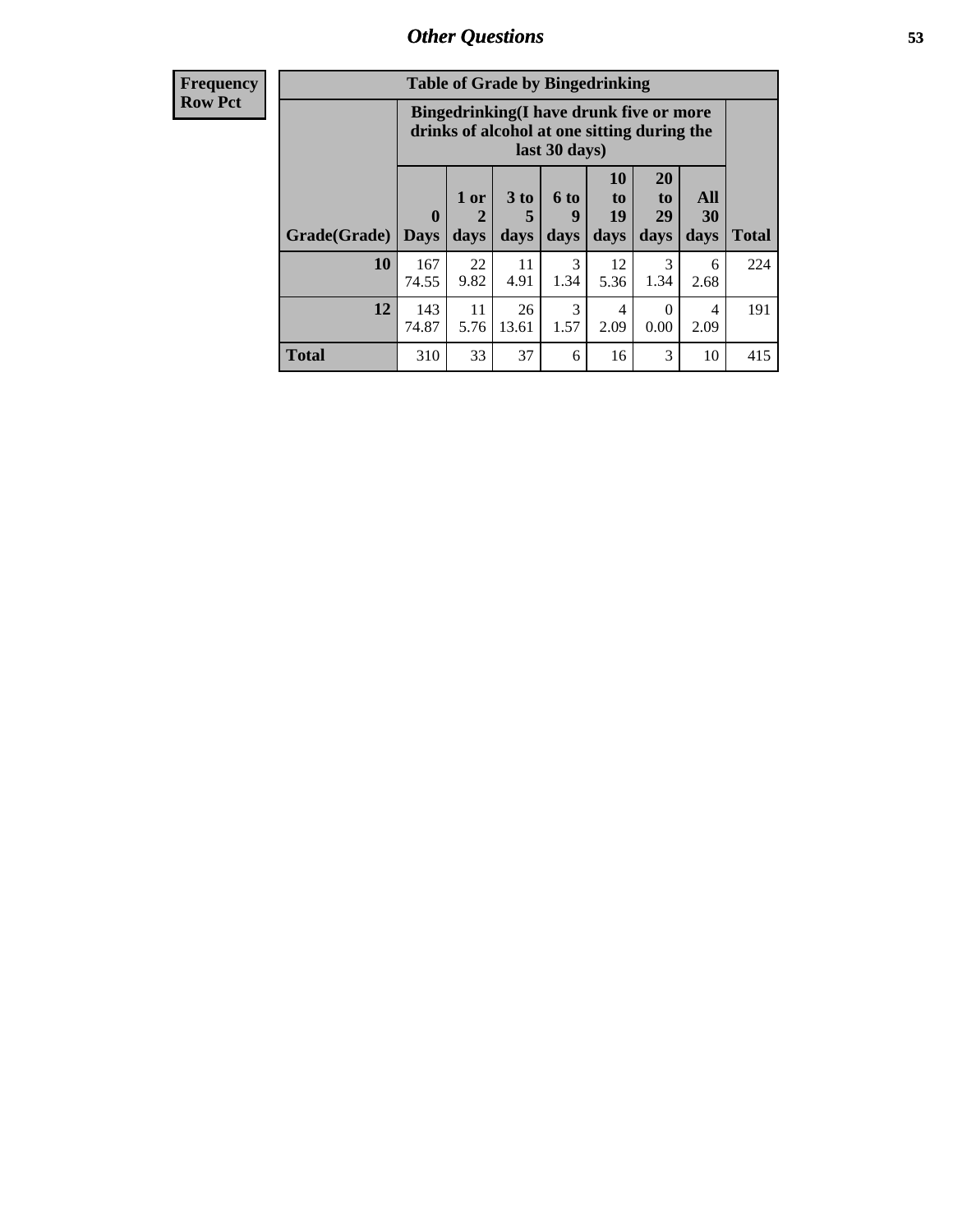# Other Questions

| Frequency Row Pct |
|---|

**Table of Grade by Bingedrinking**

| Grade(Grade) | Bingedrinking(I have drunk five or more drinks of alcohol at one sitting during the last 30 days) | | | | | | | Total |
|---|---|---|---|---|---|---|---|---|
| | 0 Days | 1 or 2 days | 3 to 5 days | 6 to 9 days | 10 to 19 days | 20 to 29 days | All 30 days | |
| **10** | 167<br>74.55 | 22<br>9.82 | 11<br>4.91 | 3<br>1.34 | 12<br>5.36 | 3<br>1.34 | 6<br>2.68 | 224 |
| **12** | 143<br>74.87 | 11<br>5.76 | 26<br>13.61 | 3<br>1.57 | 4<br>2.09 | 0<br>0.00 | 4<br>2.09 | 191 |
| **Total** | 310 | 33 | 37 | 6 | 16 | 3 | 10 | 415 |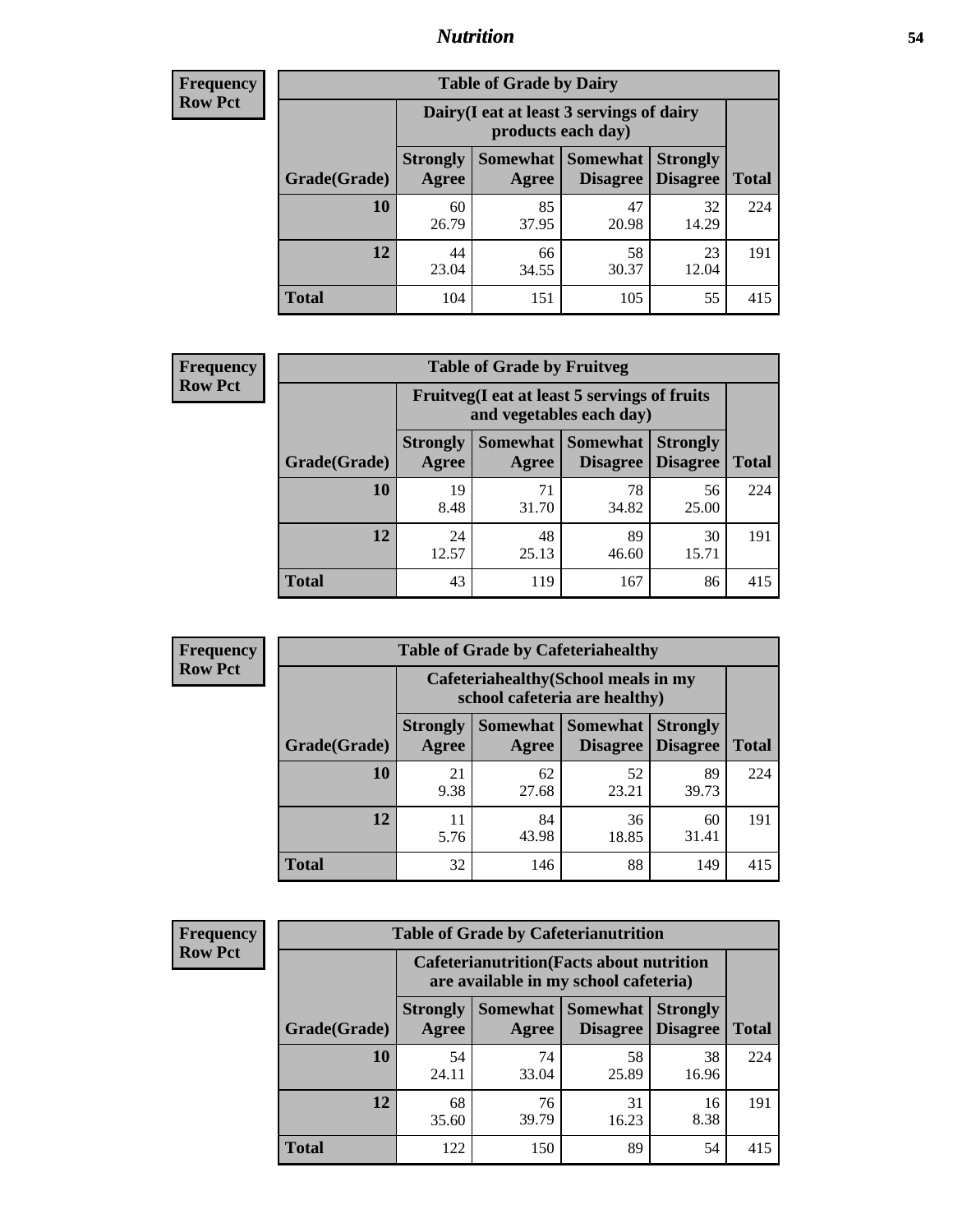| Frequency |
|---|
| Row Pct |

**Table of Grade by Dairy**

| Grade(Grade) | Dairy(I eat at least 3 servings of dairy products each day) | | | | Total |
|---|---|---|---|---|---|
| | Strongly Agree | Somewhat Agree | Somewhat Disagree | Strongly Disagree | |
| **10** | 60<br>26.79 | 85<br>37.95 | 47<br>20.98 | 32<br>14.29 | 224 |
| **12** | 44<br>23.04 | 66<br>34.55 | 58<br>30.37 | 23<br>12.04 | 191 |
| **Total** | 104 | 151 | 105 | 55 | 415 |

| Frequency |
|---|
| Row Pct |

**Table of Grade by Fruitveg**

| Grade(Grade) | Fruitveg(I eat at least 5 servings of fruits and vegetables each day) | | | | Total |
|---|---|---|---|---|---|
| | Strongly Agree | Somewhat Agree | Somewhat Disagree | Strongly Disagree | |
| **10** | 19<br>8.48 | 71<br>31.70 | 78<br>34.82 | 56<br>25.00 | 224 |
| **12** | 24<br>12.57 | 48<br>25.13 | 89<br>46.60 | 30<br>15.71 | 191 |
| **Total** | 43 | 119 | 167 | 86 | 415 |

| Frequency |
|---|
| Row Pct |

**Table of Grade by Cafeteriahealthy**

| Grade(Grade) | Cafeteriahealthy(School meals in my school cafeteria are healthy) | | | | Total |
|---|---|---|---|---|---|
| | Strongly Agree | Somewhat Agree | Somewhat Disagree | Strongly Disagree | |
| **10** | 21<br>9.38 | 62<br>27.68 | 52<br>23.21 | 89<br>39.73 | 224 |
| **12** | 11<br>5.76 | 84<br>43.98 | 36<br>18.85 | 60<br>31.41 | 191 |
| **Total** | 32 | 146 | 88 | 149 | 415 |

| Frequency |
|---|
| Row Pct |

**Table of Grade by Cafeterianutrition**

| Grade(Grade) | Cafeterianutrition(Facts about nutrition are available in my school cafeteria) | | | | Total |
|---|---|---|---|---|---|
| | Strongly Agree | Somewhat Agree | Somewhat Disagree | Strongly Disagree | |
| **10** | 54<br>24.11 | 74<br>33.04 | 58<br>25.89 | 38<br>16.96 | 224 |
| **12** | 68<br>35.60 | 76<br>39.79 | 31<br>16.23 | 16<br>8.38 | 191 |
| **Total** | 122 | 150 | 89 | 54 | 415 |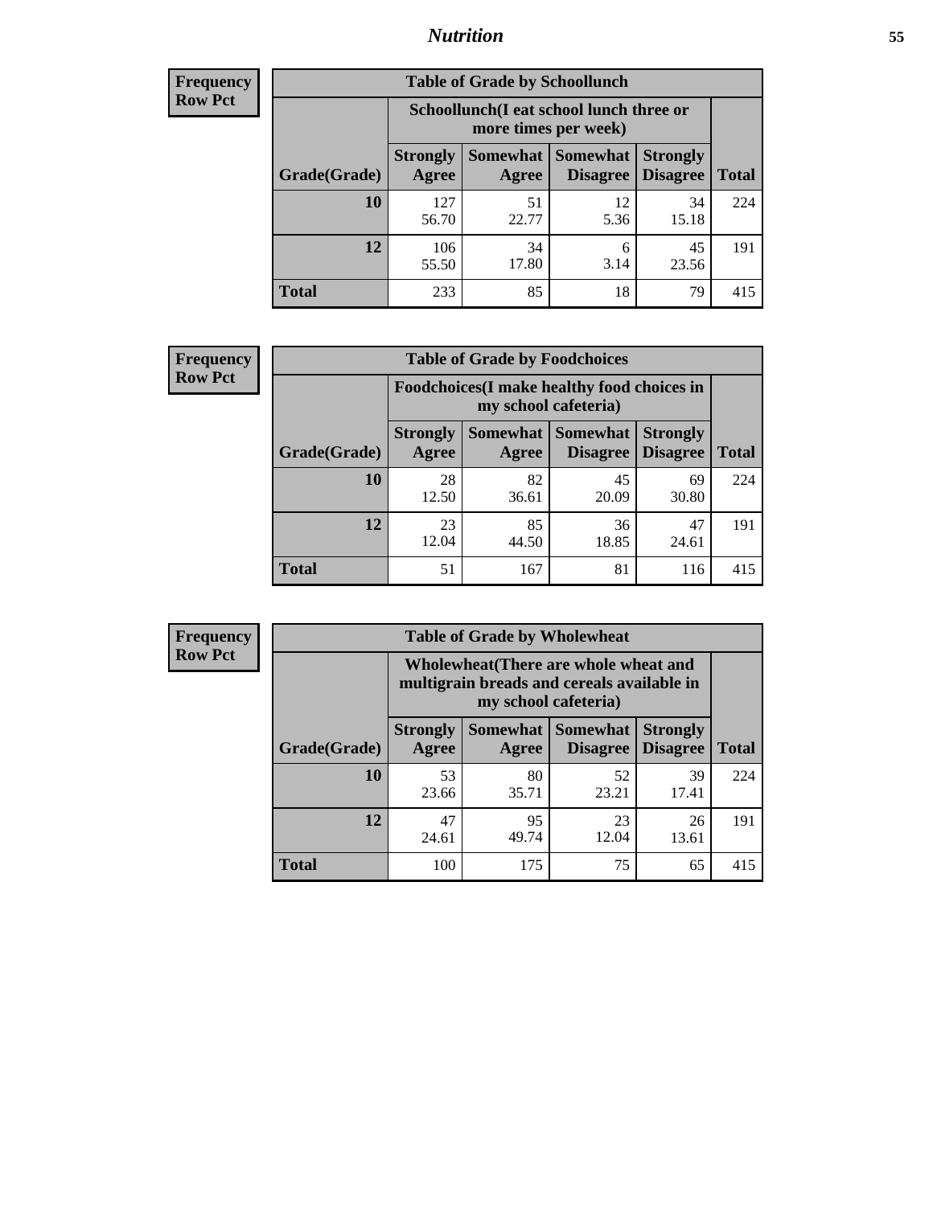**Frequency**
**Row Pct**

| Table of Grade by Schoollunch | | | | | |
|---|---|---|---|---|---|
| | Schoollunch(I eat school lunch three or more times per week) | | | | |
| Grade(Grade) | Strongly Agree | Somewhat Agree | Somewhat Disagree | Strongly Disagree | Total |
| **10** | 127<br>56.70 | 51<br>22.77 | 12<br>5.36 | 34<br>15.18 | 224 |
| **12** | 106<br>55.50 | 34<br>17.80 | 6<br>3.14 | 45<br>23.56 | 191 |
| **Total** | 233 | 85 | 18 | 79 | 415 |

**Frequency**
**Row Pct**

| Table of Grade by Foodchoices | | | | | |
|---|---|---|---|---|---|
| | Foodchoices(I make healthy food choices in my school cafeteria) | | | | |
| Grade(Grade) | Strongly Agree | Somewhat Agree | Somewhat Disagree | Strongly Disagree | Total |
| **10** | 28<br>12.50 | 82<br>36.61 | 45<br>20.09 | 69<br>30.80 | 224 |
| **12** | 23<br>12.04 | 85<br>44.50 | 36<br>18.85 | 47<br>24.61 | 191 |
| **Total** | 51 | 167 | 81 | 116 | 415 |

**Frequency**
**Row Pct**

| Table of Grade by Wholewheat | | | | | |
|---|---|---|---|---|---|
| | Wholewheat(There are whole wheat and multigrain breads and cereals available in my school cafeteria) | | | | |
| Grade(Grade) | Strongly Agree | Somewhat Agree | Somewhat Disagree | Strongly Disagree | Total |
| **10** | 53<br>23.66 | 80<br>35.71 | 52<br>23.21 | 39<br>17.41 | 224 |
| **12** | 47<br>24.61 | 95<br>49.74 | 23<br>12.04 | 26<br>13.61 | 191 |
| **Total** | 100 | 175 | 75 | 65 | 415 |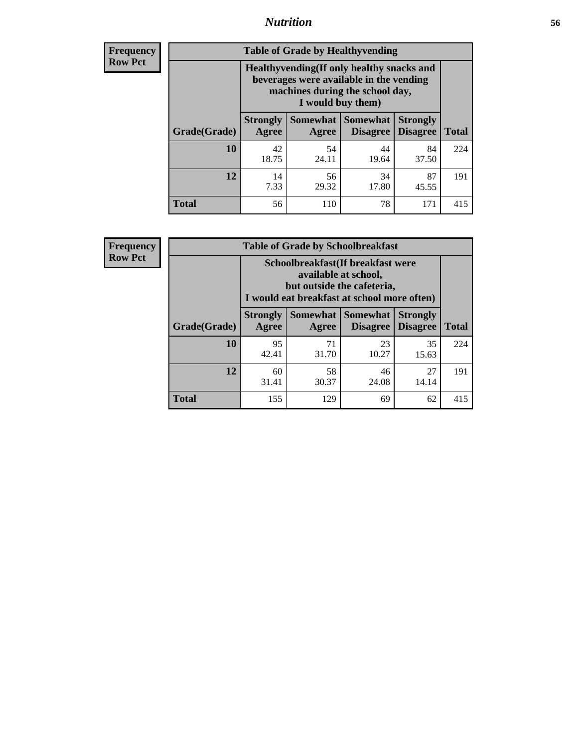**Frequency**
**Row Pct**

| Table of Grade by Healthyvending | | | | | |
|---|---|---|---|---|---|
| | Healthyvending(If only healthy snacks and beverages were available in the vending machines during the school day, I would buy them) | | | | |
| Grade(Grade) | Strongly Agree | Somewhat Agree | Somewhat Disagree | Strongly Disagree | Total |
| **10** | 42<br>18.75 | 54<br>24.11 | 44<br>19.64 | 84<br>37.50 | 224 |
| **12** | 14<br>7.33 | 56<br>29.32 | 34<br>17.80 | 87<br>45.55 | 191 |
| **Total** | 56 | 110 | 78 | 171 | 415 |

**Frequency**
**Row Pct**

| Table of Grade by Schoolbreakfast | | | | | |
|---|---|---|---|---|---|
| | Schoolbreakfast(If breakfast were available at school, but outside the cafeteria, I would eat breakfast at school more often) | | | | |
| Grade(Grade) | Strongly Agree | Somewhat Agree | Somewhat Disagree | Strongly Disagree | Total |
| **10** | 95<br>42.41 | 71<br>31.70 | 23<br>10.27 | 35<br>15.63 | 224 |
| **12** | 60<br>31.41 | 58<br>30.37 | 46<br>24.08 | 27<br>14.14 | 191 |
| **Total** | 155 | 129 | 69 | 62 | 415 |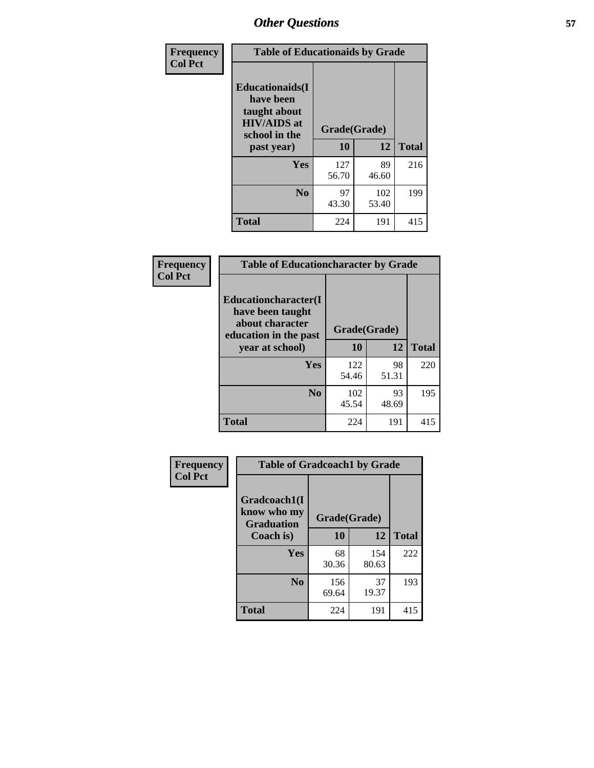## Other Questions

**Frequency**
**Col Pct**

| Table of Educationaids by Grade | | | |
|---|---|---|---|
| **Educationaids(I have been taught about HIV/AIDS at school in the past year)** | **Grade(Grade)** | | |
| | **10** | **12** | **Total** |
| **Yes** | 127<br>56.70 | 89<br>46.60 | 216 |
| **No** | 97<br>43.30 | 102<br>53.40 | 199 |
| **Total** | 224 | 191 | 415 |

**Frequency**
**Col Pct**

| Table of Educationcharacter by Grade | | | |
|---|---|---|---|
| **Educationcharacter(I have been taught about character education in the past year at school)** | **Grade(Grade)** | | |
| | **10** | **12** | **Total** |
| **Yes** | 122<br>54.46 | 98<br>51.31 | 220 |
| **No** | 102<br>45.54 | 93<br>48.69 | 195 |
| **Total** | 224 | 191 | 415 |

**Frequency**
**Col Pct**

| Table of Gradcoach1 by Grade | | | |
|---|---|---|---|
| **Gradcoach1(I know who my Graduation Coach is)** | **Grade(Grade)** | | |
| | **10** | **12** | **Total** |
| **Yes** | 68<br>30.36 | 154<br>80.63 | 222 |
| **No** | 156<br>69.64 | 37<br>19.37 | 193 |
| **Total** | 224 | 191 | 415 |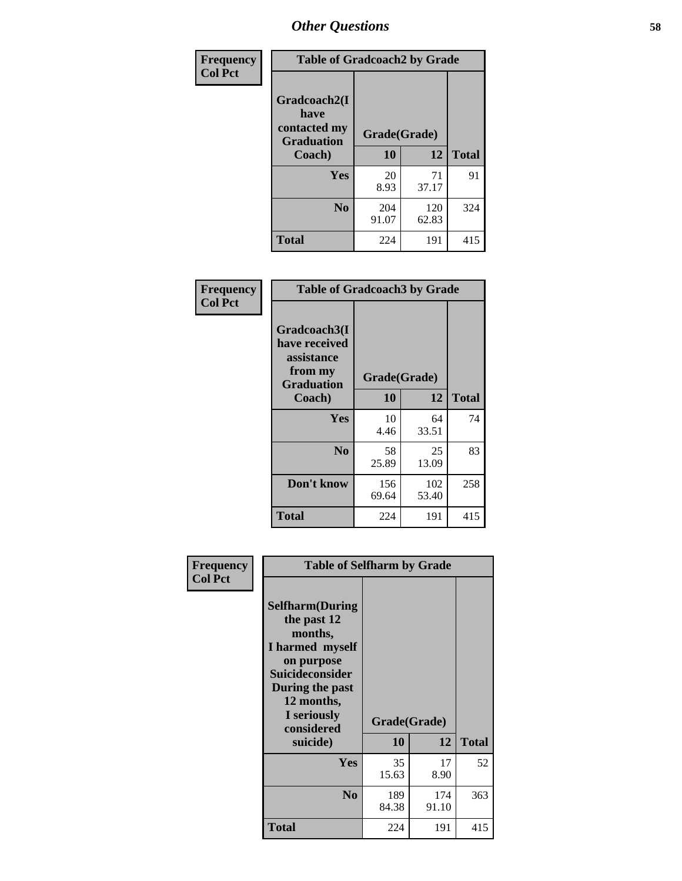## Other Questions

**Frequency / Col Pct**

| Table of Gradcoach2 by Grade | | | |
|---|---|---|---|
| Gradcoach2(I have contacted my Graduation Coach) | Grade(Grade) | | |
| | 10 | 12 | Total |
| Yes | 20<br>8.93 | 71<br>37.17 | 91 |
| No | 204<br>91.07 | 120<br>62.83 | 324 |
| Total | 224 | 191 | 415 |

**Frequency / Col Pct**

| Table of Gradcoach3 by Grade | | | |
|---|---|---|---|
| Gradcoach3(I have received assistance from my Graduation Coach) | Grade(Grade) | | |
| | 10 | 12 | Total |
| Yes | 10<br>4.46 | 64<br>33.51 | 74 |
| No | 58<br>25.89 | 25<br>13.09 | 83 |
| Don't know | 156<br>69.64 | 102<br>53.40 | 258 |
| Total | 224 | 191 | 415 |

**Frequency / Col Pct**

| Table of Selfharm by Grade | | | |
|---|---|---|---|
| Selfharm(During the past 12 months, I harmed myself on purpose Suicideconsider During the past 12 months, I seriously considered suicide) | Grade(Grade) | | |
| | 10 | 12 | Total |
| Yes | 35<br>15.63 | 17<br>8.90 | 52 |
| No | 189<br>84.38 | 174<br>91.10 | 363 |
| Total | 224 | 191 | 415 |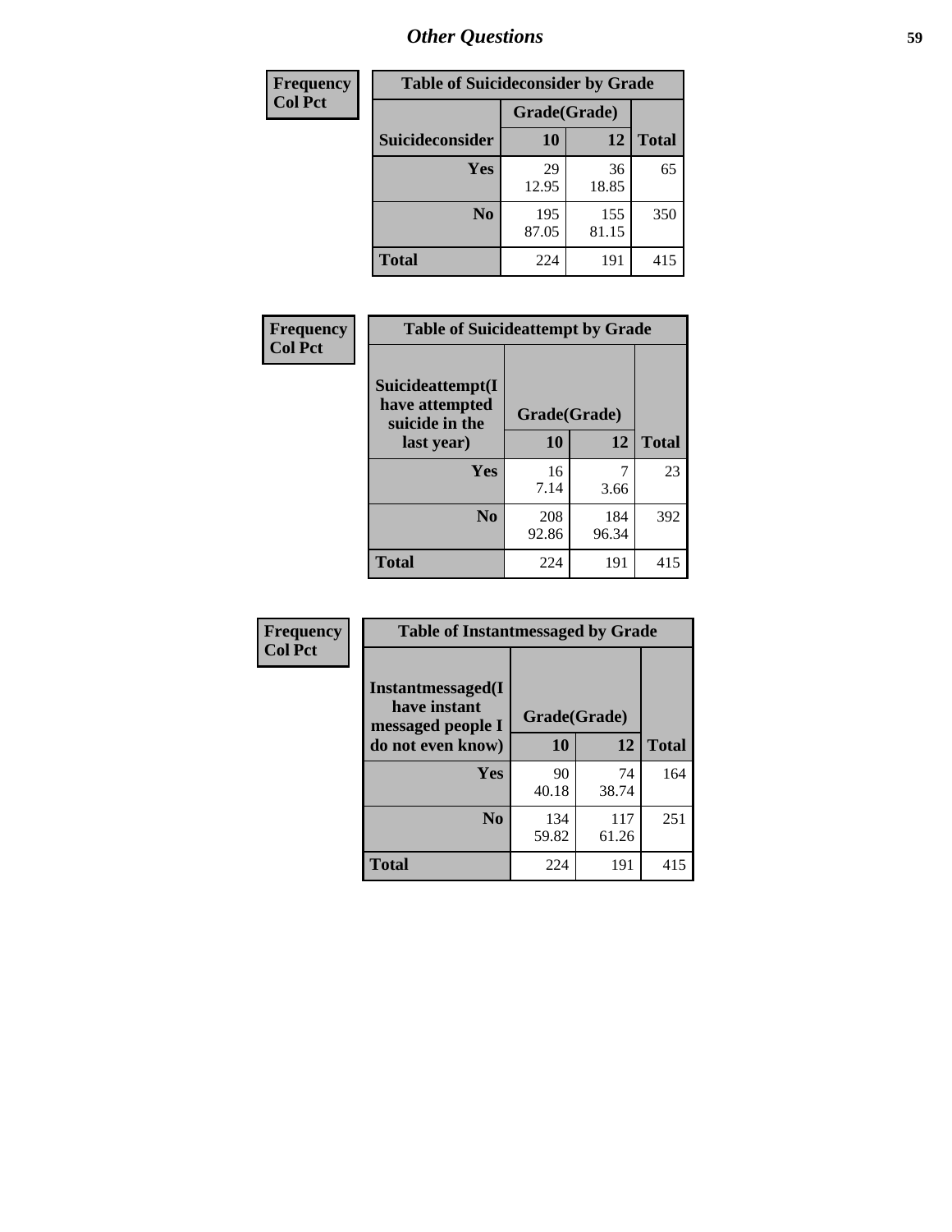## Other Questions

| Frequency<br>Col Pct | Table of Suicideconsider by Grade | | |
|---|---|---|---|
| | Grade(Grade) | | |
| Suicideconsider | 10 | 12 | Total |
| Yes | 29<br>12.95 | 36<br>18.85 | 65 |
| No | 195<br>87.05 | 155<br>81.15 | 350 |
| Total | 224 | 191 | 415 |

| Frequency<br>Col Pct | Table of Suicideattempt by Grade | | |
|---|---|---|---|
| Suicideattempt(I have attempted suicide in the last year) | Grade(Grade) | | |
| | 10 | 12 | Total |
| Yes | 16<br>7.14 | 7<br>3.66 | 23 |
| No | 208<br>92.86 | 184<br>96.34 | 392 |
| Total | 224 | 191 | 415 |

| Frequency<br>Col Pct | Table of Instantmessaged by Grade | | |
|---|---|---|---|
| Instantmessaged(I have instant messaged people I do not even know) | Grade(Grade) | | |
| | 10 | 12 | Total |
| Yes | 90<br>40.18 | 74<br>38.74 | 164 |
| No | 134<br>59.82 | 117<br>61.26 | 251 |
| Total | 224 | 191 | 415 |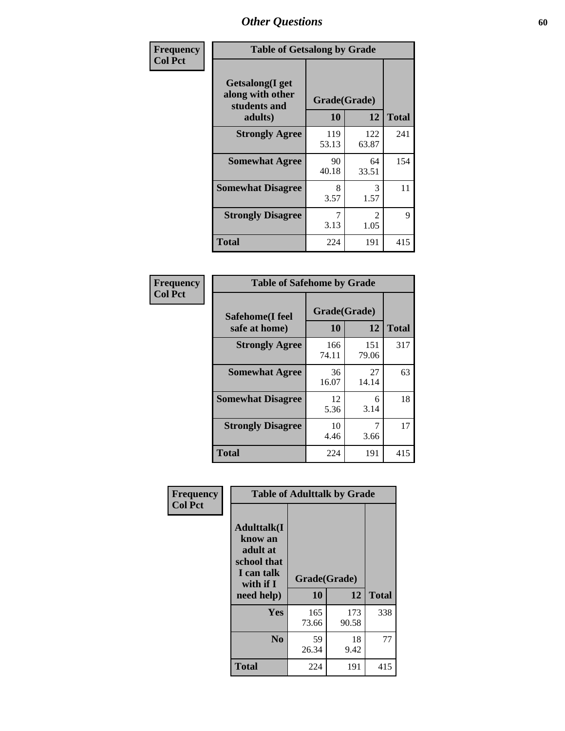## Other Questions

**Frequency**
**Col Pct**

| Table of Getsalong by Grade | | | |
|---|---|---|---|
| Getsalong(I get along with other students and adults) | Grade(Grade) | | |
| | 10 | 12 | Total |
| Strongly Agree | 119<br>53.13 | 122<br>63.87 | 241 |
| Somewhat Agree | 90<br>40.18 | 64<br>33.51 | 154 |
| Somewhat Disagree | 8<br>3.57 | 3<br>1.57 | 11 |
| Strongly Disagree | 7<br>3.13 | 2<br>1.05 | 9 |
| Total | 224 | 191 | 415 |

**Frequency**
**Col Pct**

| Table of Safehome by Grade | | | |
|---|---|---|---|
| Safehome(I feel safe at home) | Grade(Grade) | | |
| | 10 | 12 | Total |
| Strongly Agree | 166<br>74.11 | 151<br>79.06 | 317 |
| Somewhat Agree | 36<br>16.07 | 27<br>14.14 | 63 |
| Somewhat Disagree | 12<br>5.36 | 6<br>3.14 | 18 |
| Strongly Disagree | 10<br>4.46 | 7<br>3.66 | 17 |
| Total | 224 | 191 | 415 |

**Frequency**
**Col Pct**

| Table of Adulttalk by Grade | | | |
|---|---|---|---|
| Adulttalk(I know an adult at school that I can talk with if I need help) | Grade(Grade) | | |
| | 10 | 12 | Total |
| Yes | 165<br>73.66 | 173<br>90.58 | 338 |
| No | 59<br>26.34 | 18<br>9.42 | 77 |
| Total | 224 | 191 | 415 |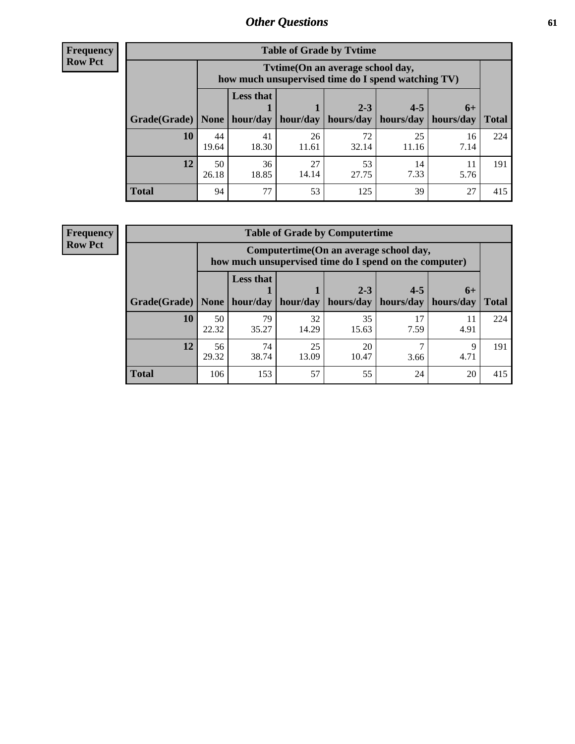## Other Questions

**Frequency**
**Row Pct**

| Table of Grade by Tvtime | | | | | | | |
|---|---|---|---|---|---|---|---|
| | Tvtime(On an average school day, how much unsupervised time do I spend watching TV) | | | | | | |
| Grade(Grade) | None | Less that 1 hour/day | 1 hour/day | 2-3 hours/day | 4-5 hours/day | 6+ hours/day | Total |
| **10** | 44<br>19.64 | 41<br>18.30 | 26<br>11.61 | 72<br>32.14 | 25<br>11.16 | 16<br>7.14 | 224 |
| **12** | 50<br>26.18 | 36<br>18.85 | 27<br>14.14 | 53<br>27.75 | 14<br>7.33 | 11<br>5.76 | 191 |
| **Total** | 94 | 77 | 53 | 125 | 39 | 27 | 415 |

**Frequency**
**Row Pct**

| Table of Grade by Computertime | | | | | | | |
|---|---|---|---|---|---|---|---|
| | Computertime(On an average school day, how much unsupervised time do I spend on the computer) | | | | | | |
| Grade(Grade) | None | Less that 1 hour/day | 1 hour/day | 2-3 hours/day | 4-5 hours/day | 6+ hours/day | Total |
| **10** | 50<br>22.32 | 79<br>35.27 | 32<br>14.29 | 35<br>15.63 | 17<br>7.59 | 11<br>4.91 | 224 |
| **12** | 56<br>29.32 | 74<br>38.74 | 25<br>13.09 | 20<br>10.47 | 7<br>3.66 | 9<br>4.71 | 191 |
| **Total** | 106 | 153 | 57 | 55 | 24 | 20 | 415 |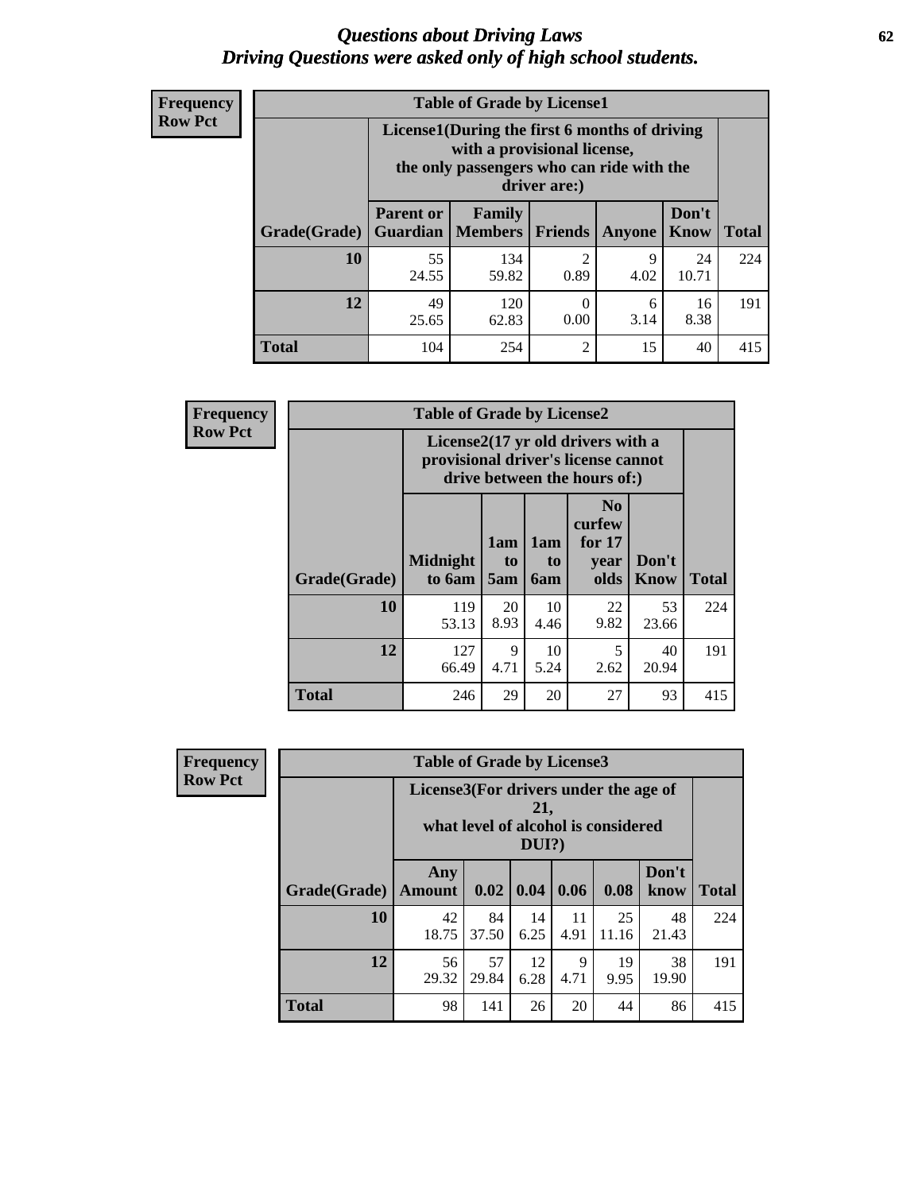# *Questions about Driving Laws*
# *Driving Questions were asked only of high school students.*

**Frequency**
**Row Pct**

| Table of Grade by License1 | | | | | | |
|---|---|---|---|---|---|---|
| | License1(During the first 6 months of driving with a provisional license, the only passengers who can ride with the driver are:) | | | | | |
| Grade(Grade) | Parent or Guardian | Family Members | Friends | Anyone | Don't Know | Total |
| **10** | 55<br>24.55 | 134<br>59.82 | 2<br>0.89 | 9<br>4.02 | 24<br>10.71 | 224 |
| **12** | 49<br>25.65 | 120<br>62.83 | 0<br>0.00 | 6<br>3.14 | 16<br>8.38 | 191 |
| **Total** | 104 | 254 | 2 | 15 | 40 | 415 |

**Frequency**
**Row Pct**

| Table of Grade by License2 | | | | | | |
|---|---|---|---|---|---|---|
| | License2(17 yr old drivers with a provisional driver's license cannot drive between the hours of:) | | | | | |
| Grade(Grade) | Midnight to 6am | 1am to 5am | 1am to 6am | No curfew for 17 year olds | Don't Know | Total |
| **10** | 119<br>53.13 | 20<br>8.93 | 10<br>4.46 | 22<br>9.82 | 53<br>23.66 | 224 |
| **12** | 127<br>66.49 | 9<br>4.71 | 10<br>5.24 | 5<br>2.62 | 40<br>20.94 | 191 |
| **Total** | 246 | 29 | 20 | 27 | 93 | 415 |

**Frequency**
**Row Pct**

| Table of Grade by License3 | | | | | | | |
|---|---|---|---|---|---|---|---|
| | License3(For drivers under the age of 21, what level of alcohol is considered DUI?) | | | | | | |
| Grade(Grade) | Any Amount | 0.02 | 0.04 | 0.06 | 0.08 | Don't know | Total |
| **10** | 42<br>18.75 | 84<br>37.50 | 14<br>6.25 | 11<br>4.91 | 25<br>11.16 | 48<br>21.43 | 224 |
| **12** | 56<br>29.32 | 57<br>29.84 | 12<br>6.28 | 9<br>4.71 | 19<br>9.95 | 38<br>19.90 | 191 |
| **Total** | 98 | 141 | 26 | 20 | 44 | 86 | 415 |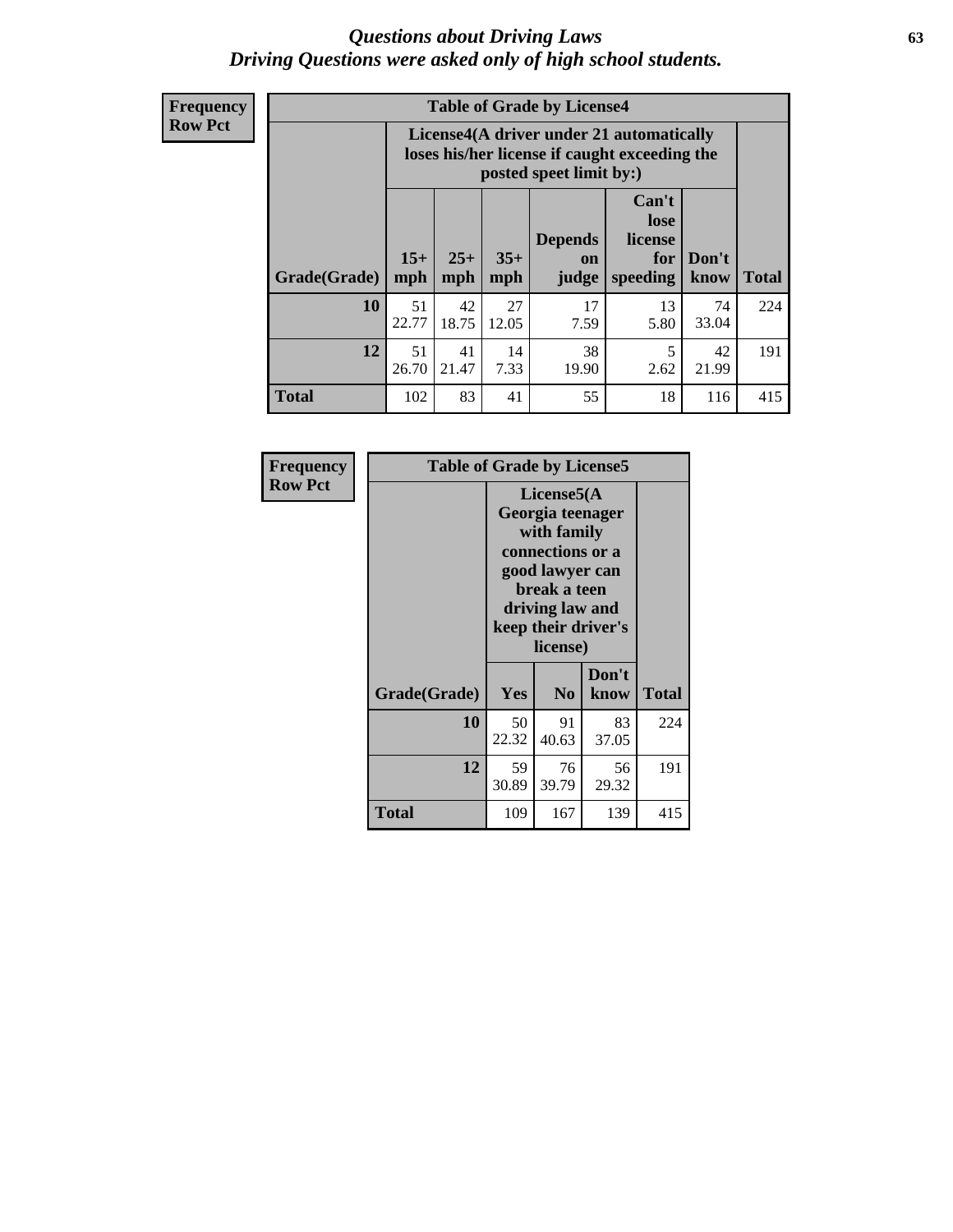# *Questions about Driving Laws*
# *Driving Questions were asked only of high school students.*

**Frequency**
**Row Pct**

**Table of Grade by License4**

| Grade(Grade) | License4(A driver under 21 automatically loses his/her license if caught exceeding the posted speet limit by:) | | | | | | Total |
|---|---|---|---|---|---|---|---|
| | 15+ mph | 25+ mph | 35+ mph | Depends on judge | Can't lose license for speeding | Don't know | |
| **10** | 51<br>22.77 | 42<br>18.75 | 27<br>12.05 | 17<br>7.59 | 13<br>5.80 | 74<br>33.04 | 224 |
| **12** | 51<br>26.70 | 41<br>21.47 | 14<br>7.33 | 38<br>19.90 | 5<br>2.62 | 42<br>21.99 | 191 |
| **Total** | 102 | 83 | 41 | 55 | 18 | 116 | 415 |

**Frequency**
**Row Pct**

**Table of Grade by License5**

| Grade(Grade) | License5(A Georgia teenager with family connections or a good lawyer can break a teen driving law and keep their driver's license) | | | Total |
|---|---|---|---|---|
| | Yes | No | Don't know | |
| **10** | 50<br>22.32 | 91<br>40.63 | 83<br>37.05 | 224 |
| **12** | 59<br>30.89 | 76<br>39.79 | 56<br>29.32 | 191 |
| **Total** | 109 | 167 | 139 | 415 |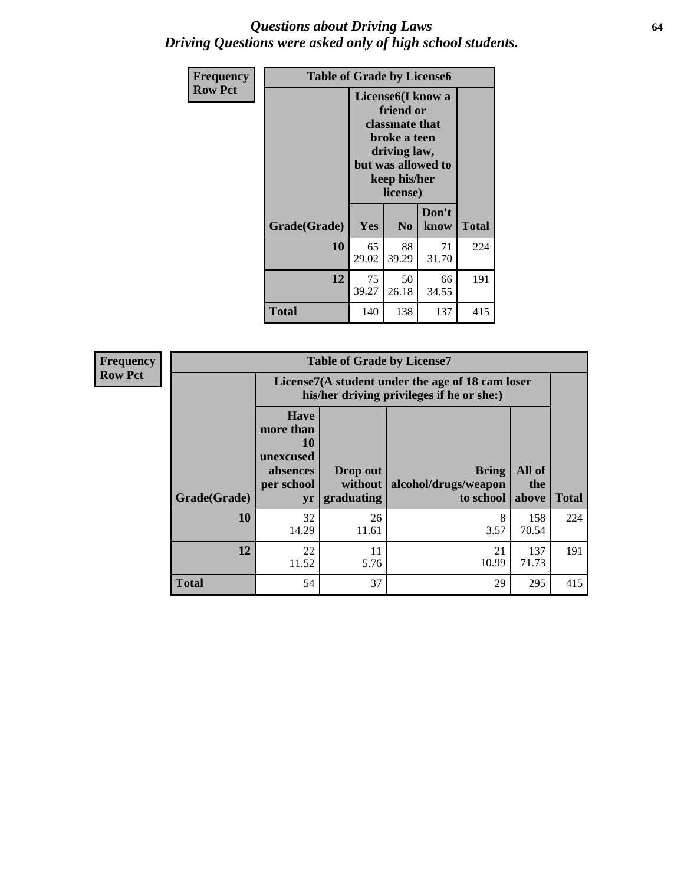# *Questions about Driving Laws*
## *Driving Questions were asked only of high school students.*

**Frequency**
**Row Pct**

**Table of Grade by License6**

| Grade(Grade) | License6(I know a friend or classmate that broke a teen driving law, but was allowed to keep his/her license) | | | Total |
|---|---|---|---|---|
| | Yes | No | Don't know | |
| **10** | 65<br>29.02 | 88<br>39.29 | 71<br>31.70 | 224 |
| **12** | 75<br>39.27 | 50<br>26.18 | 66<br>34.55 | 191 |
| **Total** | 140 | 138 | 137 | 415 |

**Frequency**
**Row Pct**

**Table of Grade by License7**

| Grade(Grade) | License7(A student under the age of 18 cam loser his/her driving privileges if he or she:) | | | | Total |
|---|---|---|---|---|---|
| | Have more than 10 unexcused absences per school yr | Drop out without graduating | Bring alcohol/drugs/weapon to school | All of the above | |
| **10** | 32<br>14.29 | 26<br>11.61 | 8<br>3.57 | 158<br>70.54 | 224 |
| **12** | 22<br>11.52 | 11<br>5.76 | 21<br>10.99 | 137<br>71.73 | 191 |
| **Total** | 54 | 37 | 29 | 295 | 415 |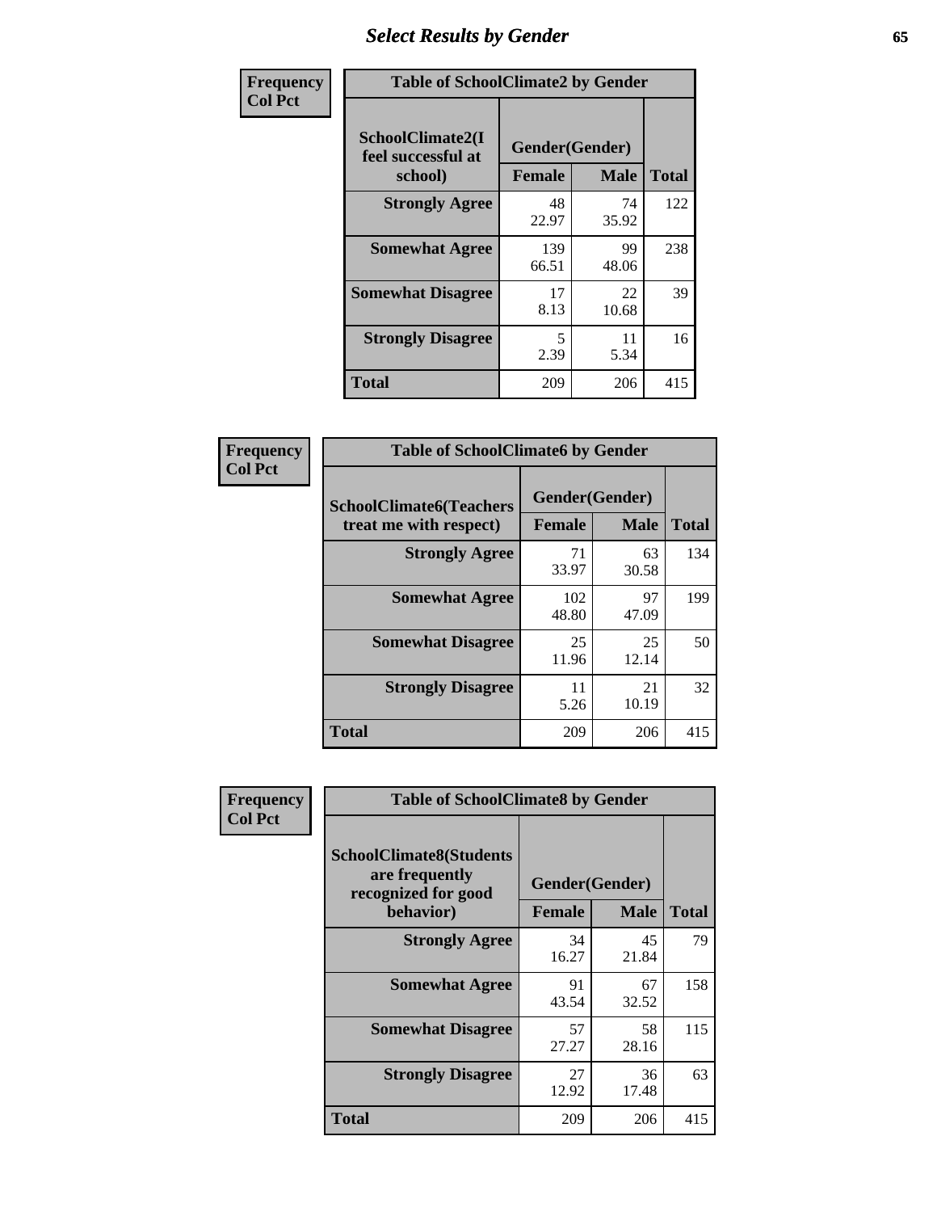# Select Results by Gender

**Frequency / Col Pct**

| Table of SchoolClimate2 by Gender | | | |
|---|---|---|---|
| SchoolClimate2(I feel successful at school) | Gender(Gender) | | |
| | Female | Male | Total |
| Strongly Agree | 48<br>22.97 | 74<br>35.92 | 122 |
| Somewhat Agree | 139<br>66.51 | 99<br>48.06 | 238 |
| Somewhat Disagree | 17<br>8.13 | 22<br>10.68 | 39 |
| Strongly Disagree | 5<br>2.39 | 11<br>5.34 | 16 |
| Total | 209 | 206 | 415 |

**Frequency / Col Pct**

| Table of SchoolClimate6 by Gender | | | |
|---|---|---|---|
| SchoolClimate6(Teachers treat me with respect) | Gender(Gender) | | |
| | Female | Male | Total |
| Strongly Agree | 71<br>33.97 | 63<br>30.58 | 134 |
| Somewhat Agree | 102<br>48.80 | 97<br>47.09 | 199 |
| Somewhat Disagree | 25<br>11.96 | 25<br>12.14 | 50 |
| Strongly Disagree | 11<br>5.26 | 21<br>10.19 | 32 |
| Total | 209 | 206 | 415 |

**Frequency / Col Pct**

| Table of SchoolClimate8 by Gender | | | |
|---|---|---|---|
| SchoolClimate8(Students are frequently recognized for good behavior) | Gender(Gender) | | |
| | Female | Male | Total |
| Strongly Agree | 34<br>16.27 | 45<br>21.84 | 79 |
| Somewhat Agree | 91<br>43.54 | 67<br>32.52 | 158 |
| Somewhat Disagree | 57<br>27.27 | 58<br>28.16 | 115 |
| Strongly Disagree | 27<br>12.92 | 36<br>17.48 | 63 |
| Total | 209 | 206 | 415 |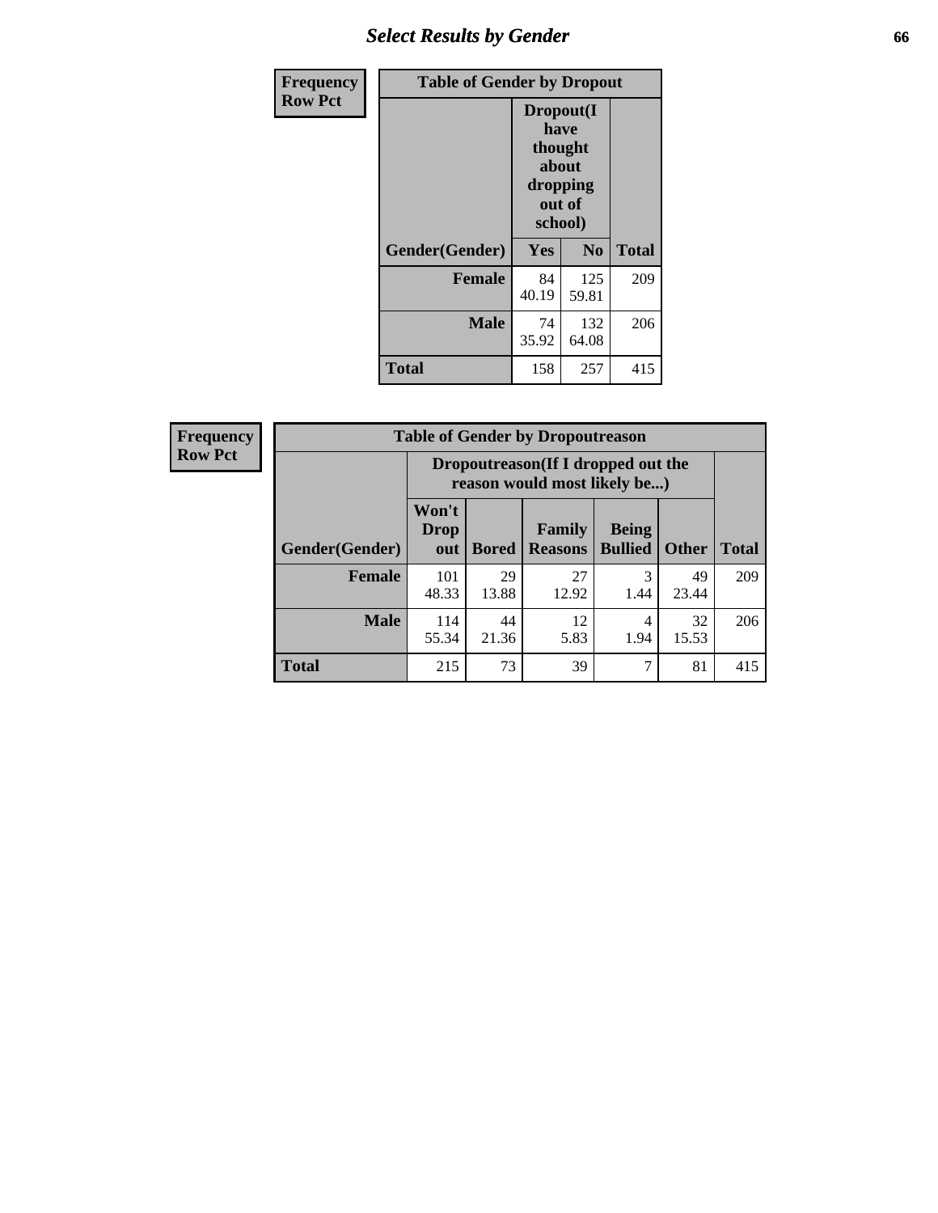## Table of Gender by Dropout

Frequency / Row Pct

| Gender(Gender) | Dropout(I have thought about dropping out of school) | | Total |
|---|---|---|---|
| | Yes | No | |
| Female | 84<br>40.19 | 125<br>59.81 | 209 |
| Male | 74<br>35.92 | 132<br>64.08 | 206 |
| Total | 158 | 257 | 415 |

## Table of Gender by Dropoutreason

Frequency / Row Pct

| Gender(Gender) | Dropoutreason(If I dropped out the reason would most likely be...) | | | | | Total |
|---|---|---|---|---|---|---|
| | Won't Drop out | Bored | Family Reasons | Being Bullied | Other | |
| Female | 101<br>48.33 | 29<br>13.88 | 27<br>12.92 | 3<br>1.44 | 49<br>23.44 | 209 |
| Male | 114<br>55.34 | 44<br>21.36 | 12<br>5.83 | 4<br>1.94 | 32<br>15.53 | 206 |
| Total | 215 | 73 | 39 | 7 | 81 | 415 |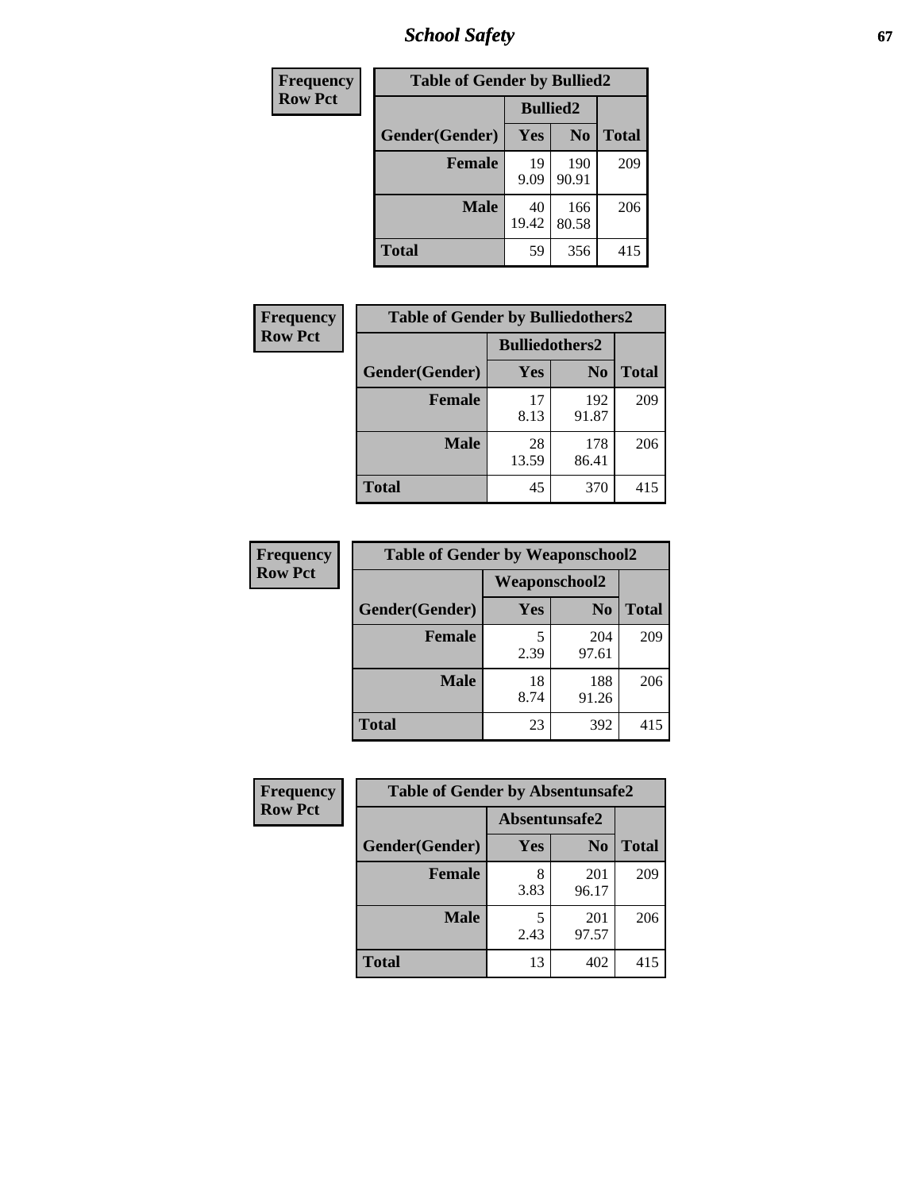| Frequency<br>Row Pct | | | |
|---|---|---|---|
| **Table of Gender by Bullied2** | | | |
| | **Bullied2** | | |
| **Gender(Gender)** | **Yes** | **No** | **Total** |
| **Female** | 19<br>9.09 | 190<br>90.91 | 209 |
| **Male** | 40<br>19.42 | 166<br>80.58 | 206 |
| **Total** | 59 | 356 | 415 |

| Frequency<br>Row Pct | | | |
|---|---|---|---|
| **Table of Gender by Bulliedothers2** | | | |
| | **Bulliedothers2** | | |
| **Gender(Gender)** | **Yes** | **No** | **Total** |
| **Female** | 17<br>8.13 | 192<br>91.87 | 209 |
| **Male** | 28<br>13.59 | 178<br>86.41 | 206 |
| **Total** | 45 | 370 | 415 |

| Frequency<br>Row Pct | | | |
|---|---|---|---|
| **Table of Gender by Weaponschool2** | | | |
| | **Weaponschool2** | | |
| **Gender(Gender)** | **Yes** | **No** | **Total** |
| **Female** | 5<br>2.39 | 204<br>97.61 | 209 |
| **Male** | 18<br>8.74 | 188<br>91.26 | 206 |
| **Total** | 23 | 392 | 415 |

| Frequency<br>Row Pct | | | |
|---|---|---|---|
| **Table of Gender by Absentunsafe2** | | | |
| | **Absentunsafe2** | | |
| **Gender(Gender)** | **Yes** | **No** | **Total** |
| **Female** | 8<br>3.83 | 201<br>96.17 | 209 |
| **Male** | 5<br>2.43 | 201<br>97.57 | 206 |
| **Total** | 13 | 402 | 415 |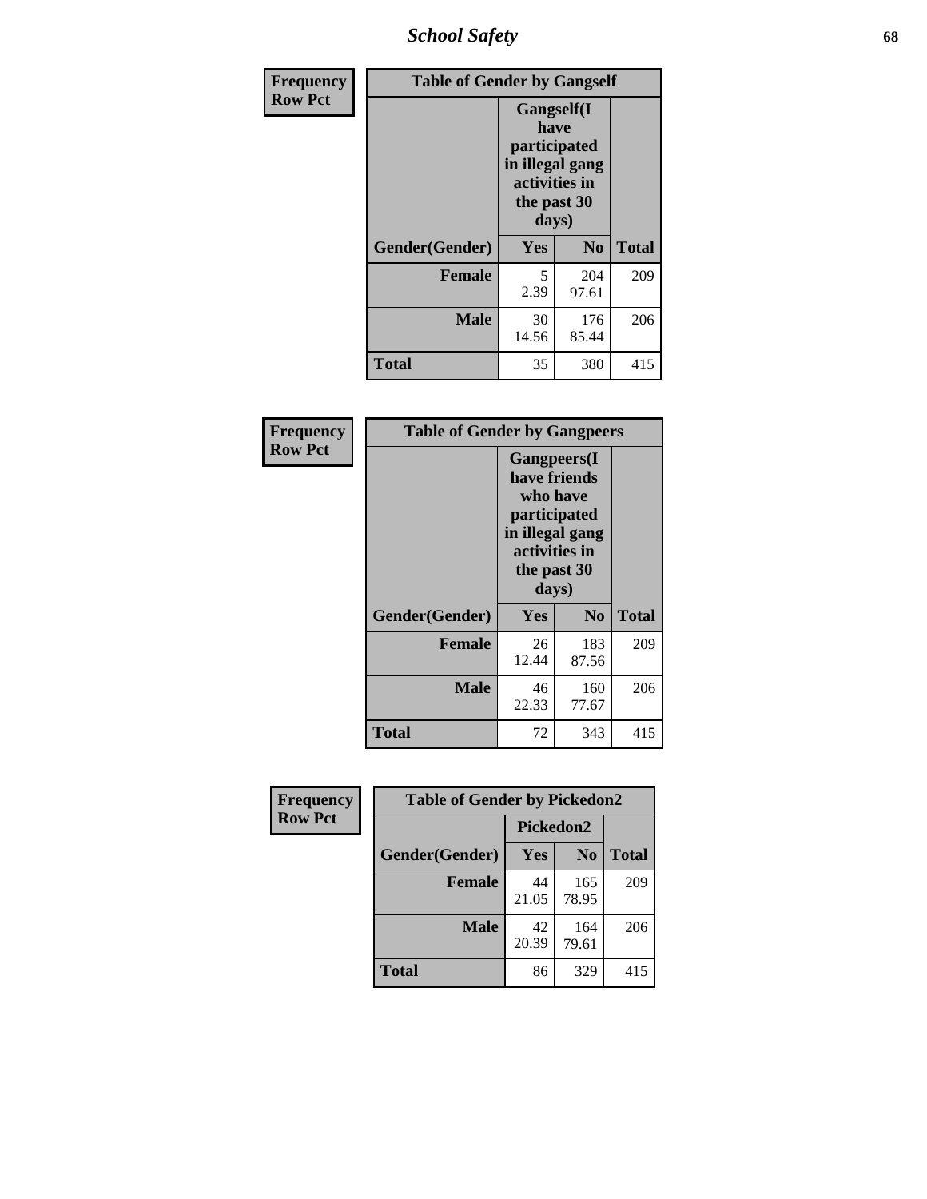| Frequency Row Pct | Table of Gender by Gangself | | |
|---|---|---|---|
| | Gangself(I have participated in illegal gang activities in the past 30 days) | | |
| Gender(Gender) | Yes | No | Total |
| Female | 5<br>2.39 | 204<br>97.61 | 209 |
| Male | 30<br>14.56 | 176<br>85.44 | 206 |
| Total | 35 | 380 | 415 |

| Frequency Row Pct | Table of Gender by Gangpeers | | |
|---|---|---|---|
| | Gangpeers(I have friends who have participated in illegal gang activities in the past 30 days) | | |
| Gender(Gender) | Yes | No | Total |
| Female | 26<br>12.44 | 183<br>87.56 | 209 |
| Male | 46<br>22.33 | 160<br>77.67 | 206 |
| Total | 72 | 343 | 415 |

| Frequency Row Pct | Table of Gender by Pickedon2 | | |
|---|---|---|---|
| | Pickedon2 | | |
| Gender(Gender) | Yes | No | Total |
| Female | 44<br>21.05 | 165<br>78.95 | 209 |
| Male | 42<br>20.39 | 164<br>79.61 | 206 |
| Total | 86 | 329 | 415 |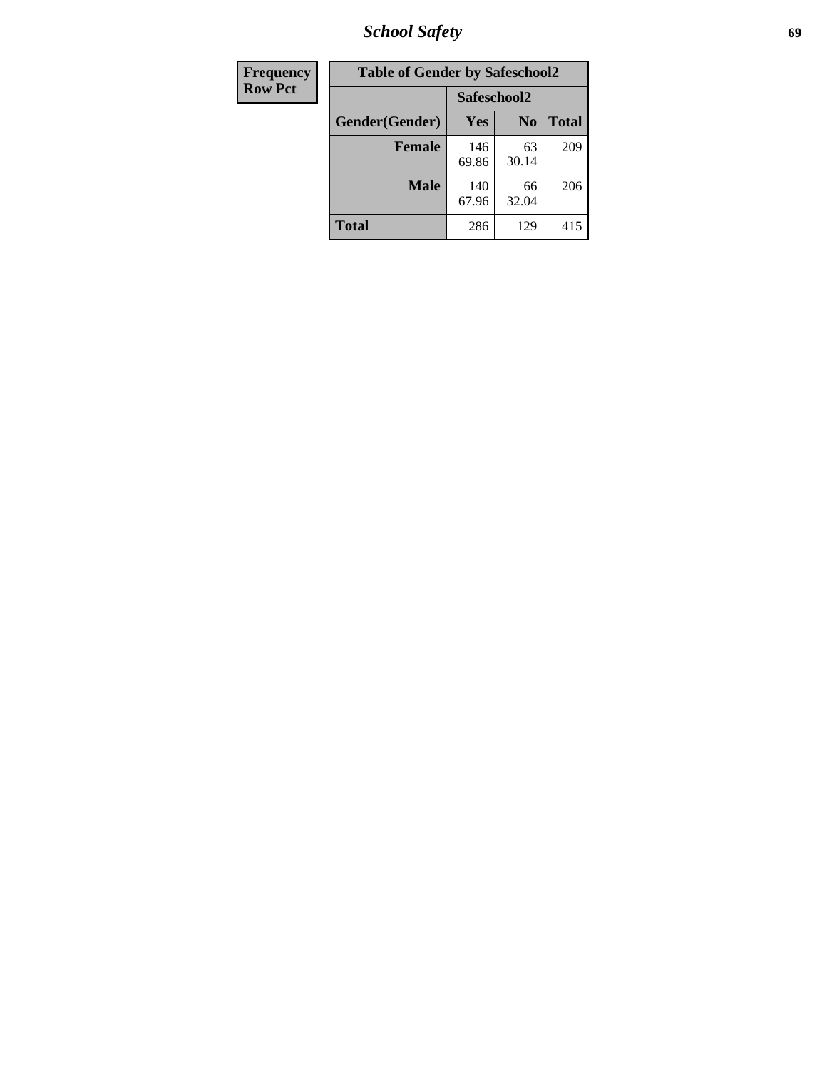| Frequency |
|---|
| Row Pct |

| Table of Gender by Safeschool2 | | | |
|---|---|---|---|
| | Safeschool2 | | |
| Gender(Gender) | Yes | No | Total |
| Female | 146<br>69.86 | 63<br>30.14 | 209 |
| Male | 140<br>67.96 | 66<br>32.04 | 206 |
| Total | 286 | 129 | 415 |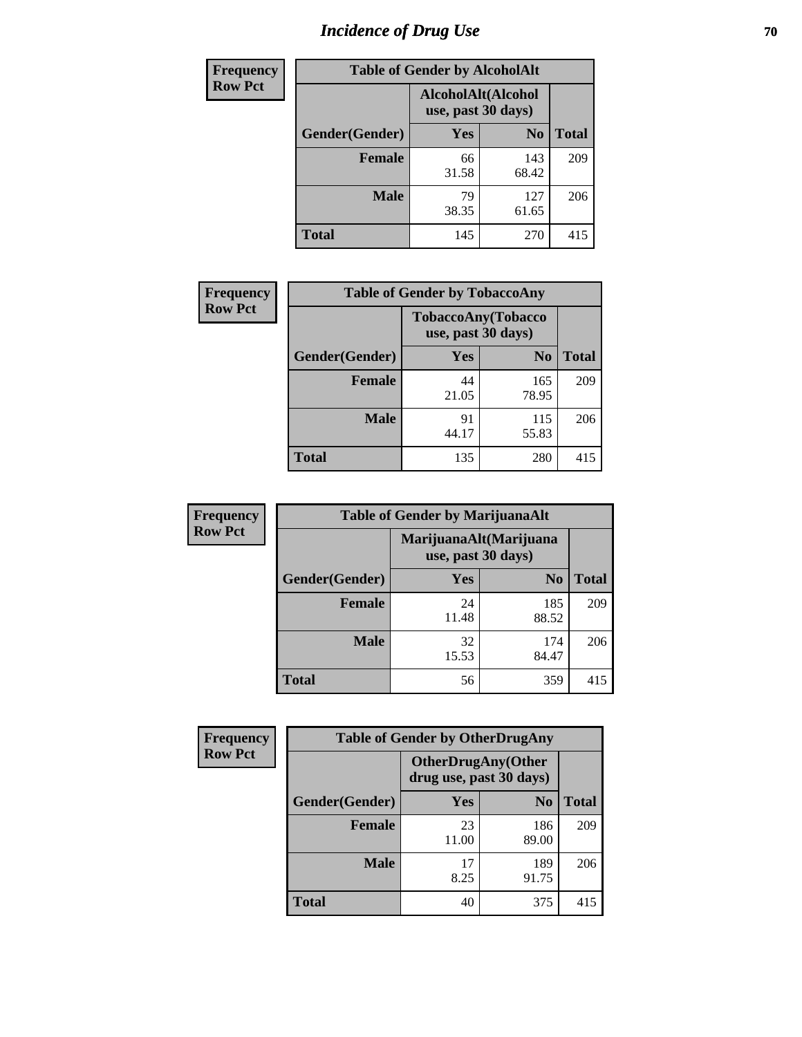# Incidence of Drug Use

| Frequency Row Pct | Table of Gender by AlcoholAlt | | |
|---|---|---|---|
| | AlcoholAlt(Alcohol use, past 30 days) | | |
| Gender(Gender) | Yes | No | Total |
| Female | 66<br>31.58 | 143<br>68.42 | 209 |
| Male | 79<br>38.35 | 127<br>61.65 | 206 |
| Total | 145 | 270 | 415 |

| Frequency Row Pct | Table of Gender by TobaccoAny | | |
|---|---|---|---|
| | TobaccoAny(Tobacco use, past 30 days) | | |
| Gender(Gender) | Yes | No | Total |
| Female | 44<br>21.05 | 165<br>78.95 | 209 |
| Male | 91<br>44.17 | 115<br>55.83 | 206 |
| Total | 135 | 280 | 415 |

| Frequency Row Pct | Table of Gender by MarijuanaAlt | | |
|---|---|---|---|
| | MarijuanaAlt(Marijuana use, past 30 days) | | |
| Gender(Gender) | Yes | No | Total |
| Female | 24<br>11.48 | 185<br>88.52 | 209 |
| Male | 32<br>15.53 | 174<br>84.47 | 206 |
| Total | 56 | 359 | 415 |

| Frequency Row Pct | Table of Gender by OtherDrugAny | | |
|---|---|---|---|
| | OtherDrugAny(Other drug use, past 30 days) | | |
| Gender(Gender) | Yes | No | Total |
| Female | 23<br>11.00 | 186<br>89.00 | 209 |
| Male | 17<br>8.25 | 189<br>91.75 | 206 |
| Total | 40 | 375 | 415 |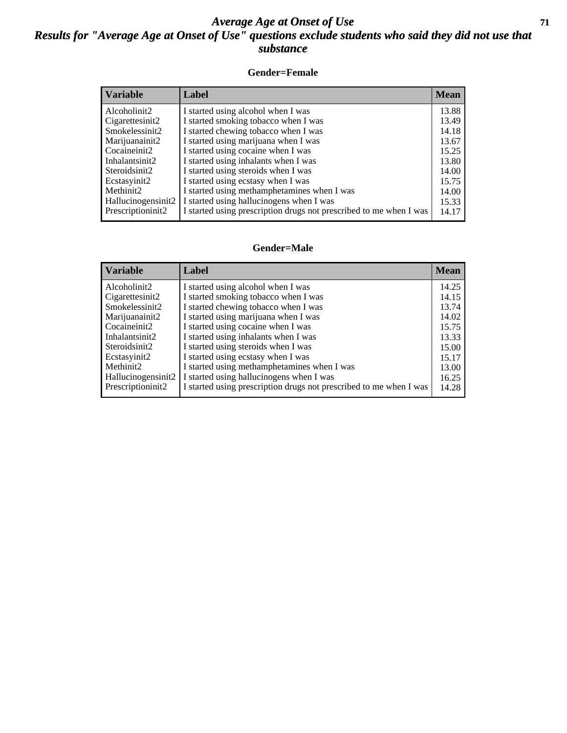# *Average Age at Onset of Use*
## *Results for "Average Age at Onset of Use" questions exclude students who said they did not use that substance*

### Gender=Female

| Variable | Label | Mean |
|---|---|---|
| Alcoholinit2 | I started using alcohol when I was | 13.88 |
| Cigarettesinit2 | I started smoking tobacco when I was | 13.49 |
| Smokelessinit2 | I started chewing tobacco when I was | 14.18 |
| Marijuanainit2 | I started using marijuana when I was | 13.67 |
| Cocaineinit2 | I started using cocaine when I was | 15.25 |
| Inhalantsinit2 | I started using inhalants when I was | 13.80 |
| Steroidsinit2 | I started using steroids when I was | 14.00 |
| Ecstasyinit2 | I started using ecstasy when I was | 15.75 |
| Methinit2 | I started using methamphetamines when I was | 14.00 |
| Hallucinogensinit2 | I started using hallucinogens when I was | 15.33 |
| Prescriptioninit2 | I started using prescription drugs not prescribed to me when I was | 14.17 |

### Gender=Male

| Variable | Label | Mean |
|---|---|---|
| Alcoholinit2 | I started using alcohol when I was | 14.25 |
| Cigarettesinit2 | I started smoking tobacco when I was | 14.15 |
| Smokelessinit2 | I started chewing tobacco when I was | 13.74 |
| Marijuanainit2 | I started using marijuana when I was | 14.02 |
| Cocaineinit2 | I started using cocaine when I was | 15.75 |
| Inhalantsinit2 | I started using inhalants when I was | 13.33 |
| Steroidsinit2 | I started using steroids when I was | 15.00 |
| Ecstasyinit2 | I started using ecstasy when I was | 15.17 |
| Methinit2 | I started using methamphetamines when I was | 13.00 |
| Hallucinogensinit2 | I started using hallucinogens when I was | 16.25 |
| Prescriptioninit2 | I started using prescription drugs not prescribed to me when I was | 14.28 |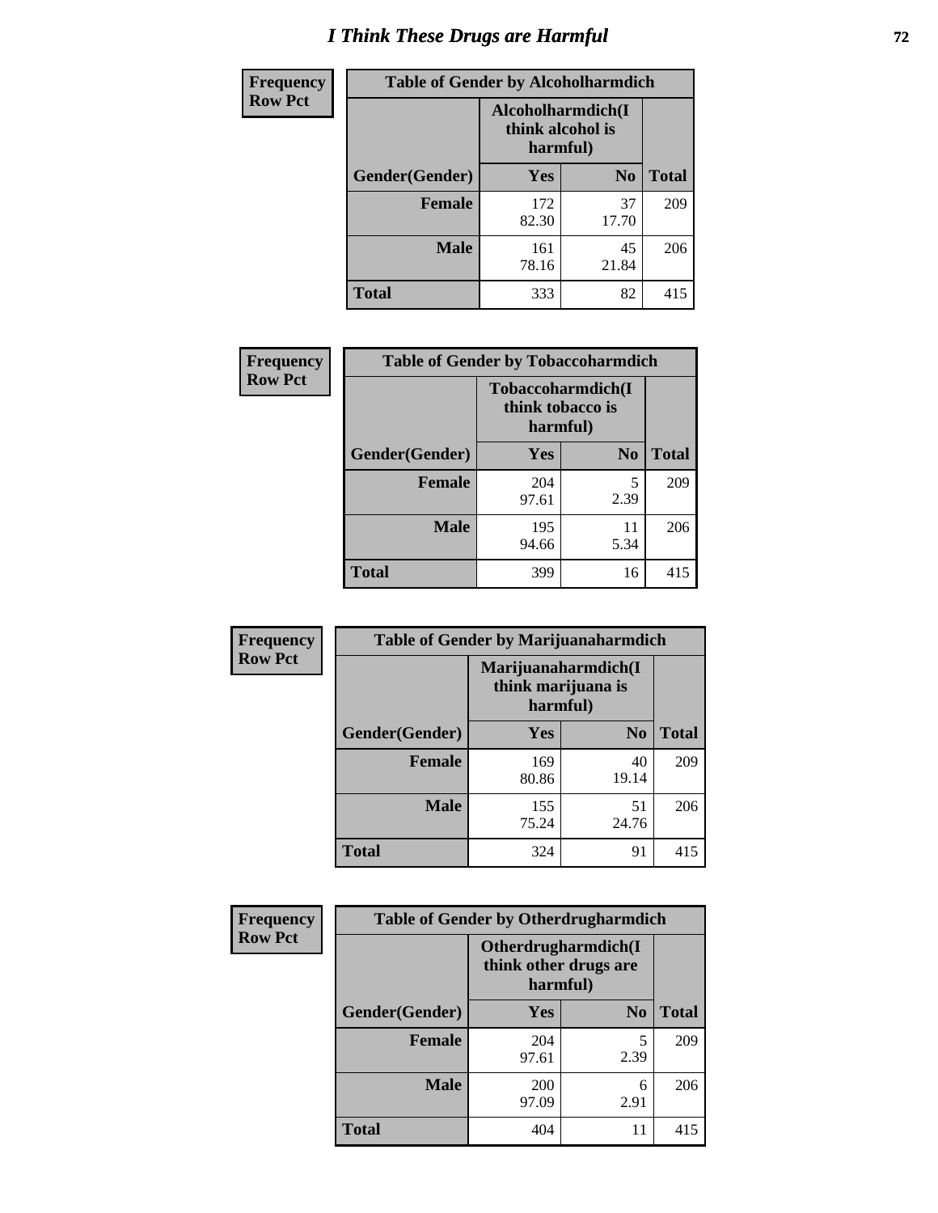# I Think These Drugs are Harmful

| Frequency Row Pct | Table of Gender by Alcoholharmdich | | |
|---|---|---|---|
| | Alcoholharmdich(I think alcohol is harmful) | | |
| Gender(Gender) | Yes | No | Total |
| Female | 172<br>82.30 | 37<br>17.70 | 209 |
| Male | 161<br>78.16 | 45<br>21.84 | 206 |
| Total | 333 | 82 | 415 |

| Frequency Row Pct | Table of Gender by Tobaccoharmdich | | |
|---|---|---|---|
| | Tobaccoharmdich(I think tobacco is harmful) | | |
| Gender(Gender) | Yes | No | Total |
| Female | 204<br>97.61 | 5<br>2.39 | 209 |
| Male | 195<br>94.66 | 11<br>5.34 | 206 |
| Total | 399 | 16 | 415 |

| Frequency Row Pct | Table of Gender by Marijuanaharmdich | | |
|---|---|---|---|
| | Marijuanaharmdich(I think marijuana is harmful) | | |
| Gender(Gender) | Yes | No | Total |
| Female | 169<br>80.86 | 40<br>19.14 | 209 |
| Male | 155<br>75.24 | 51<br>24.76 | 206 |
| Total | 324 | 91 | 415 |

| Frequency Row Pct | Table of Gender by Otherdrugharmdich | | |
|---|---|---|---|
| | Otherdrugharmdich(I think other drugs are harmful) | | |
| Gender(Gender) | Yes | No | Total |
| Female | 204<br>97.61 | 5<br>2.39 | 209 |
| Male | 200<br>97.09 | 6<br>2.91 | 206 |
| Total | 404 | 11 | 415 |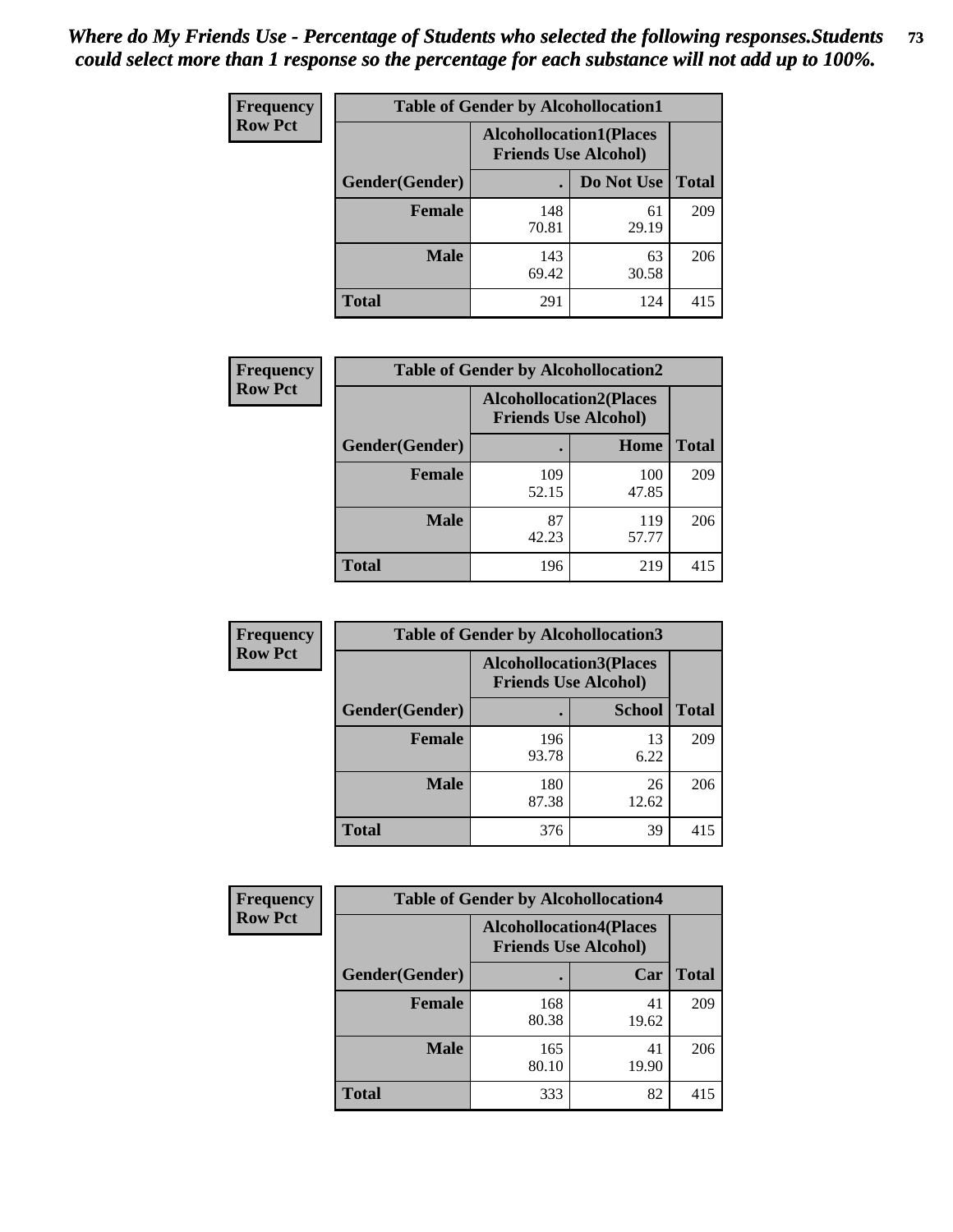*Where do My Friends Use - Percentage of Students who selected the following responses.Students could select more than 1 response so the percentage for each substance will not add up to 100%.*

**Frequency**
**Row Pct**

| Table of Gender by Alcohollocation1 | | | |
|---|---|---|---|
| | Alcohollocation1(Places Friends Use Alcohol) | | |
| Gender(Gender) | . | Do Not Use | Total |
| **Female** | 148<br>70.81 | 61<br>29.19 | 209 |
| **Male** | 143<br>69.42 | 63<br>30.58 | 206 |
| **Total** | 291 | 124 | 415 |

**Frequency**
**Row Pct**

| Table of Gender by Alcohollocation2 | | | |
|---|---|---|---|
| | Alcohollocation2(Places Friends Use Alcohol) | | |
| Gender(Gender) | . | Home | Total |
| **Female** | 109<br>52.15 | 100<br>47.85 | 209 |
| **Male** | 87<br>42.23 | 119<br>57.77 | 206 |
| **Total** | 196 | 219 | 415 |

**Frequency**
**Row Pct**

| Table of Gender by Alcohollocation3 | | | |
|---|---|---|---|
| | Alcohollocation3(Places Friends Use Alcohol) | | |
| Gender(Gender) | . | School | Total |
| **Female** | 196<br>93.78 | 13<br>6.22 | 209 |
| **Male** | 180<br>87.38 | 26<br>12.62 | 206 |
| **Total** | 376 | 39 | 415 |

**Frequency**
**Row Pct**

| Table of Gender by Alcohollocation4 | | | |
|---|---|---|---|
| | Alcohollocation4(Places Friends Use Alcohol) | | |
| Gender(Gender) | . | Car | Total |
| **Female** | 168<br>80.38 | 41<br>19.62 | 209 |
| **Male** | 165<br>80.10 | 41<br>19.90 | 206 |
| **Total** | 333 | 82 | 415 |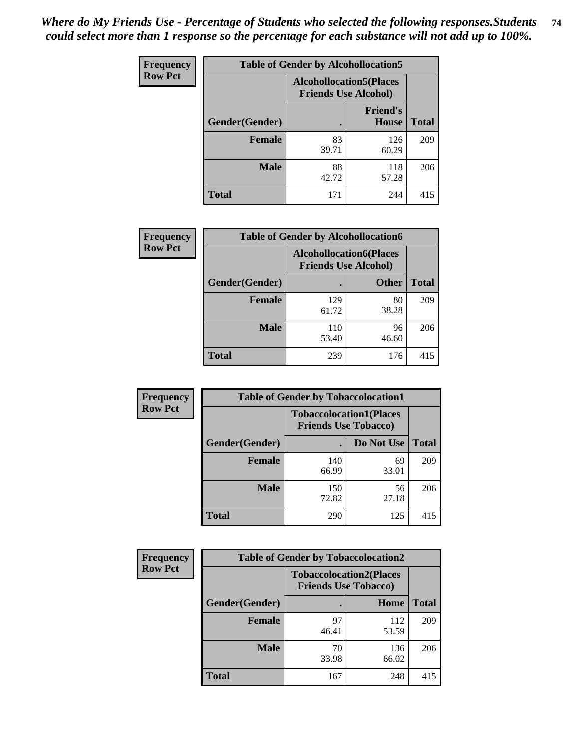*Where do My Friends Use - Percentage of Students who selected the following responses.Students could select more than 1 response so the percentage for each substance will not add up to 100%.*

**Frequency Row Pct**

| Table of Gender by Alcohollocation5 | | | |
|---|---|---|---|
| | Alcohollocation5(Places Friends Use Alcohol) | | |
| Gender(Gender) | . | Friend's House | Total |
| **Female** | 83<br>39.71 | 126<br>60.29 | 209 |
| **Male** | 88<br>42.72 | 118<br>57.28 | 206 |
| **Total** | 171 | 244 | 415 |

**Frequency Row Pct**

| Table of Gender by Alcohollocation6 | | | |
|---|---|---|---|
| | Alcohollocation6(Places Friends Use Alcohol) | | |
| Gender(Gender) | . | Other | Total |
| **Female** | 129<br>61.72 | 80<br>38.28 | 209 |
| **Male** | 110<br>53.40 | 96<br>46.60 | 206 |
| **Total** | 239 | 176 | 415 |

**Frequency Row Pct**

| Table of Gender by Tobaccolocation1 | | | |
|---|---|---|---|
| | Tobaccolocation1(Places Friends Use Tobacco) | | |
| Gender(Gender) | . | Do Not Use | Total |
| **Female** | 140<br>66.99 | 69<br>33.01 | 209 |
| **Male** | 150<br>72.82 | 56<br>27.18 | 206 |
| **Total** | 290 | 125 | 415 |

**Frequency Row Pct**

| Table of Gender by Tobaccolocation2 | | | |
|---|---|---|---|
| | Tobaccolocation2(Places Friends Use Tobacco) | | |
| Gender(Gender) | . | Home | Total |
| **Female** | 97<br>46.41 | 112<br>53.59 | 209 |
| **Male** | 70<br>33.98 | 136<br>66.02 | 206 |
| **Total** | 167 | 248 | 415 |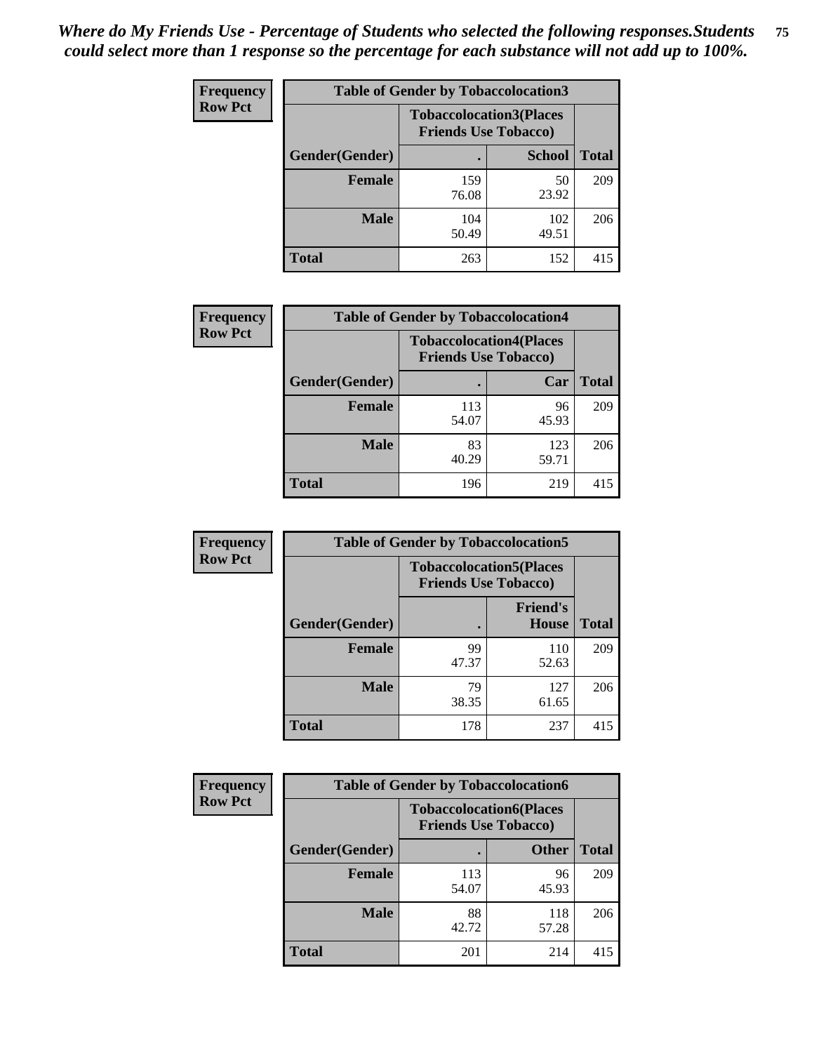*Where do My Friends Use - Percentage of Students who selected the following responses.Students could select more than 1 response so the percentage for each substance will not add up to 100%.*

**Frequency**
**Row Pct**

| Table of Gender by Tobaccolocation3 | | | |
|---|---|---|---|
| | Tobaccolocation3(Places Friends Use Tobacco) | | |
| Gender(Gender) | . | School | Total |
| Female | 159<br>76.08 | 50<br>23.92 | 209 |
| Male | 104<br>50.49 | 102<br>49.51 | 206 |
| Total | 263 | 152 | 415 |

**Frequency**
**Row Pct**

| Table of Gender by Tobaccolocation4 | | | |
|---|---|---|---|
| | Tobaccolocation4(Places Friends Use Tobacco) | | |
| Gender(Gender) | . | Car | Total |
| Female | 113<br>54.07 | 96<br>45.93 | 209 |
| Male | 83<br>40.29 | 123<br>59.71 | 206 |
| Total | 196 | 219 | 415 |

**Frequency**
**Row Pct**

| Table of Gender by Tobaccolocation5 | | | |
|---|---|---|---|
| | Tobaccolocation5(Places Friends Use Tobacco) | | |
| Gender(Gender) | . | Friend's House | Total |
| Female | 99<br>47.37 | 110<br>52.63 | 209 |
| Male | 79<br>38.35 | 127<br>61.65 | 206 |
| Total | 178 | 237 | 415 |

**Frequency**
**Row Pct**

| Table of Gender by Tobaccolocation6 | | | |
|---|---|---|---|
| | Tobaccolocation6(Places Friends Use Tobacco) | | |
| Gender(Gender) | . | Other | Total |
| Female | 113<br>54.07 | 96<br>45.93 | 209 |
| Male | 88<br>42.72 | 118<br>57.28 | 206 |
| Total | 201 | 214 | 415 |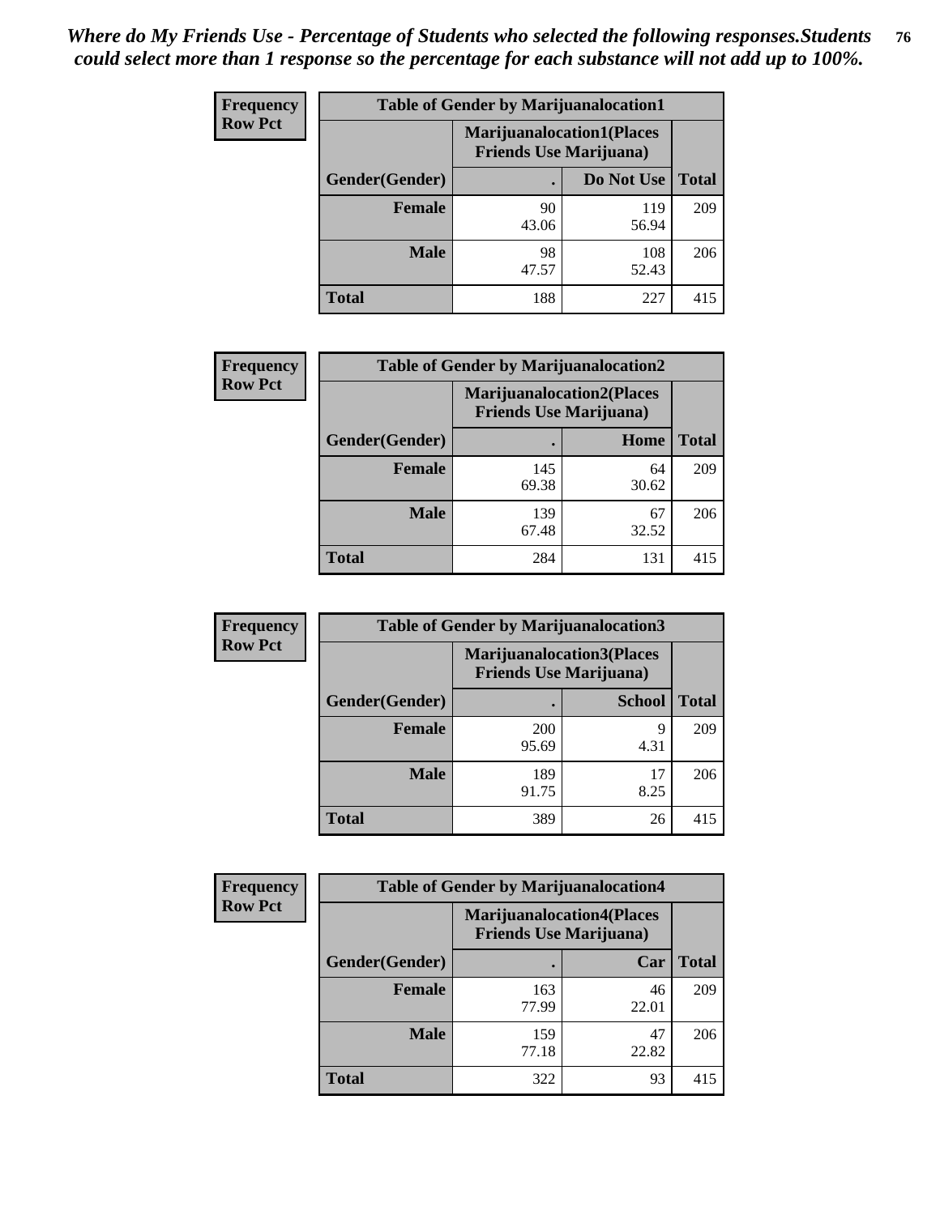*Where do My Friends Use - Percentage of Students who selected the following responses.Students could select more than 1 response so the percentage for each substance will not add up to 100%.*

**Frequency**
**Row Pct**

| Table of Gender by Marijuanalocation1 | | | |
|---|---|---|---|
| | Marijuanalocation1(Places Friends Use Marijuana) | | |
| Gender(Gender) | . | Do Not Use | Total |
| Female | 90<br>43.06 | 119<br>56.94 | 209 |
| Male | 98<br>47.57 | 108<br>52.43 | 206 |
| Total | 188 | 227 | 415 |

**Frequency**
**Row Pct**

| Table of Gender by Marijuanalocation2 | | | |
|---|---|---|---|
| | Marijuanalocation2(Places Friends Use Marijuana) | | |
| Gender(Gender) | . | Home | Total |
| Female | 145<br>69.38 | 64<br>30.62 | 209 |
| Male | 139<br>67.48 | 67<br>32.52 | 206 |
| Total | 284 | 131 | 415 |

**Frequency**
**Row Pct**

| Table of Gender by Marijuanalocation3 | | | |
|---|---|---|---|
| | Marijuanalocation3(Places Friends Use Marijuana) | | |
| Gender(Gender) | . | School | Total |
| Female | 200<br>95.69 | 9<br>4.31 | 209 |
| Male | 189<br>91.75 | 17<br>8.25 | 206 |
| Total | 389 | 26 | 415 |

**Frequency**
**Row Pct**

| Table of Gender by Marijuanalocation4 | | | |
|---|---|---|---|
| | Marijuanalocation4(Places Friends Use Marijuana) | | |
| Gender(Gender) | . | Car | Total |
| Female | 163<br>77.99 | 46<br>22.01 | 209 |
| Male | 159<br>77.18 | 47<br>22.82 | 206 |
| Total | 322 | 93 | 415 |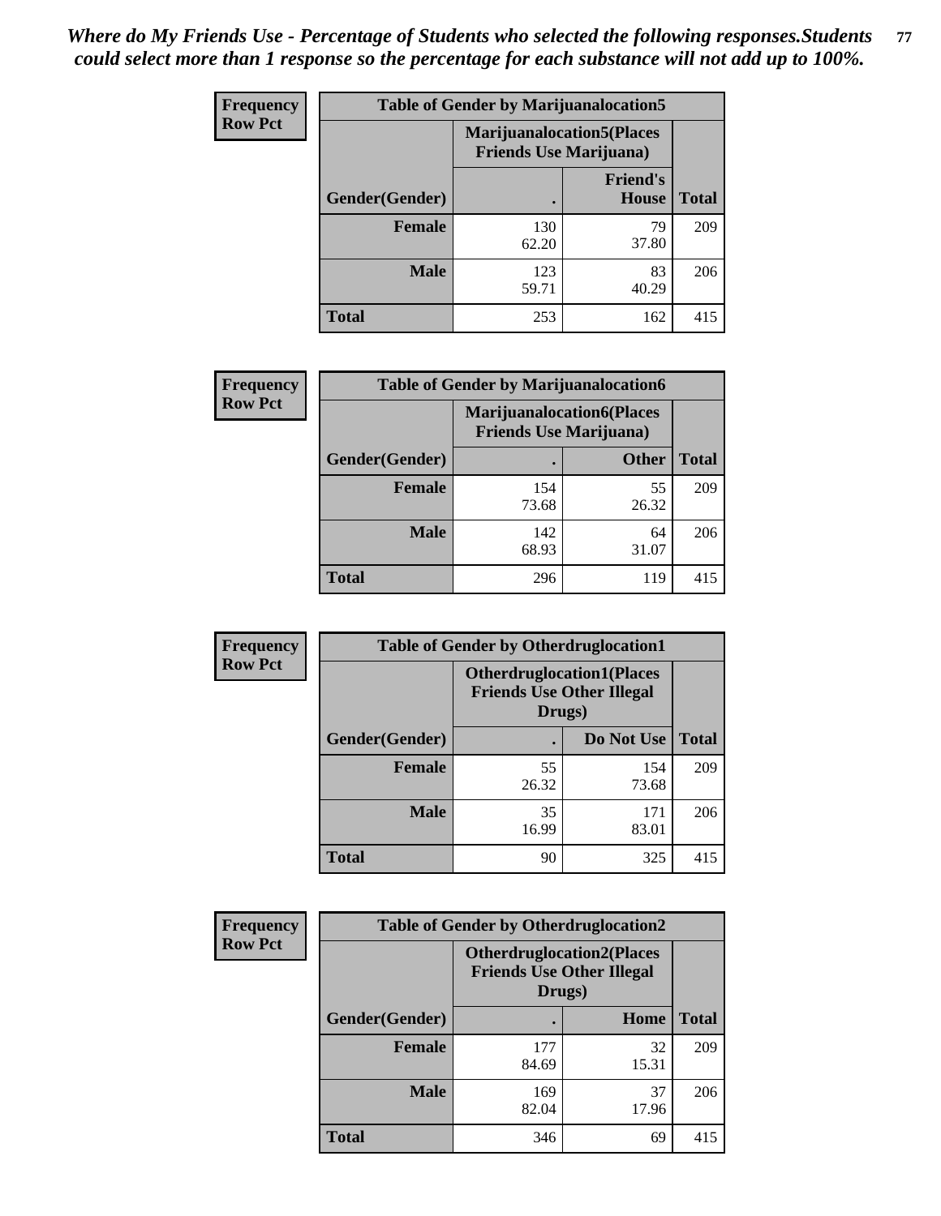*Where do My Friends Use - Percentage of Students who selected the following responses.Students could select more than 1 response so the percentage for each substance will not add up to 100%.*

**Frequency**
**Row Pct**

| Table of Gender by Marijuanalocation5 | | | |
|---|---|---|---|
| | Marijuanalocation5(Places Friends Use Marijuana) | | |
| Gender(Gender) | . | Friend's House | Total |
| **Female** | 130<br>62.20 | 79<br>37.80 | 209 |
| **Male** | 123<br>59.71 | 83<br>40.29 | 206 |
| **Total** | 253 | 162 | 415 |

**Frequency**
**Row Pct**

| Table of Gender by Marijuanalocation6 | | | |
|---|---|---|---|
| | Marijuanalocation6(Places Friends Use Marijuana) | | |
| Gender(Gender) | . | Other | Total |
| **Female** | 154<br>73.68 | 55<br>26.32 | 209 |
| **Male** | 142<br>68.93 | 64<br>31.07 | 206 |
| **Total** | 296 | 119 | 415 |

**Frequency**
**Row Pct**

| Table of Gender by Otherdruglocation1 | | | |
|---|---|---|---|
| | Otherdruglocation1(Places Friends Use Other Illegal Drugs) | | |
| Gender(Gender) | . | Do Not Use | Total |
| **Female** | 55<br>26.32 | 154<br>73.68 | 209 |
| **Male** | 35<br>16.99 | 171<br>83.01 | 206 |
| **Total** | 90 | 325 | 415 |

**Frequency**
**Row Pct**

| Table of Gender by Otherdruglocation2 | | | |
|---|---|---|---|
| | Otherdruglocation2(Places Friends Use Other Illegal Drugs) | | |
| Gender(Gender) | . | Home | Total |
| **Female** | 177<br>84.69 | 32<br>15.31 | 209 |
| **Male** | 169<br>82.04 | 37<br>17.96 | 206 |
| **Total** | 346 | 69 | 415 |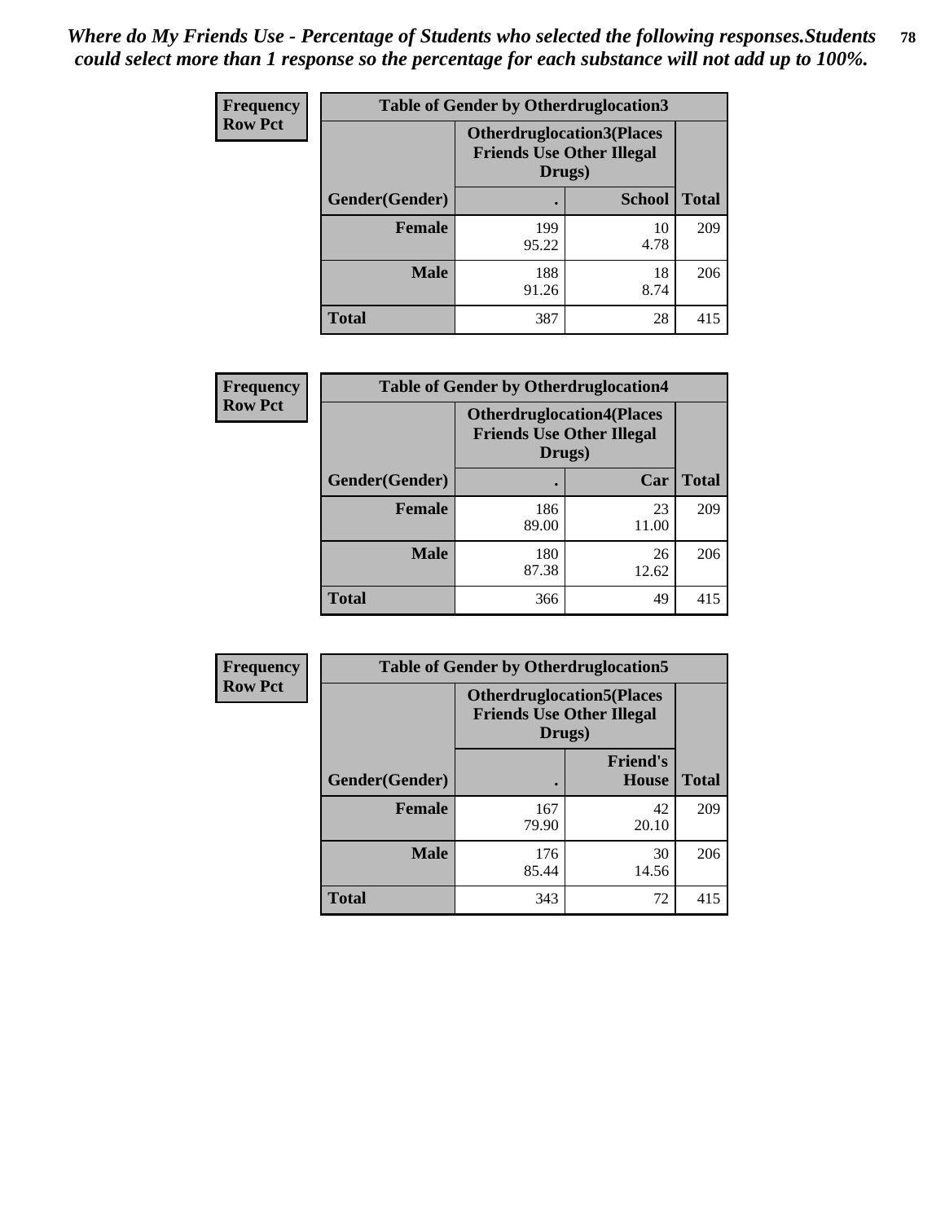*Where do My Friends Use - Percentage of Students who selected the following responses.Students could select more than 1 response so the percentage for each substance will not add up to 100%.*

**Frequency**
**Row Pct**

| Table of Gender by Otherdruglocation3 | | | |
|---|---|---|---|
| | Otherdruglocation3(Places Friends Use Other Illegal Drugs) | | |
| Gender(Gender) | . | School | Total |
| Female | 199<br>95.22 | 10<br>4.78 | 209 |
| Male | 188<br>91.26 | 18<br>8.74 | 206 |
| Total | 387 | 28 | 415 |

**Frequency**
**Row Pct**

| Table of Gender by Otherdruglocation4 | | | |
|---|---|---|---|
| | Otherdruglocation4(Places Friends Use Other Illegal Drugs) | | |
| Gender(Gender) | . | Car | Total |
| Female | 186<br>89.00 | 23<br>11.00 | 209 |
| Male | 180<br>87.38 | 26<br>12.62 | 206 |
| Total | 366 | 49 | 415 |

**Frequency**
**Row Pct**

| Table of Gender by Otherdruglocation5 | | | |
|---|---|---|---|
| | Otherdruglocation5(Places Friends Use Other Illegal Drugs) | | |
| Gender(Gender) | . | Friend's House | Total |
| Female | 167<br>79.90 | 42<br>20.10 | 209 |
| Male | 176<br>85.44 | 30<br>14.56 | 206 |
| Total | 343 | 72 | 415 |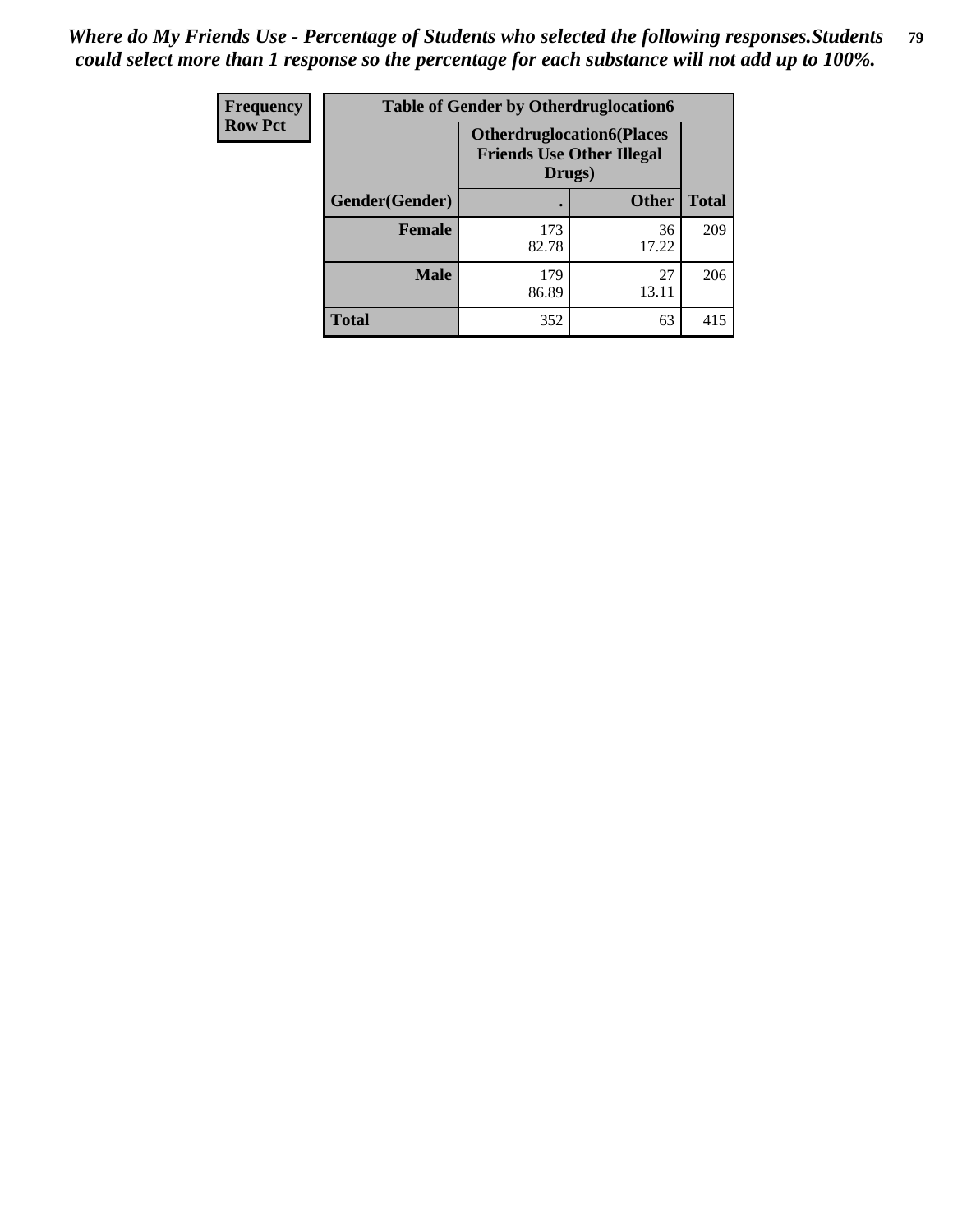*Where do My Friends Use - Percentage of Students who selected the following responses.Students could select more than 1 response so the percentage for each substance will not add up to 100%.*

| Frequency Row Pct | Table of Gender by Otherdruglocation6 | | |
|---|---|---|---|
| | Otherdruglocation6(Places Friends Use Other Illegal Drugs) | | |
| Gender(Gender) | . | Other | Total |
| Female | 173 82.78 | 36 17.22 | 209 |
| Male | 179 86.89 | 27 13.11 | 206 |
| Total | 352 | 63 | 415 |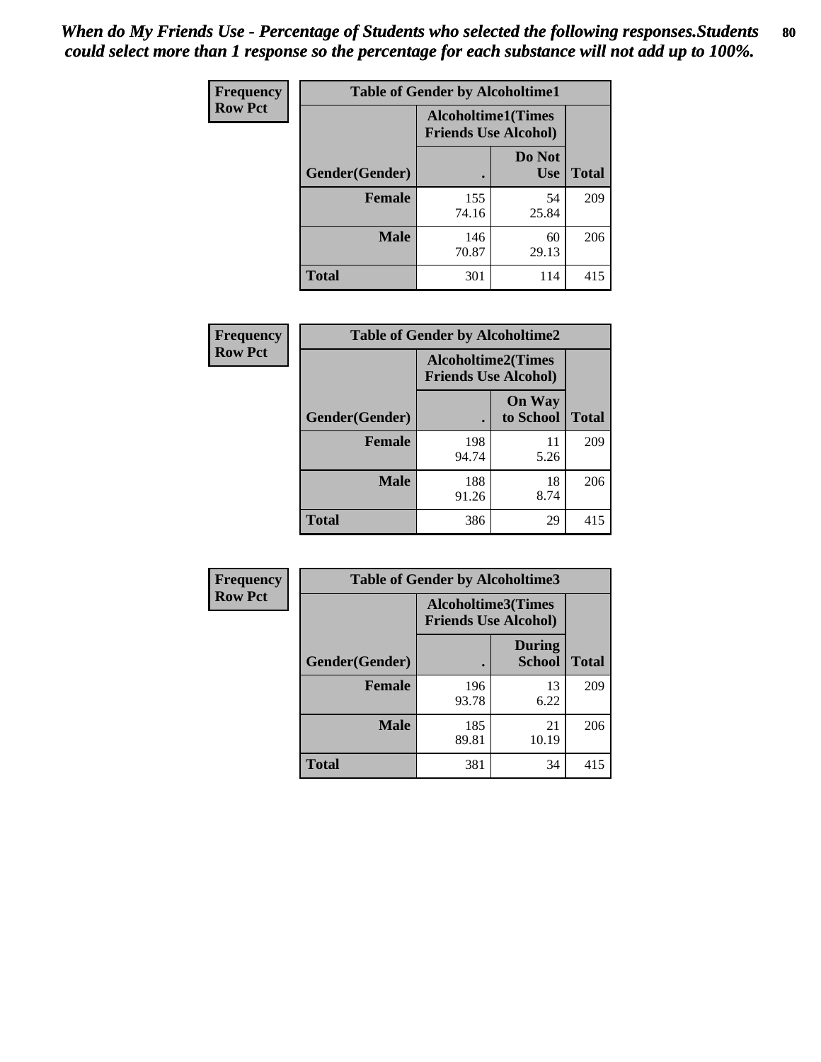***When do My Friends Use - Percentage of Students who selected the following responses.Students could select more than 1 response so the percentage for each substance will not add up to 100%.***

| Frequency Row Pct | Table of Gender by Alcoholtime1 | | |
|---|---|---|---|
| | Alcoholtime1(Times Friends Use Alcohol) | | |
| Gender(Gender) | . | Do Not Use | Total |
| **Female** | 155<br>74.16 | 54<br>25.84 | 209 |
| **Male** | 146<br>70.87 | 60<br>29.13 | 206 |
| **Total** | 301 | 114 | 415 |

| Frequency Row Pct | Table of Gender by Alcoholtime2 | | |
|---|---|---|---|
| | Alcoholtime2(Times Friends Use Alcohol) | | |
| Gender(Gender) | . | On Way to School | Total |
| **Female** | 198<br>94.74 | 11<br>5.26 | 209 |
| **Male** | 188<br>91.26 | 18<br>8.74 | 206 |
| **Total** | 386 | 29 | 415 |

| Frequency Row Pct | Table of Gender by Alcoholtime3 | | |
|---|---|---|---|
| | Alcoholtime3(Times Friends Use Alcohol) | | |
| Gender(Gender) | . | During School | Total |
| **Female** | 196<br>93.78 | 13<br>6.22 | 209 |
| **Male** | 185<br>89.81 | 21<br>10.19 | 206 |
| **Total** | 381 | 34 | 415 |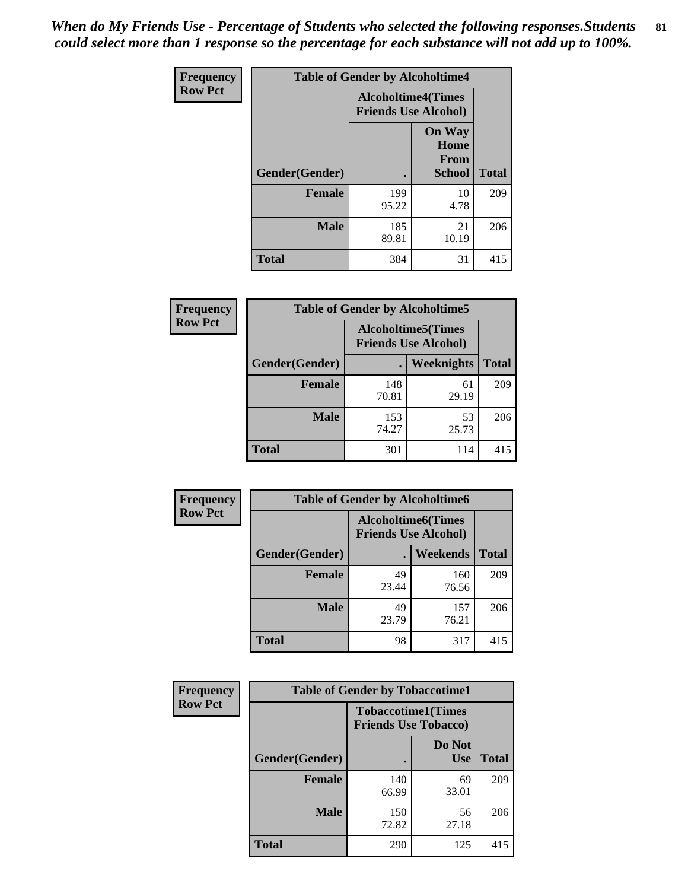*When do My Friends Use - Percentage of Students who selected the following responses.Students could select more than 1 response so the percentage for each substance will not add up to 100%.*

**Frequency**
**Row Pct**

| Table of Gender by Alcoholtime4 | | | |
|---|---|---|---|
| | Alcoholtime4(Times Friends Use Alcohol) | | |
| Gender(Gender) | . | On Way Home From School | Total |
| Female | 199<br>95.22 | 10<br>4.78 | 209 |
| Male | 185<br>89.81 | 21<br>10.19 | 206 |
| Total | 384 | 31 | 415 |

**Frequency**
**Row Pct**

| Table of Gender by Alcoholtime5 | | | |
|---|---|---|---|
| | Alcoholtime5(Times Friends Use Alcohol) | | |
| Gender(Gender) | . | Weeknights | Total |
| Female | 148<br>70.81 | 61<br>29.19 | 209 |
| Male | 153<br>74.27 | 53<br>25.73 | 206 |
| Total | 301 | 114 | 415 |

**Frequency**
**Row Pct**

| Table of Gender by Alcoholtime6 | | | |
|---|---|---|---|
| | Alcoholtime6(Times Friends Use Alcohol) | | |
| Gender(Gender) | . | Weekends | Total |
| Female | 49<br>23.44 | 160<br>76.56 | 209 |
| Male | 49<br>23.79 | 157<br>76.21 | 206 |
| Total | 98 | 317 | 415 |

**Frequency**
**Row Pct**

| Table of Gender by Tobaccotime1 | | | |
|---|---|---|---|
| | Tobaccotime1(Times Friends Use Tobacco) | | |
| Gender(Gender) | . | Do Not Use | Total |
| Female | 140<br>66.99 | 69<br>33.01 | 209 |
| Male | 150<br>72.82 | 56<br>27.18 | 206 |
| Total | 290 | 125 | 415 |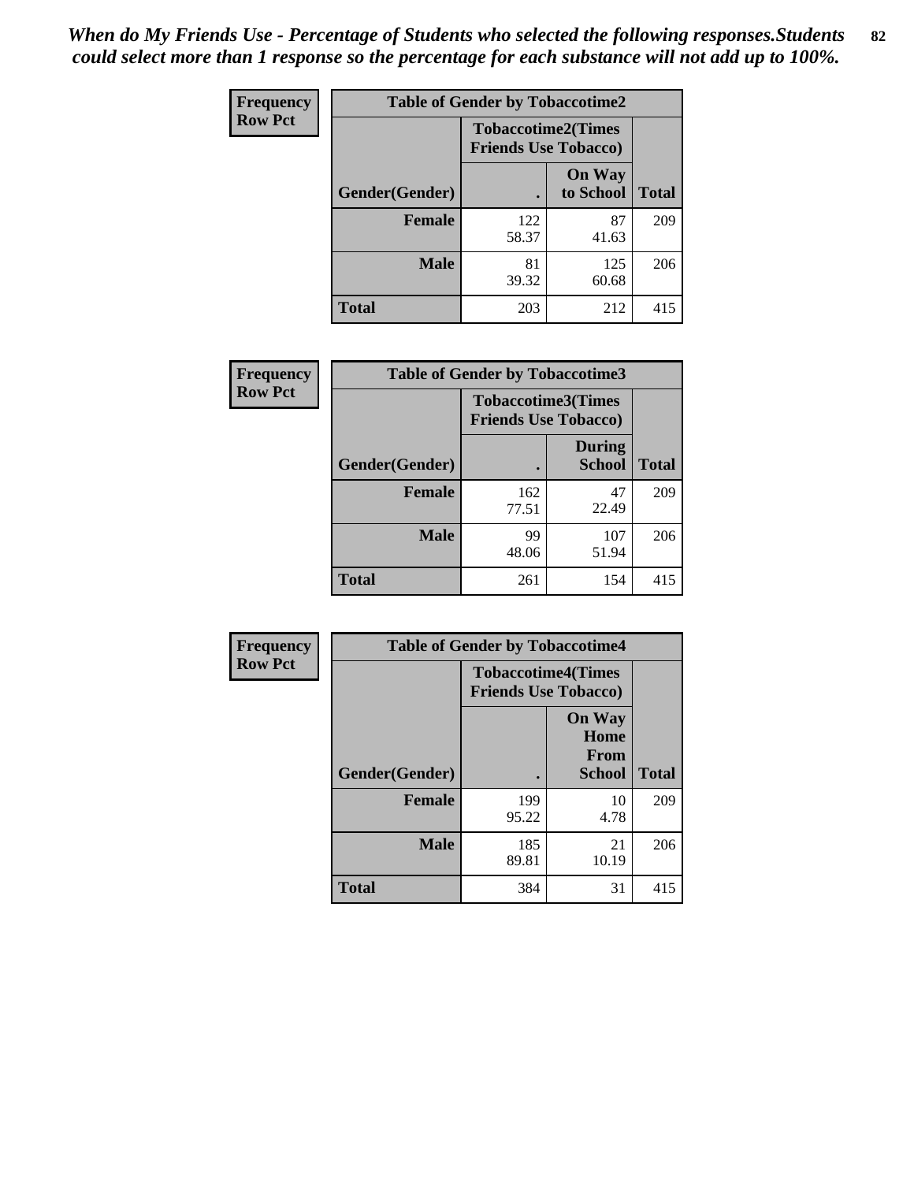*When do My Friends Use - Percentage of Students who selected the following responses.Students could select more than 1 response so the percentage for each substance will not add up to 100%.*

**Frequency**
**Row Pct**

| Table of Gender by Tobaccotime2 | | | |
|---|---|---|---|
| | Tobaccotime2(Times Friends Use Tobacco) | | |
| Gender(Gender) | . | On Way to School | Total |
| **Female** | 122<br>58.37 | 87<br>41.63 | 209 |
| **Male** | 81<br>39.32 | 125<br>60.68 | 206 |
| **Total** | 203 | 212 | 415 |

**Frequency**
**Row Pct**

| Table of Gender by Tobaccotime3 | | | |
|---|---|---|---|
| | Tobaccotime3(Times Friends Use Tobacco) | | |
| Gender(Gender) | . | During School | Total |
| **Female** | 162<br>77.51 | 47<br>22.49 | 209 |
| **Male** | 99<br>48.06 | 107<br>51.94 | 206 |
| **Total** | 261 | 154 | 415 |

**Frequency**
**Row Pct**

| Table of Gender by Tobaccotime4 | | | |
|---|---|---|---|
| | Tobaccotime4(Times Friends Use Tobacco) | | |
| Gender(Gender) | . | On Way Home From School | Total |
| **Female** | 199<br>95.22 | 10<br>4.78 | 209 |
| **Male** | 185<br>89.81 | 21<br>10.19 | 206 |
| **Total** | 384 | 31 | 415 |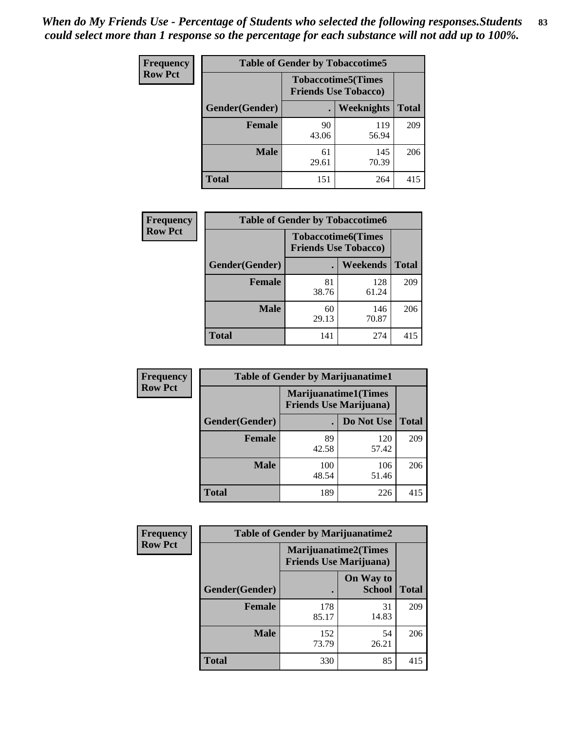*When do My Friends Use - Percentage of Students who selected the following responses.Students could select more than 1 response so the percentage for each substance will not add up to 100%.*

**Frequency**
**Row Pct**

**Table of Gender by Tobaccotime5**

| Gender(Gender) | Tobaccotime5(Times Friends Use Tobacco) . | Weeknights | Total |
|---|---|---|---|
| **Female** | 90<br>43.06 | 119<br>56.94 | 209 |
| **Male** | 61<br>29.61 | 145<br>70.39 | 206 |
| **Total** | 151 | 264 | 415 |

**Frequency**
**Row Pct**

**Table of Gender by Tobaccotime6**

| Gender(Gender) | Tobaccotime6(Times Friends Use Tobacco) . | Weekends | Total |
|---|---|---|---|
| **Female** | 81<br>38.76 | 128<br>61.24 | 209 |
| **Male** | 60<br>29.13 | 146<br>70.87 | 206 |
| **Total** | 141 | 274 | 415 |

**Frequency**
**Row Pct**

**Table of Gender by Marijuanatime1**

| Gender(Gender) | Marijuanatime1(Times Friends Use Marijuana) . | Do Not Use | Total |
|---|---|---|---|
| **Female** | 89<br>42.58 | 120<br>57.42 | 209 |
| **Male** | 100<br>48.54 | 106<br>51.46 | 206 |
| **Total** | 189 | 226 | 415 |

**Frequency**
**Row Pct**

**Table of Gender by Marijuanatime2**

| Gender(Gender) | Marijuanatime2(Times Friends Use Marijuana) . | On Way to School | Total |
|---|---|---|---|
| **Female** | 178<br>85.17 | 31<br>14.83 | 209 |
| **Male** | 152<br>73.79 | 54<br>26.21 | 206 |
| **Total** | 330 | 85 | 415 |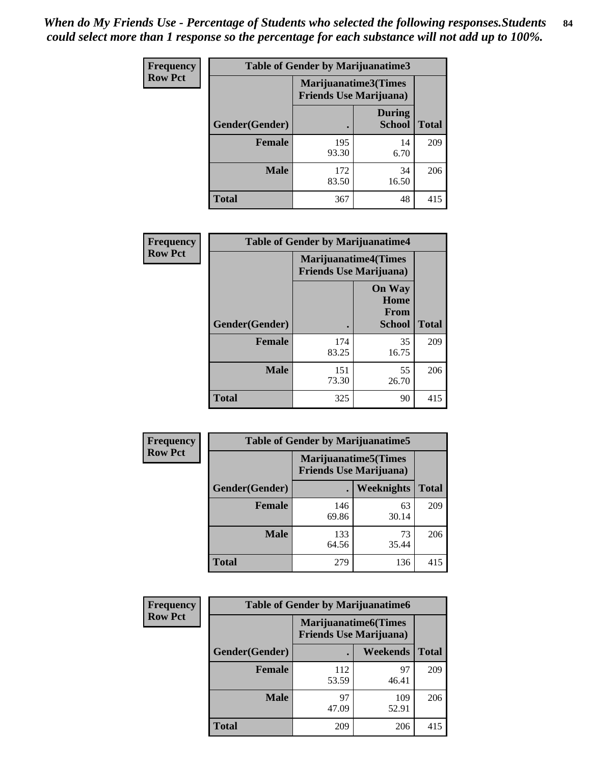*When do My Friends Use - Percentage of Students who selected the following responses.Students could select more than 1 response so the percentage for each substance will not add up to 100%.*

**Frequency**
**Row Pct**

**Table of Gender by Marijuanatime3**

| Gender(Gender) | Marijuanatime3(Times Friends Use Marijuana) . | During School | Total |
|---|---|---|---|
| Female | 195<br>93.30 | 14<br>6.70 | 209 |
| Male | 172<br>83.50 | 34<br>16.50 | 206 |
| Total | 367 | 48 | 415 |

**Frequency**
**Row Pct**

**Table of Gender by Marijuanatime4**

| Gender(Gender) | Marijuanatime4(Times Friends Use Marijuana) . | On Way Home From School | Total |
|---|---|---|---|
| Female | 174<br>83.25 | 35<br>16.75 | 209 |
| Male | 151<br>73.30 | 55<br>26.70 | 206 |
| Total | 325 | 90 | 415 |

**Frequency**
**Row Pct**

**Table of Gender by Marijuanatime5**

| Gender(Gender) | Marijuanatime5(Times Friends Use Marijuana) . | Weeknights | Total |
|---|---|---|---|
| Female | 146<br>69.86 | 63<br>30.14 | 209 |
| Male | 133<br>64.56 | 73<br>35.44 | 206 |
| Total | 279 | 136 | 415 |

**Frequency**
**Row Pct**

**Table of Gender by Marijuanatime6**

| Gender(Gender) | Marijuanatime6(Times Friends Use Marijuana) . | Weekends | Total |
|---|---|---|---|
| Female | 112<br>53.59 | 97<br>46.41 | 209 |
| Male | 97<br>47.09 | 109<br>52.91 | 206 |
| Total | 209 | 206 | 415 |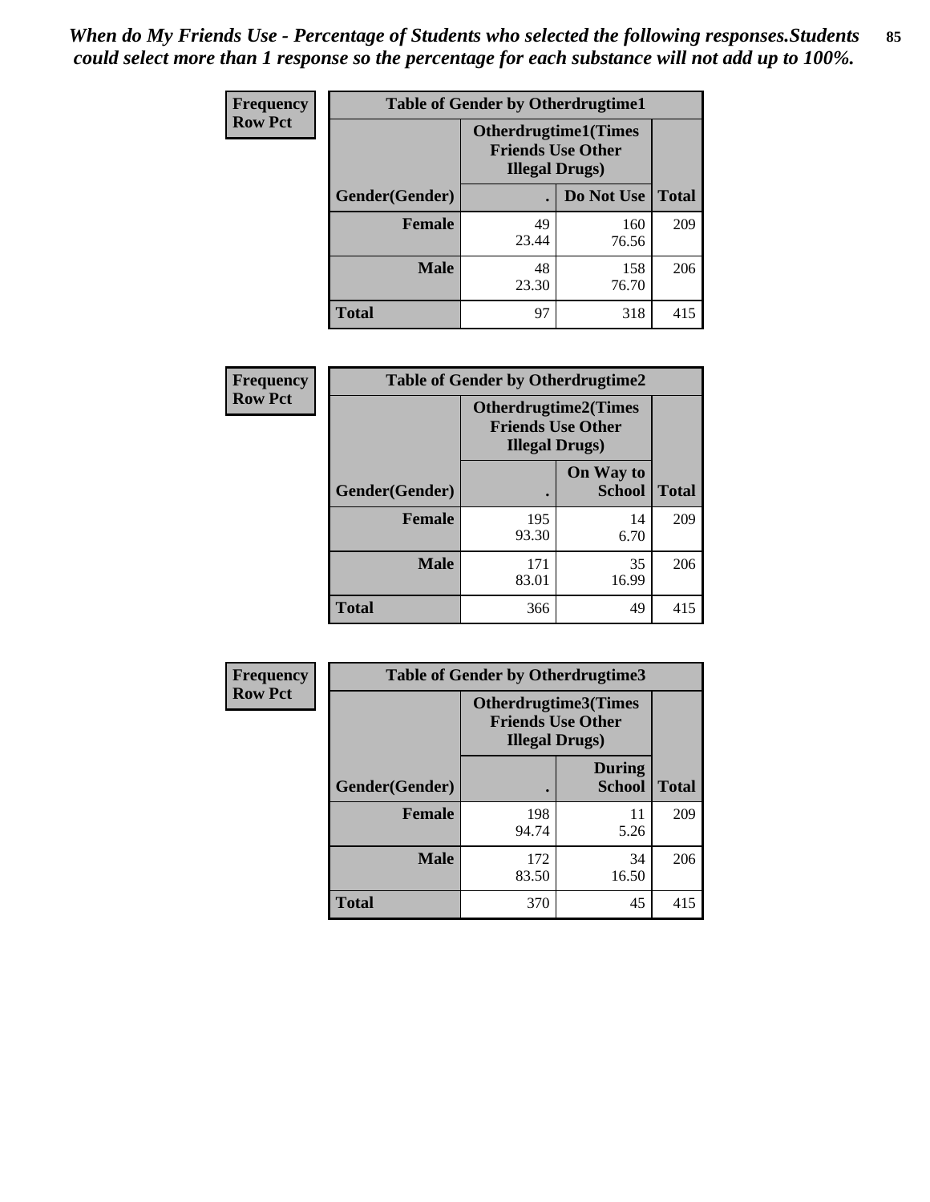*When do My Friends Use - Percentage of Students who selected the following responses.Students could select more than 1 response so the percentage for each substance will not add up to 100%.*

**Frequency**
**Row Pct**

| Table of Gender by Otherdrugtime1 | | | |
|---|---|---|---|
| | Otherdrugtime1(Times Friends Use Other Illegal Drugs) | | |
| Gender(Gender) | . | Do Not Use | Total |
| **Female** | 49<br>23.44 | 160<br>76.56 | 209 |
| **Male** | 48<br>23.30 | 158<br>76.70 | 206 |
| **Total** | 97 | 318 | 415 |

**Frequency**
**Row Pct**

| Table of Gender by Otherdrugtime2 | | | |
|---|---|---|---|
| | Otherdrugtime2(Times Friends Use Other Illegal Drugs) | | |
| Gender(Gender) | . | On Way to School | Total |
| **Female** | 195<br>93.30 | 14<br>6.70 | 209 |
| **Male** | 171<br>83.01 | 35<br>16.99 | 206 |
| **Total** | 366 | 49 | 415 |

**Frequency**
**Row Pct**

| Table of Gender by Otherdrugtime3 | | | |
|---|---|---|---|
| | Otherdrugtime3(Times Friends Use Other Illegal Drugs) | | |
| Gender(Gender) | . | During School | Total |
| **Female** | 198<br>94.74 | 11<br>5.26 | 209 |
| **Male** | 172<br>83.50 | 34<br>16.50 | 206 |
| **Total** | 370 | 45 | 415 |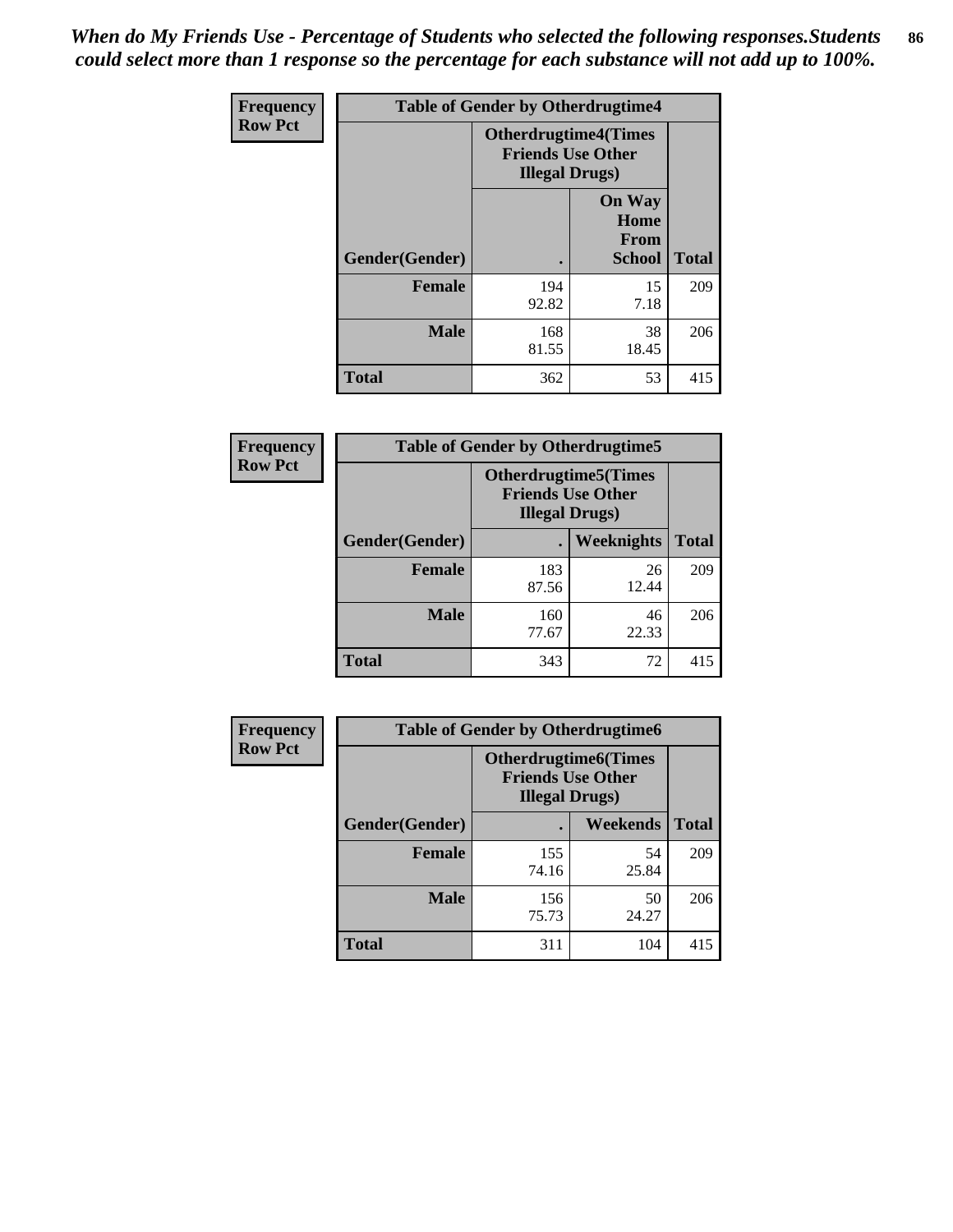*When do My Friends Use - Percentage of Students who selected the following responses.Students could select more than 1 response so the percentage for each substance will not add up to 100%.*

**Frequency**
**Row Pct**

| Table of Gender by Otherdrugtime4 | | | |
|---|---|---|---|
| | Otherdrugtime4(Times Friends Use Other Illegal Drugs) | | |
| Gender(Gender) | . | On Way Home From School | Total |
| Female | 194<br>92.82 | 15<br>7.18 | 209 |
| Male | 168<br>81.55 | 38<br>18.45 | 206 |
| Total | 362 | 53 | 415 |

**Frequency**
**Row Pct**

| Table of Gender by Otherdrugtime5 | | | |
|---|---|---|---|
| | Otherdrugtime5(Times Friends Use Other Illegal Drugs) | | |
| Gender(Gender) | . | Weeknights | Total |
| Female | 183<br>87.56 | 26<br>12.44 | 209 |
| Male | 160<br>77.67 | 46<br>22.33 | 206 |
| Total | 343 | 72 | 415 |

**Frequency**
**Row Pct**

| Table of Gender by Otherdrugtime6 | | | |
|---|---|---|---|
| | Otherdrugtime6(Times Friends Use Other Illegal Drugs) | | |
| Gender(Gender) | . | Weekends | Total |
| Female | 155<br>74.16 | 54<br>25.84 | 209 |
| Male | 156<br>75.73 | 50<br>24.27 | 206 |
| Total | 311 | 104 | 415 |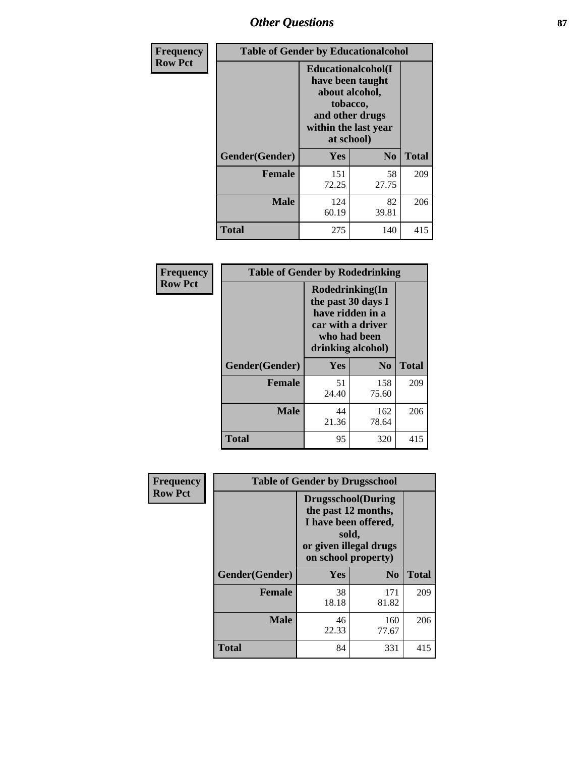## Other Questions

**Frequency**
**Row Pct**

| Table of Gender by Educationalcohol | | | |
|---|---|---|---|
| | Educationalcohol(I have been taught about alcohol, tobacco, and other drugs within the last year at school) | | |
| Gender(Gender) | Yes | No | Total |
| Female | 151<br>72.25 | 58<br>27.75 | 209 |
| Male | 124<br>60.19 | 82<br>39.81 | 206 |
| Total | 275 | 140 | 415 |

**Frequency**
**Row Pct**

| Table of Gender by Rodedrinking | | | |
|---|---|---|---|
| | Rodedrinking(In the past 30 days I have ridden in a car with a driver who had been drinking alcohol) | | |
| Gender(Gender) | Yes | No | Total |
| Female | 51<br>24.40 | 158<br>75.60 | 209 |
| Male | 44<br>21.36 | 162<br>78.64 | 206 |
| Total | 95 | 320 | 415 |

**Frequency**
**Row Pct**

| Table of Gender by Drugsschool | | | |
|---|---|---|---|
| | Drugsschool(During the past 12 months, I have been offered, sold, or given illegal drugs on school property) | | |
| Gender(Gender) | Yes | No | Total |
| Female | 38<br>18.18 | 171<br>81.82 | 209 |
| Male | 46<br>22.33 | 160<br>77.67 | 206 |
| Total | 84 | 331 | 415 |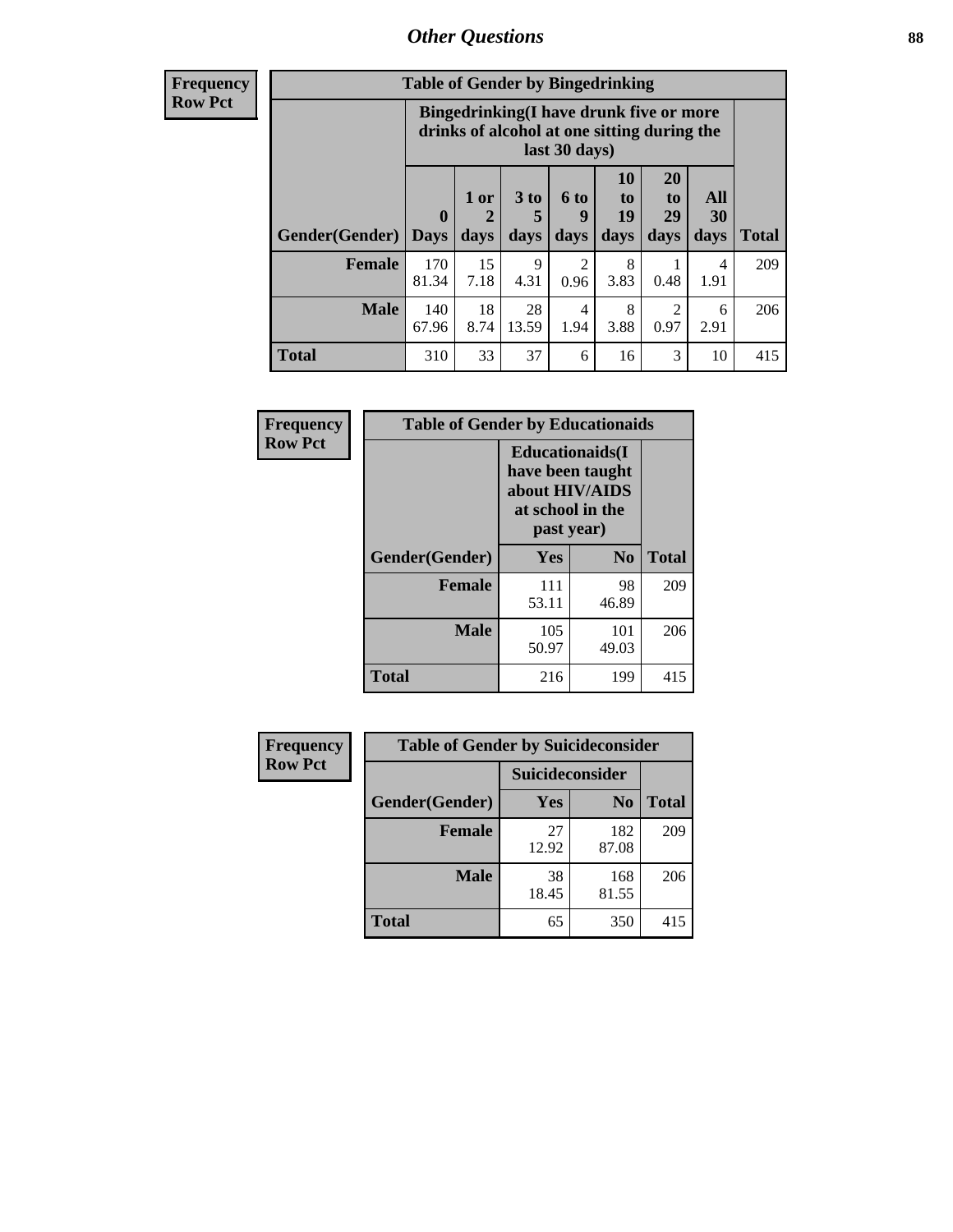## Other Questions

| Frequency<br>Row Pct | | | | | | | | |
|---|---|---|---|---|---|---|---|---|

**Table of Gender by Bingedrinking**

| | Bingedrinking(I have drunk five or more drinks of alcohol at one sitting during the last 30 days) | | | | | | | |
|---|---|---|---|---|---|---|---|---|
| Gender(Gender) | 0 Days | 1 or 2 days | 3 to 5 days | 6 to 9 days | 10 to 19 days | 20 to 29 days | All 30 days | Total |
| **Female** | 170<br>81.34 | 15<br>7.18 | 9<br>4.31 | 2<br>0.96 | 8<br>3.83 | 1<br>0.48 | 4<br>1.91 | 209 |
| **Male** | 140<br>67.96 | 18<br>8.74 | 28<br>13.59 | 4<br>1.94 | 8<br>3.88 | 2<br>0.97 | 6<br>2.91 | 206 |
| **Total** | 310 | 33 | 37 | 6 | 16 | 3 | 10 | 415 |

| Frequency<br>Row Pct |
|---|

**Table of Gender by Educationaids**

| | Educationaids(I have been taught about HIV/AIDS at school in the past year) | | |
|---|---|---|---|
| Gender(Gender) | Yes | No | Total |
| **Female** | 111<br>53.11 | 98<br>46.89 | 209 |
| **Male** | 105<br>50.97 | 101<br>49.03 | 206 |
| **Total** | 216 | 199 | 415 |

| Frequency<br>Row Pct |
|---|

**Table of Gender by Suicideconsider**

| | Suicideconsider | | |
|---|---|---|---|
| Gender(Gender) | Yes | No | Total |
| **Female** | 27<br>12.92 | 182<br>87.08 | 209 |
| **Male** | 38<br>18.45 | 168<br>81.55 | 206 |
| **Total** | 65 | 350 | 415 |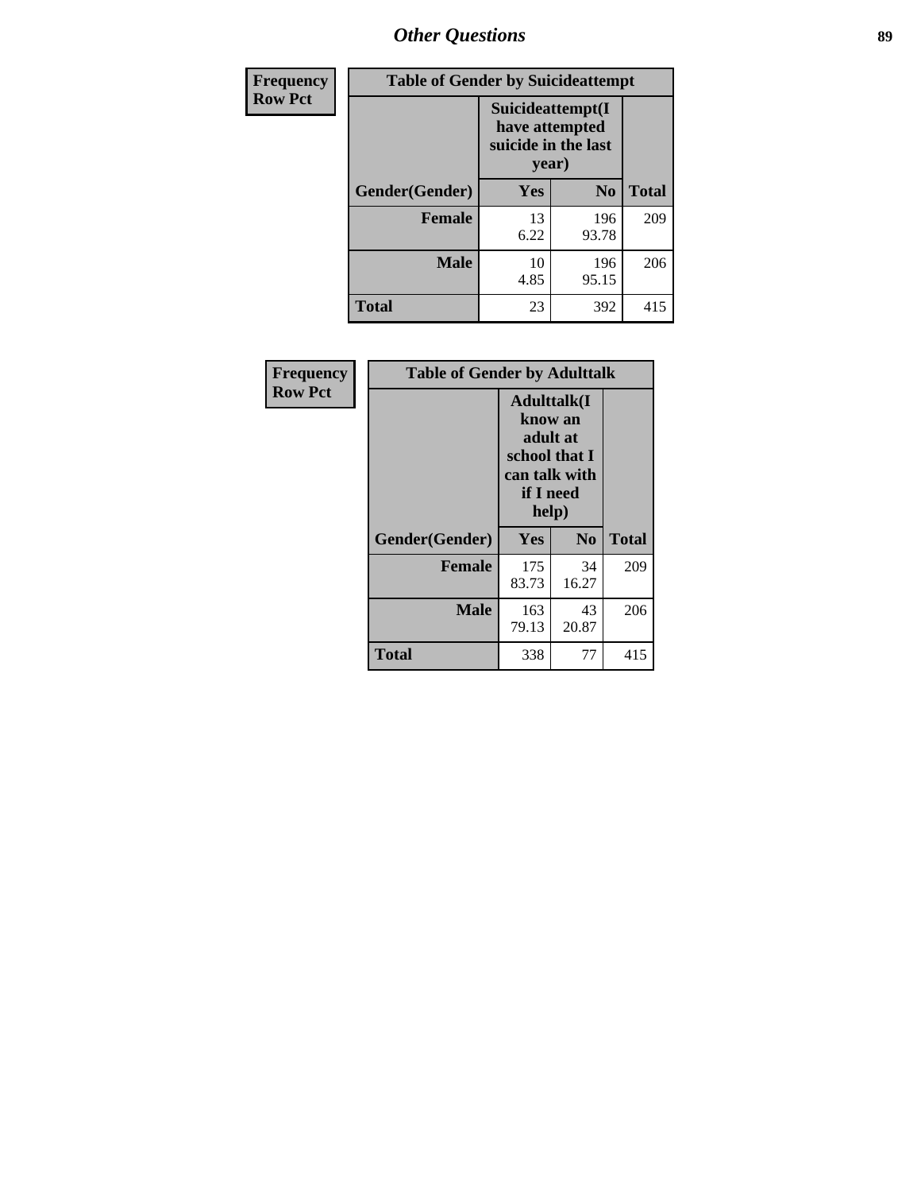| Frequency Row Pct | Table of Gender by Suicideattempt | | |
|---|---|---|---|
| | Suicideattempt(I have attempted suicide in the last year) | | |
| Gender(Gender) | Yes | No | Total |
| Female | 13<br>6.22 | 196<br>93.78 | 209 |
| Male | 10<br>4.85 | 196<br>95.15 | 206 |
| Total | 23 | 392 | 415 |

| Frequency Row Pct | Table of Gender by Adulttalk | | |
|---|---|---|---|
| | Adulttalk(I know an adult at school that I can talk with if I need help) | | |
| Gender(Gender) | Yes | No | Total |
| Female | 175<br>83.73 | 34<br>16.27 | 209 |
| Male | 163<br>79.13 | 43<br>20.87 | 206 |
| Total | 338 | 77 | 415 |